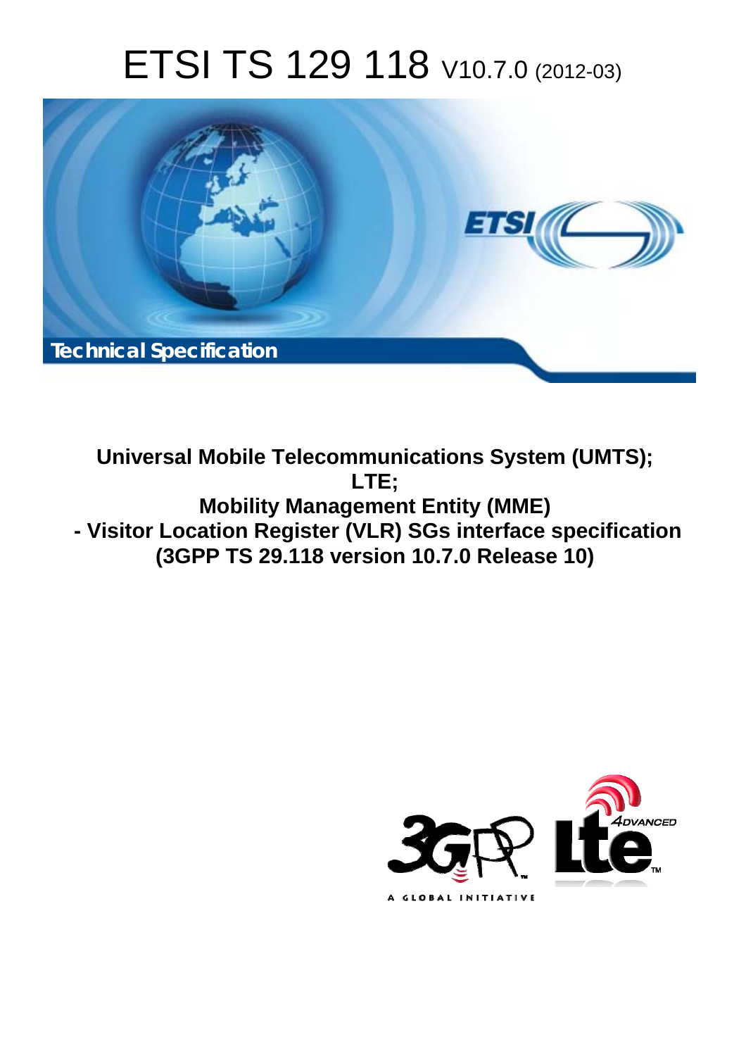# ETSI TS 129 118 V10.7.0 (2012-03)

Technical Specification

**Universal Mobile Telecommunications System (UMTS);**
**LTE;**
**Mobility Management Entity (MME)**
**- Visitor Location Register (VLR) SGs interface specification**
**(3GPP TS 29.118 version 10.7.0 Release 10)**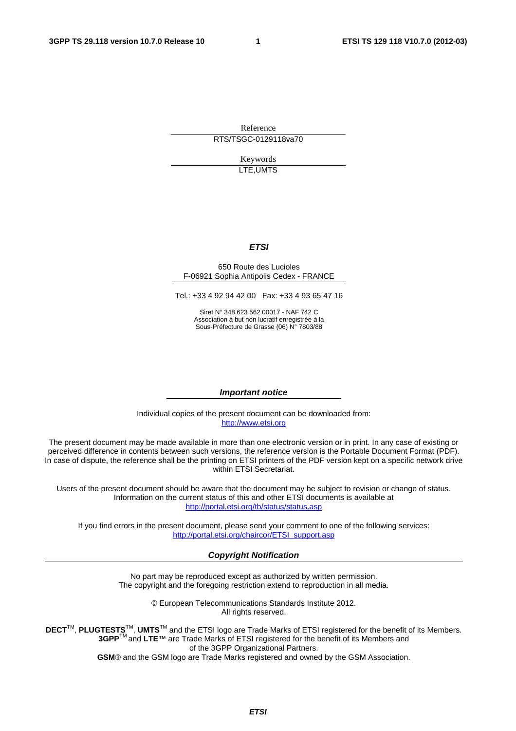Reference

RTS/TSGC-0129118va70

Keywords

LTE,UMTS

***ETSI***

650 Route des Lucioles
F-06921 Sophia Antipolis Cedex - FRANCE

Tel.: +33 4 92 94 42 00 Fax: +33 4 93 65 47 16

Siret N° 348 623 562 00017 - NAF 742 C
Association à but non lucratif enregistrée à la
Sous-Préfecture de Grasse (06) N° 7803/88

***Important notice***

Individual copies of the present document can be downloaded from:
http://www.etsi.org

The present document may be made available in more than one electronic version or in print. In any case of existing or perceived difference in contents between such versions, the reference version is the Portable Document Format (PDF). In case of dispute, the reference shall be the printing on ETSI printers of the PDF version kept on a specific network drive within ETSI Secretariat.

Users of the present document should be aware that the document may be subject to revision or change of status. Information on the current status of this and other ETSI documents is available at
http://portal.etsi.org/tb/status/status.asp

If you find errors in the present document, please send your comment to one of the following services:
http://portal.etsi.org/chaircor/ETSI_support.asp

***Copyright Notification***

No part may be reproduced except as authorized by written permission.
The copyright and the foregoing restriction extend to reproduction in all media.

© European Telecommunications Standards Institute 2012.
All rights reserved.

**DECT**™, **PLUGTESTS**™, **UMTS**™ and the ETSI logo are Trade Marks of ETSI registered for the benefit of its Members.
**3GPP**™ and **LTE**™ are Trade Marks of ETSI registered for the benefit of its Members and of the 3GPP Organizational Partners.
**GSM**® and the GSM logo are Trade Marks registered and owned by the GSM Association.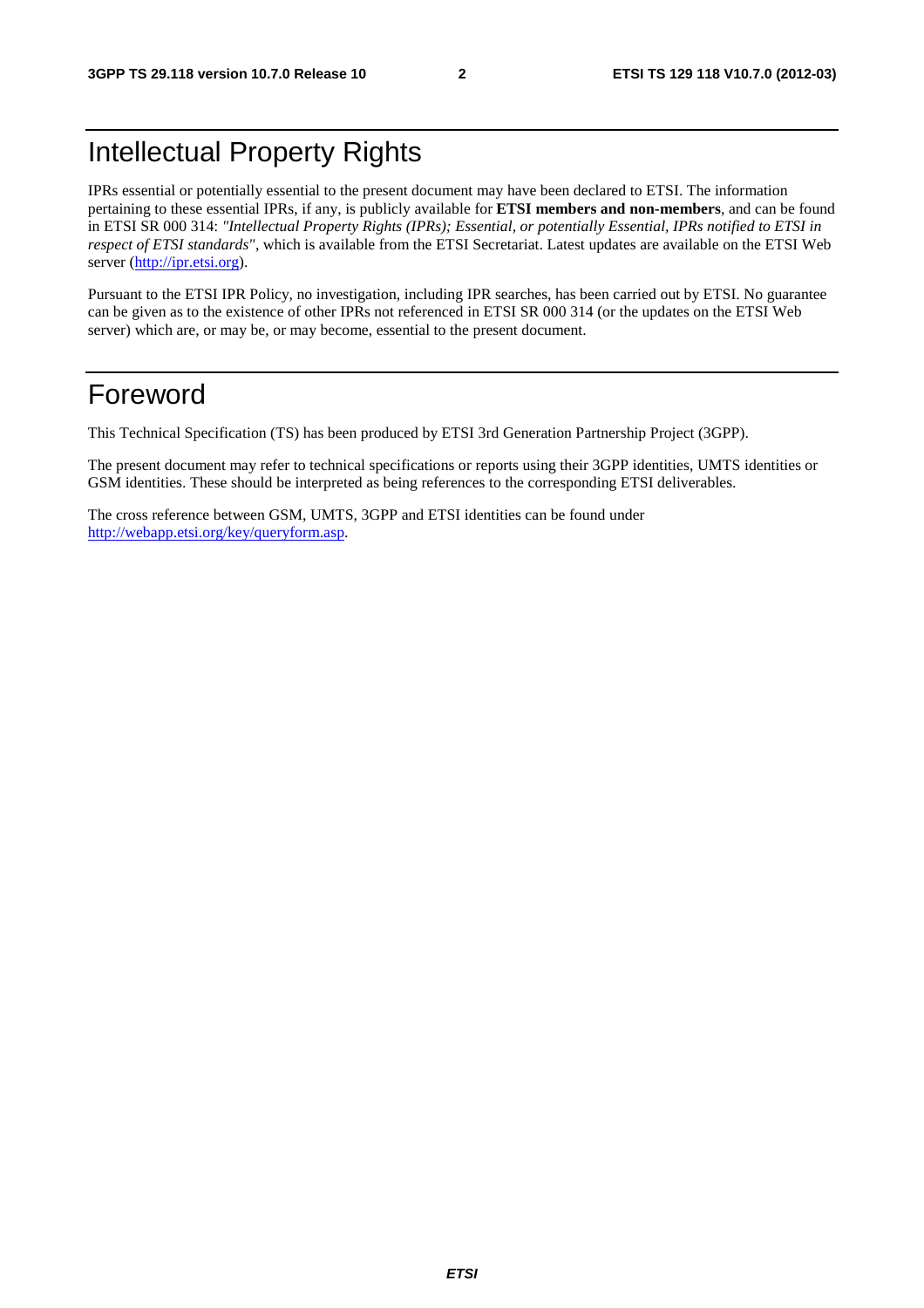# Intellectual Property Rights

IPRs essential or potentially essential to the present document may have been declared to ETSI. The information pertaining to these essential IPRs, if any, is publicly available for **ETSI members and non-members**, and can be found in ETSI SR 000 314: *"Intellectual Property Rights (IPRs); Essential, or potentially Essential, IPRs notified to ETSI in respect of ETSI standards"*, which is available from the ETSI Secretariat. Latest updates are available on the ETSI Web server (http://ipr.etsi.org).

Pursuant to the ETSI IPR Policy, no investigation, including IPR searches, has been carried out by ETSI. No guarantee can be given as to the existence of other IPRs not referenced in ETSI SR 000 314 (or the updates on the ETSI Web server) which are, or may be, or may become, essential to the present document.

# Foreword

This Technical Specification (TS) has been produced by ETSI 3rd Generation Partnership Project (3GPP).

The present document may refer to technical specifications or reports using their 3GPP identities, UMTS identities or GSM identities. These should be interpreted as being references to the corresponding ETSI deliverables.

The cross reference between GSM, UMTS, 3GPP and ETSI identities can be found under http://webapp.etsi.org/key/queryform.asp.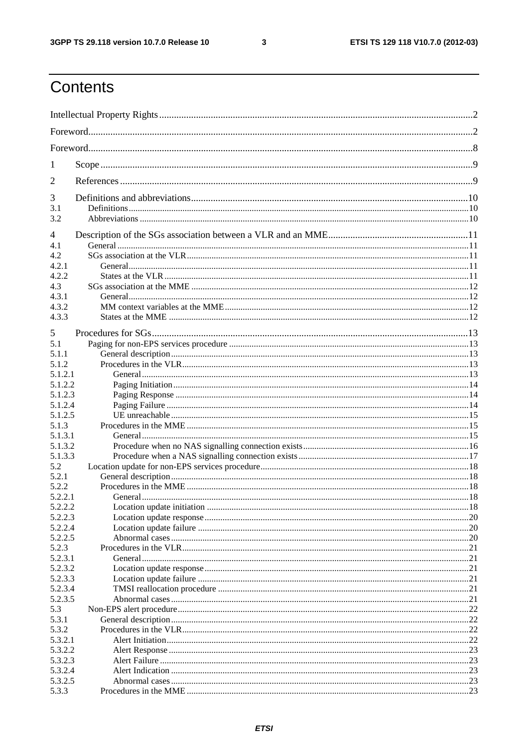# Contents

Intellectual Property Rights ................................................................................................................................2

Foreword.............................................................................................................................................................2

Foreword.............................................................................................................................................................8

1 Scope ........................................................................................................................................................9

2 References ................................................................................................................................................9

3 Definitions and abbreviations .................................................................................................................10

3.1 Definitions ......................................................................................................................................................... 10

3.2 Abbreviations ................................................................................................................................................... 10

4 Description of the SGs association between a VLR and an MME .........................................................11

4.1 General ............................................................................................................................................................. 11

4.2 SGs association at the VLR ............................................................................................................................... 11

4.2.1 General ........................................................................................................................................................ 11

4.2.2 States at the VLR ........................................................................................................................................ 11

4.3 SGs association at the MME ............................................................................................................................. 12

4.3.1 General ........................................................................................................................................................ 12

4.3.2 MM context variables at the MME ............................................................................................................. 12

4.3.3 States at the MME ...................................................................................................................................... 12

5 Procedures for SGs .................................................................................................................................13

5.1 Paging for non-EPS services procedure ............................................................................................................ 13

5.1.1 General description ..................................................................................................................................... 13

5.1.2 Procedures in the VLR ................................................................................................................................ 13

5.1.2.1 General .................................................................................................................................................. 13

5.1.2.2 Paging Initiation .................................................................................................................................... 14

5.1.2.3 Paging Response ................................................................................................................................... 14

5.1.2.4 Paging Failure ....................................................................................................................................... 14

5.1.2.5 UE unreachable ..................................................................................................................................... 15

5.1.3 Procedures in the MME .............................................................................................................................. 15

5.1.3.1 General .................................................................................................................................................. 15

5.1.3.2 Procedure when no NAS signalling connection exists .......................................................................... 16

5.1.3.3 Procedure when a NAS signalling connection exists ............................................................................ 17

5.2 Location update for non-EPS services procedure ............................................................................................. 18

5.2.1 General description ..................................................................................................................................... 18

5.2.2 Procedures in the MME .............................................................................................................................. 18

5.2.2.1 General .................................................................................................................................................. 18

5.2.2.2 Location update initiation ..................................................................................................................... 18

5.2.2.3 Location update response ...................................................................................................................... 20

5.2.2.4 Location update failure ......................................................................................................................... 20

5.2.2.5 Abnormal cases ..................................................................................................................................... 20

5.2.3 Procedures in the VLR ................................................................................................................................ 21

5.2.3.1 General .................................................................................................................................................. 21

5.2.3.2 Location update response ...................................................................................................................... 21

5.2.3.3 Location update failure ......................................................................................................................... 21

5.2.3.4 TMSI reallocation procedure ................................................................................................................ 21

5.2.3.5 Abnormal cases ..................................................................................................................................... 21

5.3 Non-EPS alert procedure .................................................................................................................................. 22

5.3.1 General description ..................................................................................................................................... 22

5.3.2 Procedures in the VLR ................................................................................................................................ 22

5.3.2.1 Alert Initiation ....................................................................................................................................... 22

5.3.2.2 Alert Response ...................................................................................................................................... 23

5.3.2.3 Alert Failure .......................................................................................................................................... 23

5.3.2.4 Alert Indication ..................................................................................................................................... 23

5.3.2.5 Abnormal cases ..................................................................................................................................... 23

5.3.3 Procedures in the MME .............................................................................................................................. 23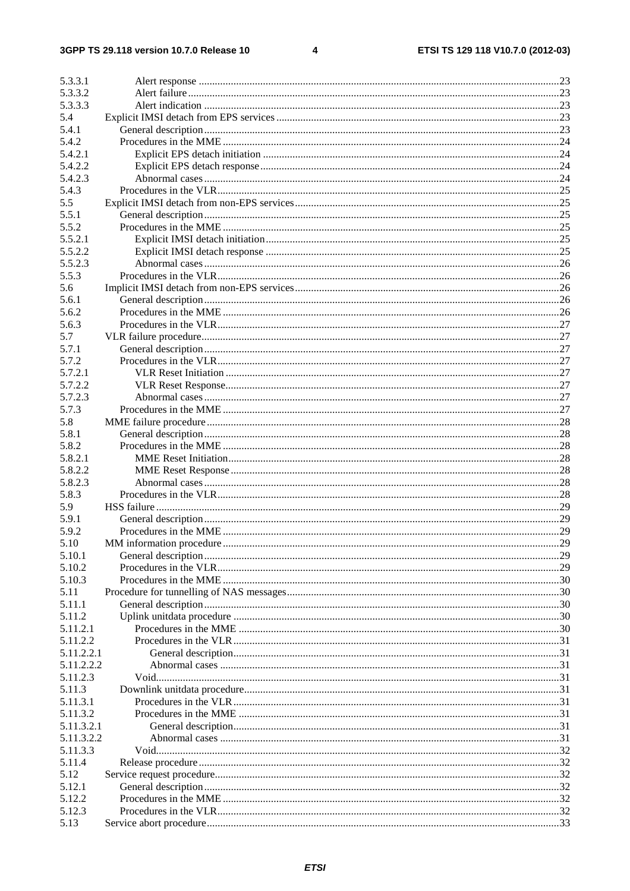| | | |
|---|---|---|
| 5.3.3.1 | Alert response | 23 |
| 5.3.3.2 | Alert failure | 23 |
| 5.3.3.3 | Alert indication | 23 |
| 5.4 | Explicit IMSI detach from EPS services | 23 |
| 5.4.1 | General description | 23 |
| 5.4.2 | Procedures in the MME | 24 |
| 5.4.2.1 | Explicit EPS detach initiation | 24 |
| 5.4.2.2 | Explicit EPS detach response | 24 |
| 5.4.2.3 | Abnormal cases | 24 |
| 5.4.3 | Procedures in the VLR | 25 |
| 5.5 | Explicit IMSI detach from non-EPS services | 25 |
| 5.5.1 | General description | 25 |
| 5.5.2 | Procedures in the MME | 25 |
| 5.5.2.1 | Explicit IMSI detach initiation | 25 |
| 5.5.2.2 | Explicit IMSI detach response | 25 |
| 5.5.2.3 | Abnormal cases | 26 |
| 5.5.3 | Procedures in the VLR | 26 |
| 5.6 | Implicit IMSI detach from non-EPS services | 26 |
| 5.6.1 | General description | 26 |
| 5.6.2 | Procedures in the MME | 26 |
| 5.6.3 | Procedures in the VLR | 27 |
| 5.7 | VLR failure procedure | 27 |
| 5.7.1 | General description | 27 |
| 5.7.2 | Procedures in the VLR | 27 |
| 5.7.2.1 | VLR Reset Initiation | 27 |
| 5.7.2.2 | VLR Reset Response | 27 |
| 5.7.2.3 | Abnormal cases | 27 |
| 5.7.3 | Procedures in the MME | 27 |
| 5.8 | MME failure procedure | 28 |
| 5.8.1 | General description | 28 |
| 5.8.2 | Procedures in the MME | 28 |
| 5.8.2.1 | MME Reset Initiation | 28 |
| 5.8.2.2 | MME Reset Response | 28 |
| 5.8.2.3 | Abnormal cases | 28 |
| 5.8.3 | Procedures in the VLR | 28 |
| 5.9 | HSS failure | 29 |
| 5.9.1 | General description | 29 |
| 5.9.2 | Procedures in the MME | 29 |
| 5.10 | MM information procedure | 29 |
| 5.10.1 | General description | 29 |
| 5.10.2 | Procedures in the VLR | 29 |
| 5.10.3 | Procedures in the MME | 30 |
| 5.11 | Procedure for tunnelling of NAS messages | 30 |
| 5.11.1 | General description | 30 |
| 5.11.2 | Uplink unitdata procedure | 30 |
| 5.11.2.1 | Procedures in the MME | 30 |
| 5.11.2.2 | Procedures in the VLR | 31 |
| 5.11.2.2.1 | General description | 31 |
| 5.11.2.2.2 | Abnormal cases | 31 |
| 5.11.2.3 | Void | 31 |
| 5.11.3 | Downlink unitdata procedure | 31 |
| 5.11.3.1 | Procedures in the VLR | 31 |
| 5.11.3.2 | Procedures in the MME | 31 |
| 5.11.3.2.1 | General description | 31 |
| 5.11.3.2.2 | Abnormal cases | 31 |
| 5.11.3.3 | Void | 32 |
| 5.11.4 | Release procedure | 32 |
| 5.12 | Service request procedure | 32 |
| 5.12.1 | General description | 32 |
| 5.12.2 | Procedures in the MME | 32 |
| 5.12.3 | Procedures in the VLR | 32 |
| 5.13 | Service abort procedure | 33 |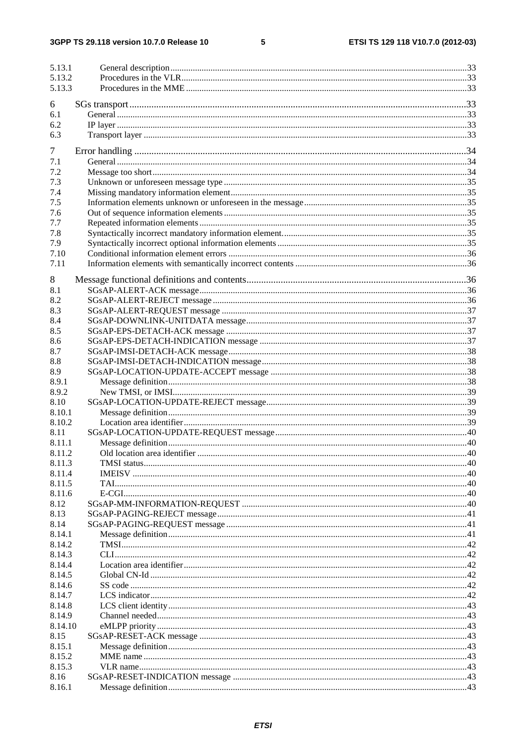5.13.1 General description ....33
5.13.2 Procedures in the VLR ....33
5.13.3 Procedures in the MME ....33

6 SGs transport ....33
6.1 General ....33
6.2 IP layer ....33
6.3 Transport layer ....33

7 Error handling ....34
7.1 General ....34
7.2 Message too short ....34
7.3 Unknown or unforeseen message type ....35
7.4 Missing mandatory information element ....35
7.5 Information elements unknown or unforeseen in the message ....35
7.6 Out of sequence information elements ....35
7.7 Repeated information elements ....35
7.8 Syntactically incorrect mandatory information element. ....35
7.9 Syntactically incorrect optional information elements ....35
7.10 Conditional information element errors ....36
7.11 Information elements with semantically incorrect contents ....36

8 Message functional definitions and contents ....36
8.1 SGsAP-ALERT-ACK message ....36
8.2 SGsAP-ALERT-REJECT message ....36
8.3 SGsAP-ALERT-REQUEST message ....37
8.4 SGsAP-DOWNLINK-UNITDATA message ....37
8.5 SGsAP-EPS-DETACH-ACK message ....37
8.6 SGsAP-EPS-DETACH-INDICATION message ....37
8.7 SGsAP-IMSI-DETACH-ACK message ....38
8.8 SGsAP-IMSI-DETACH-INDICATION message ....38
8.9 SGsAP-LOCATION-UPDATE-ACCEPT message ....38
8.9.1 Message definition ....38
8.9.2 New TMSI, or IMSI ....39
8.10 SGsAP-LOCATION-UPDATE-REJECT message ....39
8.10.1 Message definition ....39
8.10.2 Location area identifier ....39
8.11 SGsAP-LOCATION-UPDATE-REQUEST message ....40
8.11.1 Message definition ....40
8.11.2 Old location area identifier ....40
8.11.3 TMSI status ....40
8.11.4 IMEISV ....40
8.11.5 TAI ....40
8.11.6 E-CGI ....40
8.12 SGsAP-MM-INFORMATION-REQUEST ....40
8.13 SGsAP-PAGING-REJECT message ....41
8.14 SGsAP-PAGING-REQUEST message ....41
8.14.1 Message definition ....41
8.14.2 TMSI ....42
8.14.3 CLI ....42
8.14.4 Location area identifier ....42
8.14.5 Global CN-Id ....42
8.14.6 SS code ....42
8.14.7 LCS indicator ....42
8.14.8 LCS client identity ....43
8.14.9 Channel needed ....43
8.14.10 eMLPP priority ....43
8.15 SGsAP-RESET-ACK message ....43
8.15.1 Message definition ....43
8.15.2 MME name ....43
8.15.3 VLR name ....43
8.16 SGsAP-RESET-INDICATION message ....43
8.16.1 Message definition ....43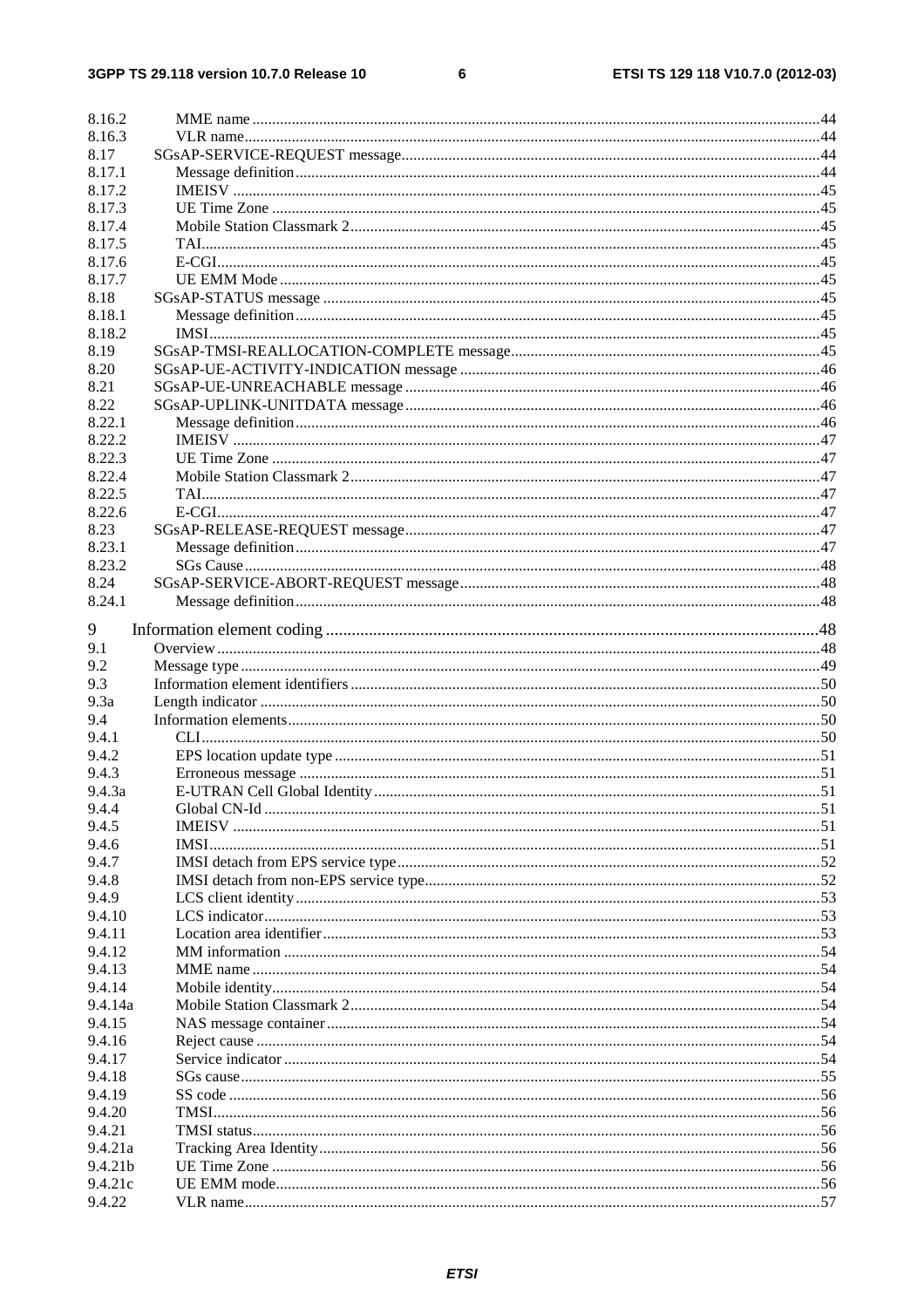8.16.2 MME name ..... 44
8.16.3 VLR name ..... 44
8.17 SGsAP-SERVICE-REQUEST message ..... 44
8.17.1 Message definition ..... 44
8.17.2 IMEISV ..... 45
8.17.3 UE Time Zone ..... 45
8.17.4 Mobile Station Classmark 2 ..... 45
8.17.5 TAI ..... 45
8.17.6 E-CGI ..... 45
8.17.7 UE EMM Mode ..... 45
8.18 SGsAP-STATUS message ..... 45
8.18.1 Message definition ..... 45
8.18.2 IMSI ..... 45
8.19 SGsAP-TMSI-REALLOCATION-COMPLETE message ..... 45
8.20 SGsAP-UE-ACTIVITY-INDICATION message ..... 46
8.21 SGsAP-UE-UNREACHABLE message ..... 46
8.22 SGsAP-UPLINK-UNITDATA message ..... 46
8.22.1 Message definition ..... 46
8.22.2 IMEISV ..... 47
8.22.3 UE Time Zone ..... 47
8.22.4 Mobile Station Classmark 2 ..... 47
8.22.5 TAI ..... 47
8.22.6 E-CGI ..... 47
8.23 SGsAP-RELEASE-REQUEST message ..... 47
8.23.1 Message definition ..... 47
8.23.2 SGs Cause ..... 48
8.24 SGsAP-SERVICE-ABORT-REQUEST message ..... 48
8.24.1 Message definition ..... 48

9 Information element coding ..... 48
9.1 Overview ..... 48
9.2 Message type ..... 49
9.3 Information element identifiers ..... 50
9.3a Length indicator ..... 50
9.4 Information elements ..... 50
9.4.1 CLI ..... 50
9.4.2 EPS location update type ..... 51
9.4.3 Erroneous message ..... 51
9.4.3a E-UTRAN Cell Global Identity ..... 51
9.4.4 Global CN-Id ..... 51
9.4.5 IMEISV ..... 51
9.4.6 IMSI ..... 51
9.4.7 IMSI detach from EPS service type ..... 52
9.4.8 IMSI detach from non-EPS service type ..... 52
9.4.9 LCS client identity ..... 53
9.4.10 LCS indicator ..... 53
9.4.11 Location area identifier ..... 53
9.4.12 MM information ..... 54
9.4.13 MME name ..... 54
9.4.14 Mobile identity ..... 54
9.4.14a Mobile Station Classmark 2 ..... 54
9.4.15 NAS message container ..... 54
9.4.16 Reject cause ..... 54
9.4.17 Service indicator ..... 54
9.4.18 SGs cause ..... 55
9.4.19 SS code ..... 56
9.4.20 TMSI ..... 56
9.4.21 TMSI status ..... 56
9.4.21a Tracking Area Identity ..... 56
9.4.21b UE Time Zone ..... 56
9.4.21c UE EMM mode ..... 56
9.4.22 VLR name ..... 57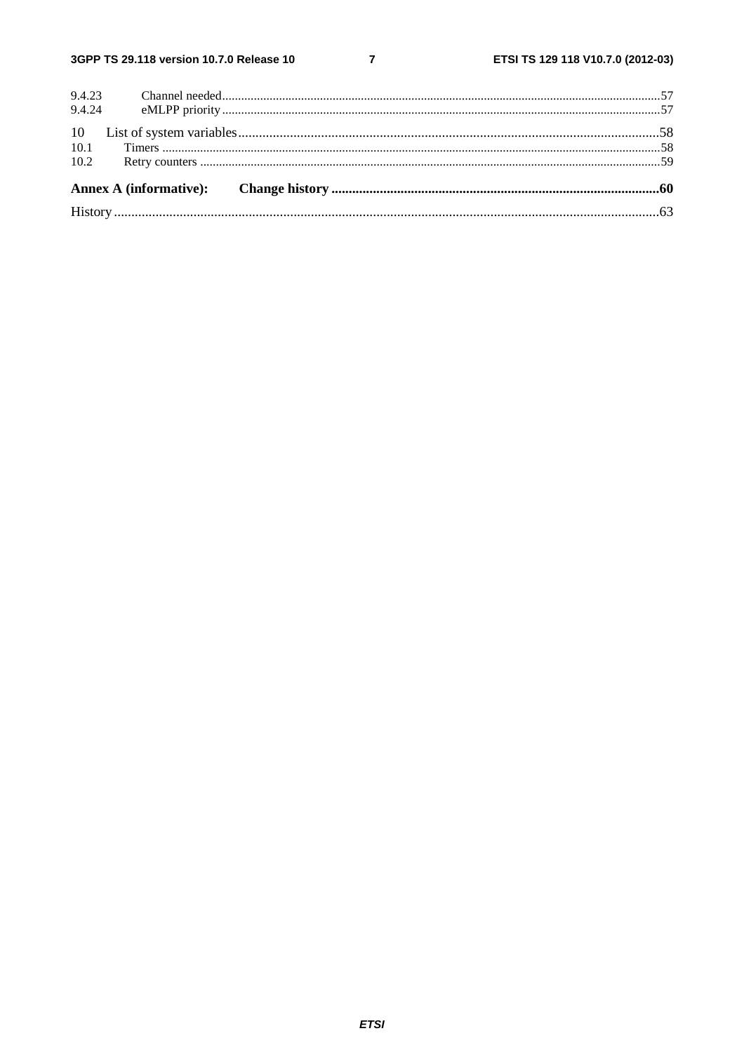9.4.23 Channel needed....57
9.4.24 eMLPP priority....57

10 List of system variables....58
10.1 Timers....58
10.2 Retry counters....59

**Annex A (informative): Change history....60**

History....63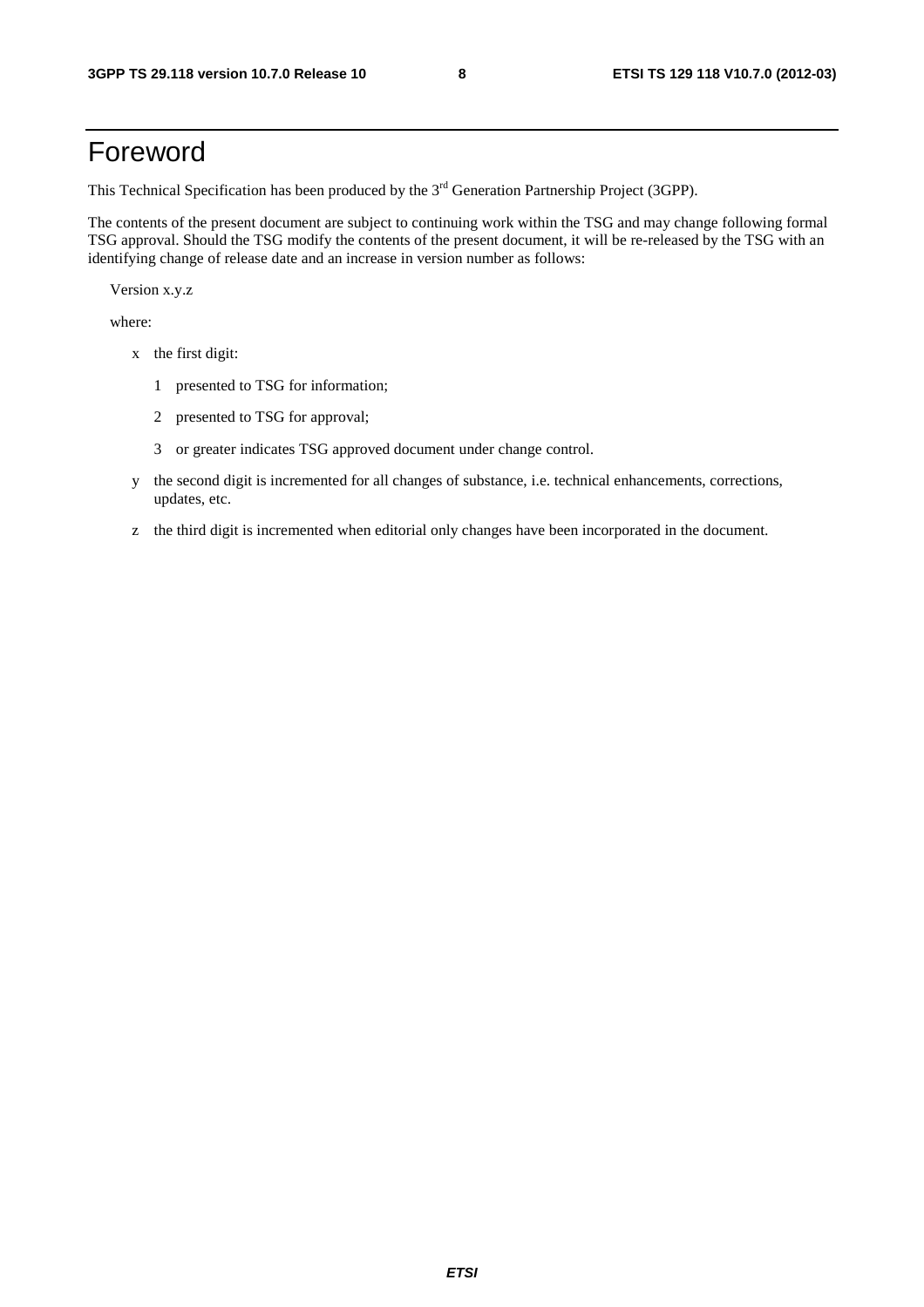# Foreword

This Technical Specification has been produced by the 3rd Generation Partnership Project (3GPP).

The contents of the present document are subject to continuing work within the TSG and may change following formal TSG approval. Should the TSG modify the contents of the present document, it will be re-released by the TSG with an identifying change of release date and an increase in version number as follows:

Version x.y.z

where:

- x the first digit:
  - 1 presented to TSG for information;
  - 2 presented to TSG for approval;
  - 3 or greater indicates TSG approved document under change control.
- y the second digit is incremented for all changes of substance, i.e. technical enhancements, corrections, updates, etc.
- z the third digit is incremented when editorial only changes have been incorporated in the document.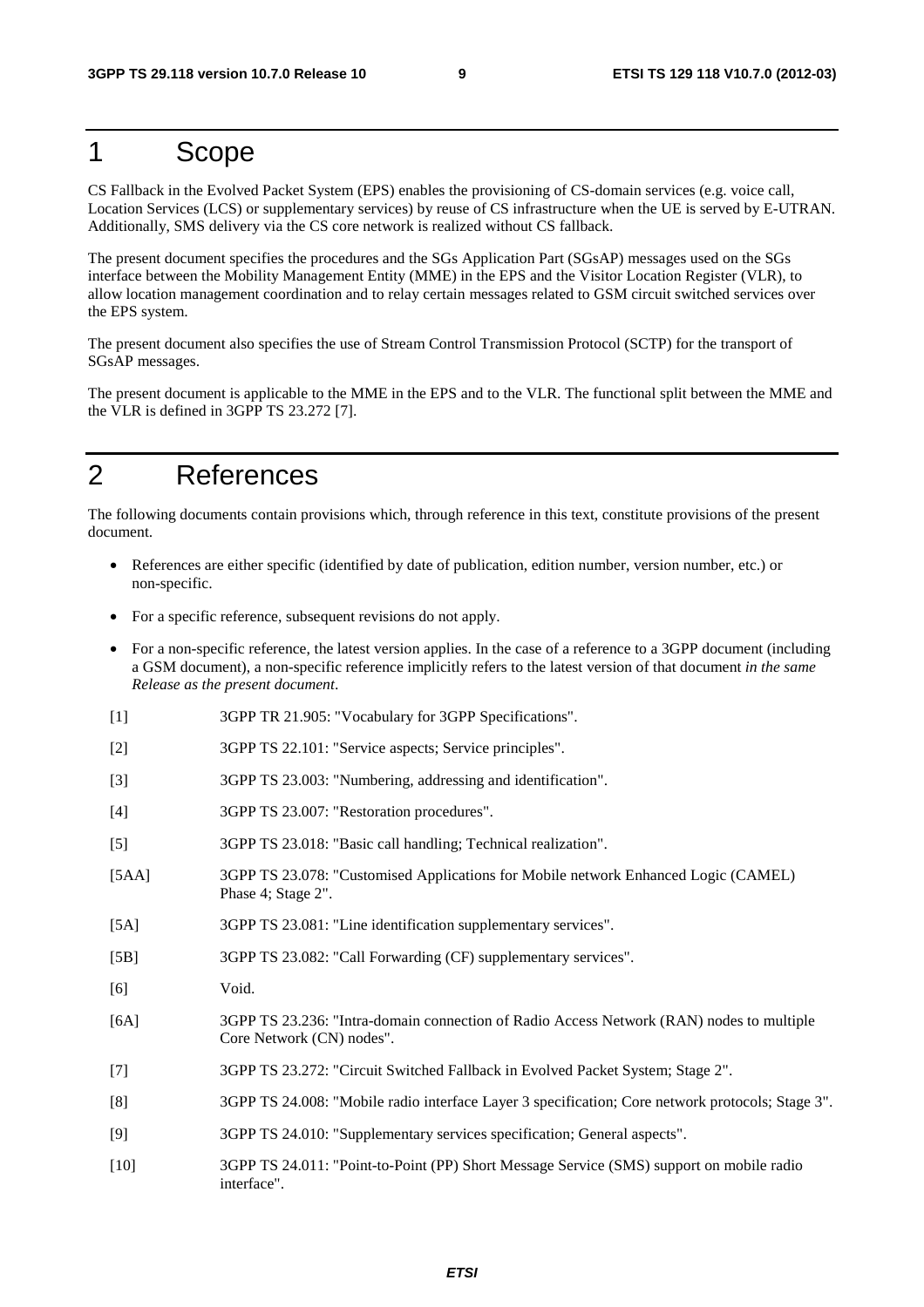# 1 Scope

CS Fallback in the Evolved Packet System (EPS) enables the provisioning of CS-domain services (e.g. voice call, Location Services (LCS) or supplementary services) by reuse of CS infrastructure when the UE is served by E-UTRAN. Additionally, SMS delivery via the CS core network is realized without CS fallback.

The present document specifies the procedures and the SGs Application Part (SGsAP) messages used on the SGs interface between the Mobility Management Entity (MME) in the EPS and the Visitor Location Register (VLR), to allow location management coordination and to relay certain messages related to GSM circuit switched services over the EPS system.

The present document also specifies the use of Stream Control Transmission Protocol (SCTP) for the transport of SGsAP messages.

The present document is applicable to the MME in the EPS and to the VLR. The functional split between the MME and the VLR is defined in 3GPP TS 23.272 [7].

# 2 References

The following documents contain provisions which, through reference in this text, constitute provisions of the present document.

- References are either specific (identified by date of publication, edition number, version number, etc.) or non-specific.
- For a specific reference, subsequent revisions do not apply.
- For a non-specific reference, the latest version applies. In the case of a reference to a 3GPP document (including a GSM document), a non-specific reference implicitly refers to the latest version of that document *in the same Release as the present document*.

[1] 3GPP TR 21.905: "Vocabulary for 3GPP Specifications".

[2] 3GPP TS 22.101: "Service aspects; Service principles".

[3] 3GPP TS 23.003: "Numbering, addressing and identification".

[4] 3GPP TS 23.007: "Restoration procedures".

[5] 3GPP TS 23.018: "Basic call handling; Technical realization".

[5AA] 3GPP TS 23.078: "Customised Applications for Mobile network Enhanced Logic (CAMEL) Phase 4; Stage 2".

[5A] 3GPP TS 23.081: "Line identification supplementary services".

[5B] 3GPP TS 23.082: "Call Forwarding (CF) supplementary services".

[6] Void.

[6A] 3GPP TS 23.236: "Intra-domain connection of Radio Access Network (RAN) nodes to multiple Core Network (CN) nodes".

[7] 3GPP TS 23.272: "Circuit Switched Fallback in Evolved Packet System; Stage 2".

[8] 3GPP TS 24.008: "Mobile radio interface Layer 3 specification; Core network protocols; Stage 3".

[9] 3GPP TS 24.010: "Supplementary services specification; General aspects".

[10] 3GPP TS 24.011: "Point-to-Point (PP) Short Message Service (SMS) support on mobile radio interface".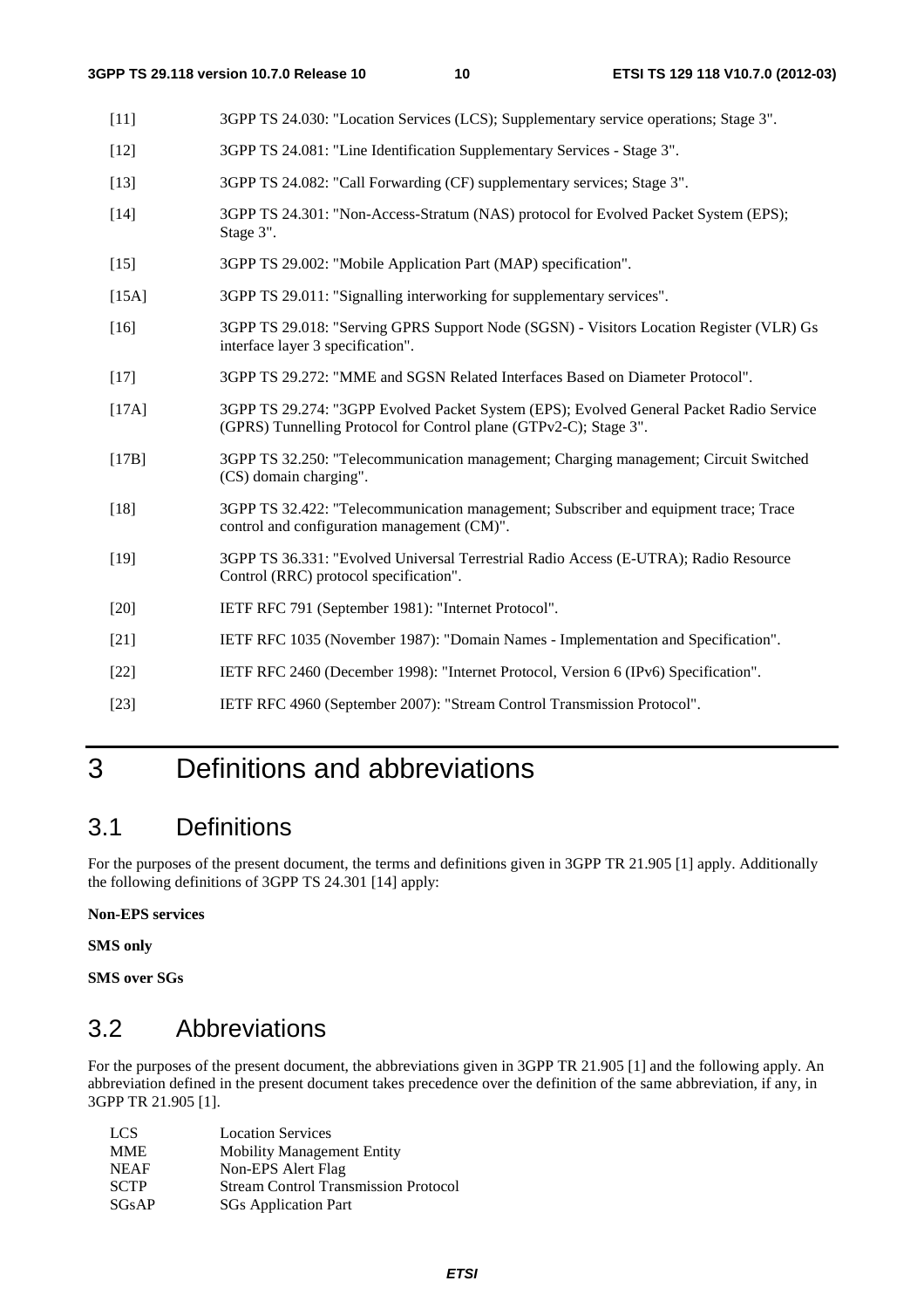[11] 3GPP TS 24.030: "Location Services (LCS); Supplementary service operations; Stage 3".

[12] 3GPP TS 24.081: "Line Identification Supplementary Services - Stage 3".

[13] 3GPP TS 24.082: "Call Forwarding (CF) supplementary services; Stage 3".

[14] 3GPP TS 24.301: "Non-Access-Stratum (NAS) protocol for Evolved Packet System (EPS); Stage 3".

[15] 3GPP TS 29.002: "Mobile Application Part (MAP) specification".

[15A] 3GPP TS 29.011: "Signalling interworking for supplementary services".

[16] 3GPP TS 29.018: "Serving GPRS Support Node (SGSN) - Visitors Location Register (VLR) Gs interface layer 3 specification".

[17] 3GPP TS 29.272: "MME and SGSN Related Interfaces Based on Diameter Protocol".

[17A] 3GPP TS 29.274: "3GPP Evolved Packet System (EPS); Evolved General Packet Radio Service (GPRS) Tunnelling Protocol for Control plane (GTPv2-C); Stage 3".

[17B] 3GPP TS 32.250: "Telecommunication management; Charging management; Circuit Switched (CS) domain charging".

[18] 3GPP TS 32.422: "Telecommunication management; Subscriber and equipment trace; Trace control and configuration management (CM)".

[19] 3GPP TS 36.331: "Evolved Universal Terrestrial Radio Access (E-UTRA); Radio Resource Control (RRC) protocol specification".

[20] IETF RFC 791 (September 1981): "Internet Protocol".

[21] IETF RFC 1035 (November 1987): "Domain Names - Implementation and Specification".

[22] IETF RFC 2460 (December 1998): "Internet Protocol, Version 6 (IPv6) Specification".

[23] IETF RFC 4960 (September 2007): "Stream Control Transmission Protocol".

# 3 Definitions and abbreviations

## 3.1 Definitions

For the purposes of the present document, the terms and definitions given in 3GPP TR 21.905 [1] apply. Additionally the following definitions of 3GPP TS 24.301 [14] apply:

**Non-EPS services**

**SMS only**

**SMS over SGs**

## 3.2 Abbreviations

For the purposes of the present document, the abbreviations given in 3GPP TR 21.905 [1] and the following apply. An abbreviation defined in the present document takes precedence over the definition of the same abbreviation, if any, in 3GPP TR 21.905 [1].

LCS Location Services
MME Mobility Management Entity
NEAF Non-EPS Alert Flag
SCTP Stream Control Transmission Protocol
SGsAP SGs Application Part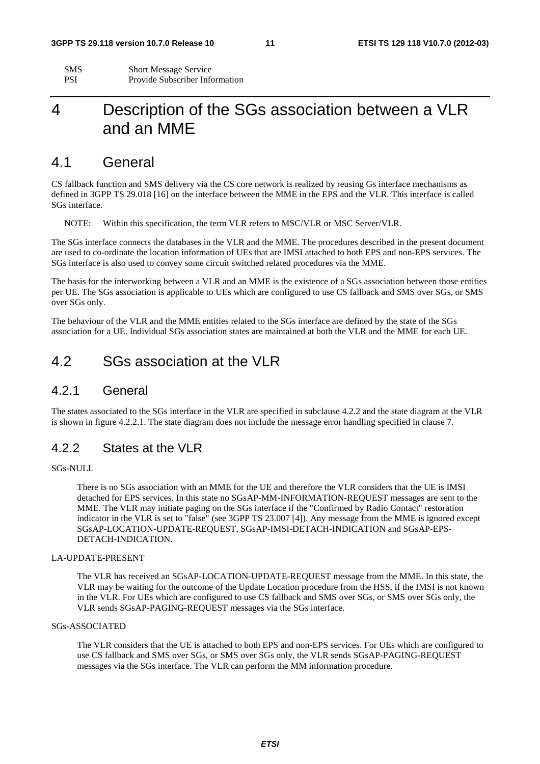| SMS | Short Message Service |
| --- | --- |
| PSI | Provide Subscriber Information |

# 4 Description of the SGs association between a VLR and an MME

## 4.1 General

CS fallback function and SMS delivery via the CS core network is realized by reusing Gs interface mechanisms as defined in 3GPP TS 29.018 [16] on the interface between the MME in the EPS and the VLR. This interface is called SGs interface.

NOTE: Within this specification, the term VLR refers to MSC/VLR or MSC Server/VLR.

The SGs interface connects the databases in the VLR and the MME. The procedures described in the present document are used to co-ordinate the location information of UEs that are IMSI attached to both EPS and non-EPS services. The SGs interface is also used to convey some circuit switched related procedures via the MME.

The basis for the interworking between a VLR and an MME is the existence of a SGs association between those entities per UE. The SGs association is applicable to UEs which are configured to use CS fallback and SMS over SGs, or SMS over SGs only.

The behaviour of the VLR and the MME entities related to the SGs interface are defined by the state of the SGs association for a UE. Individual SGs association states are maintained at both the VLR and the MME for each UE.

## 4.2 SGs association at the VLR

### 4.2.1 General

The states associated to the SGs interface in the VLR are specified in subclause 4.2.2 and the state diagram at the VLR is shown in figure 4.2.2.1. The state diagram does not include the message error handling specified in clause 7.

### 4.2.2 States at the VLR

SGs-NULL

There is no SGs association with an MME for the UE and therefore the VLR considers that the UE is IMSI detached for EPS services. In this state no SGsAP-MM-INFORMATION-REQUEST messages are sent to the MME. The VLR may initiate paging on the SGs interface if the "Confirmed by Radio Contact" restoration indicator in the VLR is set to "false" (see 3GPP TS 23.007 [4]). Any message from the MME is ignored except SGsAP-LOCATION-UPDATE-REQUEST, SGsAP-IMSI-DETACH-INDICATION and SGsAP-EPS-DETACH-INDICATION.

LA-UPDATE-PRESENT

The VLR has received an SGsAP-LOCATION-UPDATE-REQUEST message from the MME. In this state, the VLR may be waiting for the outcome of the Update Location procedure from the HSS, if the IMSI is not known in the VLR. For UEs which are configured to use CS fallback and SMS over SGs, or SMS over SGs only, the VLR sends SGsAP-PAGING-REQUEST messages via the SGs interface.

SGs-ASSOCIATED

The VLR considers that the UE is attached to both EPS and non-EPS services. For UEs which are configured to use CS fallback and SMS over SGs, or SMS over SGs only, the VLR sends SGsAP-PAGING-REQUEST messages via the SGs interface. The VLR can perform the MM information procedure.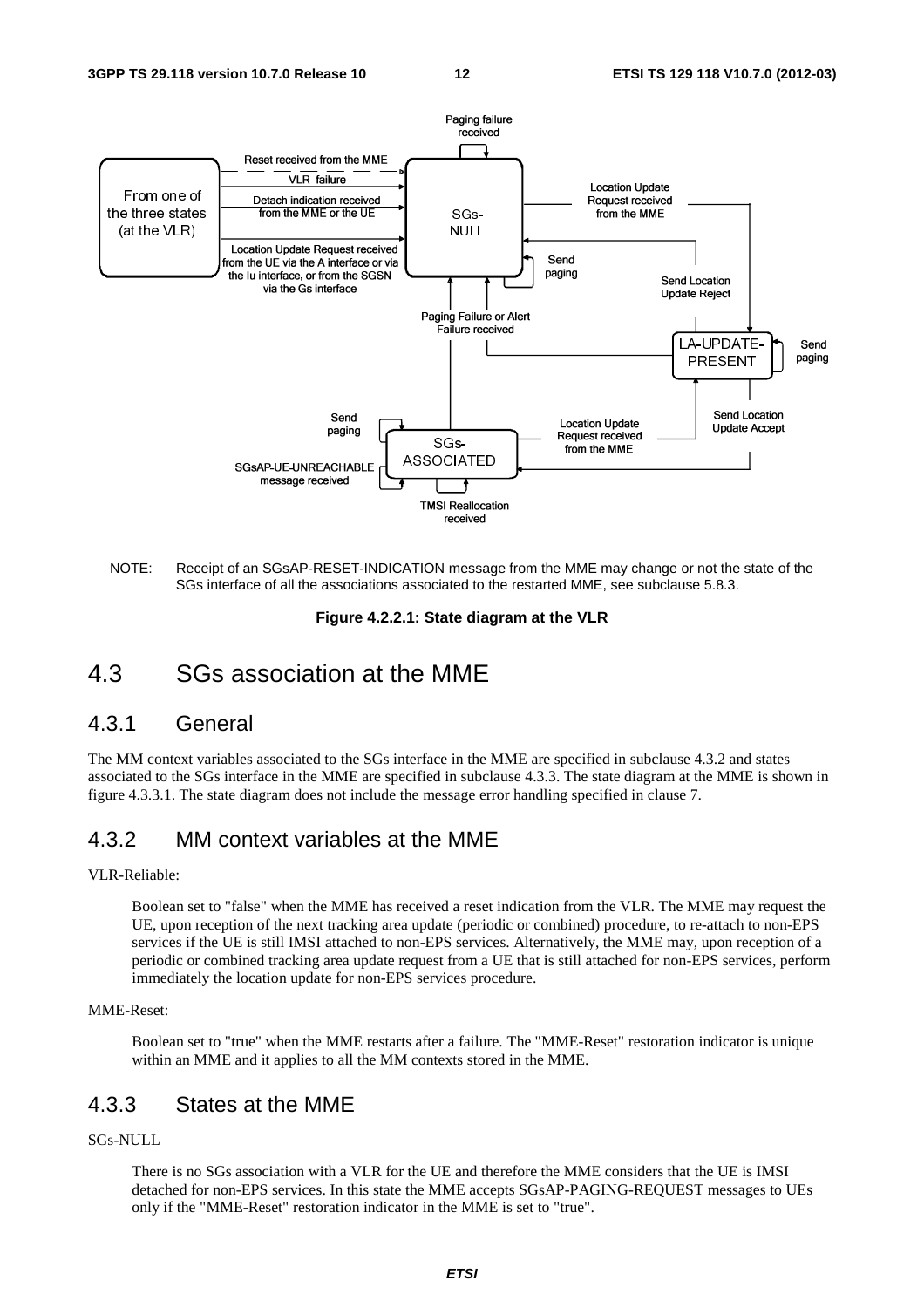NOTE: Receipt of an SGsAP-RESET-INDICATION message from the MME may change or not the state of the SGs interface of all the associations associated to the restarted MME, see subclause 5.8.3.

**Figure 4.2.2.1: State diagram at the VLR**

# 4.3 SGs association at the MME

## 4.3.1 General

The MM context variables associated to the SGs interface in the MME are specified in subclause 4.3.2 and states associated to the SGs interface in the MME are specified in subclause 4.3.3. The state diagram at the MME is shown in figure 4.3.3.1. The state diagram does not include the message error handling specified in clause 7.

## 4.3.2 MM context variables at the MME

VLR-Reliable:

Boolean set to "false" when the MME has received a reset indication from the VLR. The MME may request the UE, upon reception of the next tracking area update (periodic or combined) procedure, to re-attach to non-EPS services if the UE is still IMSI attached to non-EPS services. Alternatively, the MME may, upon reception of a periodic or combined tracking area update request from a UE that is still attached for non-EPS services, perform immediately the location update for non-EPS services procedure.

MME-Reset:

Boolean set to "true" when the MME restarts after a failure. The "MME-Reset" restoration indicator is unique within an MME and it applies to all the MM contexts stored in the MME.

## 4.3.3 States at the MME

SGs-NULL

There is no SGs association with a VLR for the UE and therefore the MME considers that the UE is IMSI detached for non-EPS services. In this state the MME accepts SGsAP-PAGING-REQUEST messages to UEs only if the "MME-Reset" restoration indicator in the MME is set to "true".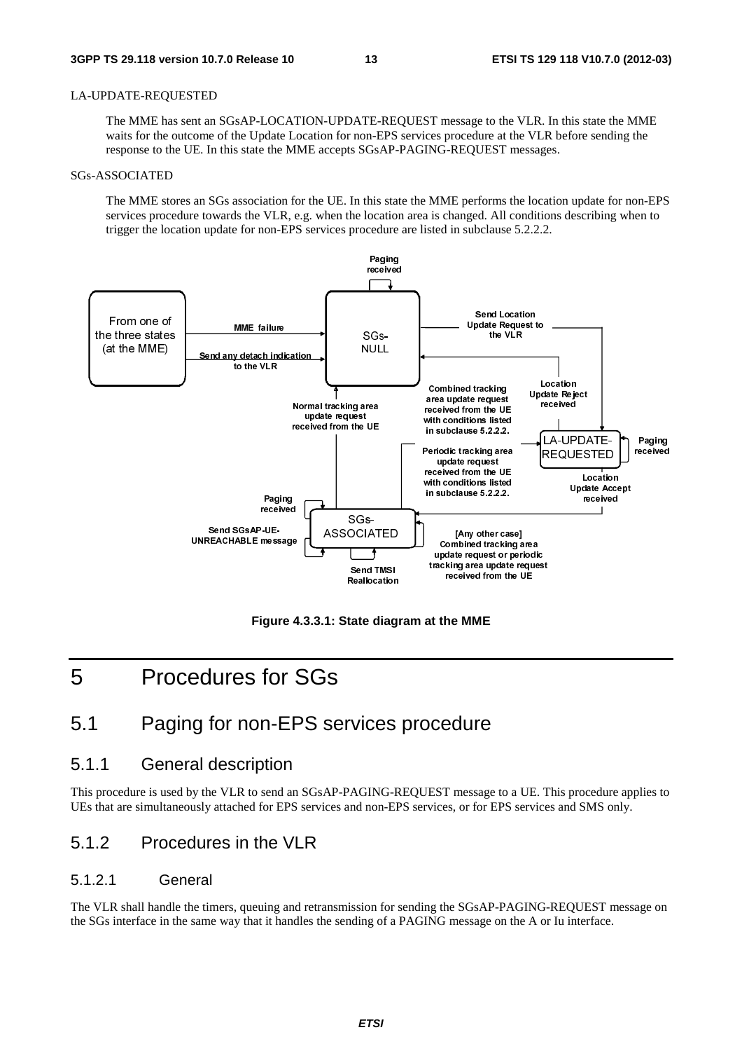LA-UPDATE-REQUESTED

The MME has sent an SGsAP-LOCATION-UPDATE-REQUEST message to the VLR. In this state the MME waits for the outcome of the Update Location for non-EPS services procedure at the VLR before sending the response to the UE. In this state the MME accepts SGsAP-PAGING-REQUEST messages.

SGs-ASSOCIATED

The MME stores an SGs association for the UE. In this state the MME performs the location update for non-EPS services procedure towards the VLR, e.g. when the location area is changed. All conditions describing when to trigger the location update for non-EPS services procedure are listed in subclause 5.2.2.2.

**Figure 4.3.3.1: State diagram at the MME**

# 5 Procedures for SGs

## 5.1 Paging for non-EPS services procedure

### 5.1.1 General description

This procedure is used by the VLR to send an SGsAP-PAGING-REQUEST message to a UE. This procedure applies to UEs that are simultaneously attached for EPS services and non-EPS services, or for EPS services and SMS only.

### 5.1.2 Procedures in the VLR

#### 5.1.2.1 General

The VLR shall handle the timers, queuing and retransmission for sending the SGsAP-PAGING-REQUEST message on the SGs interface in the same way that it handles the sending of a PAGING message on the A or Iu interface.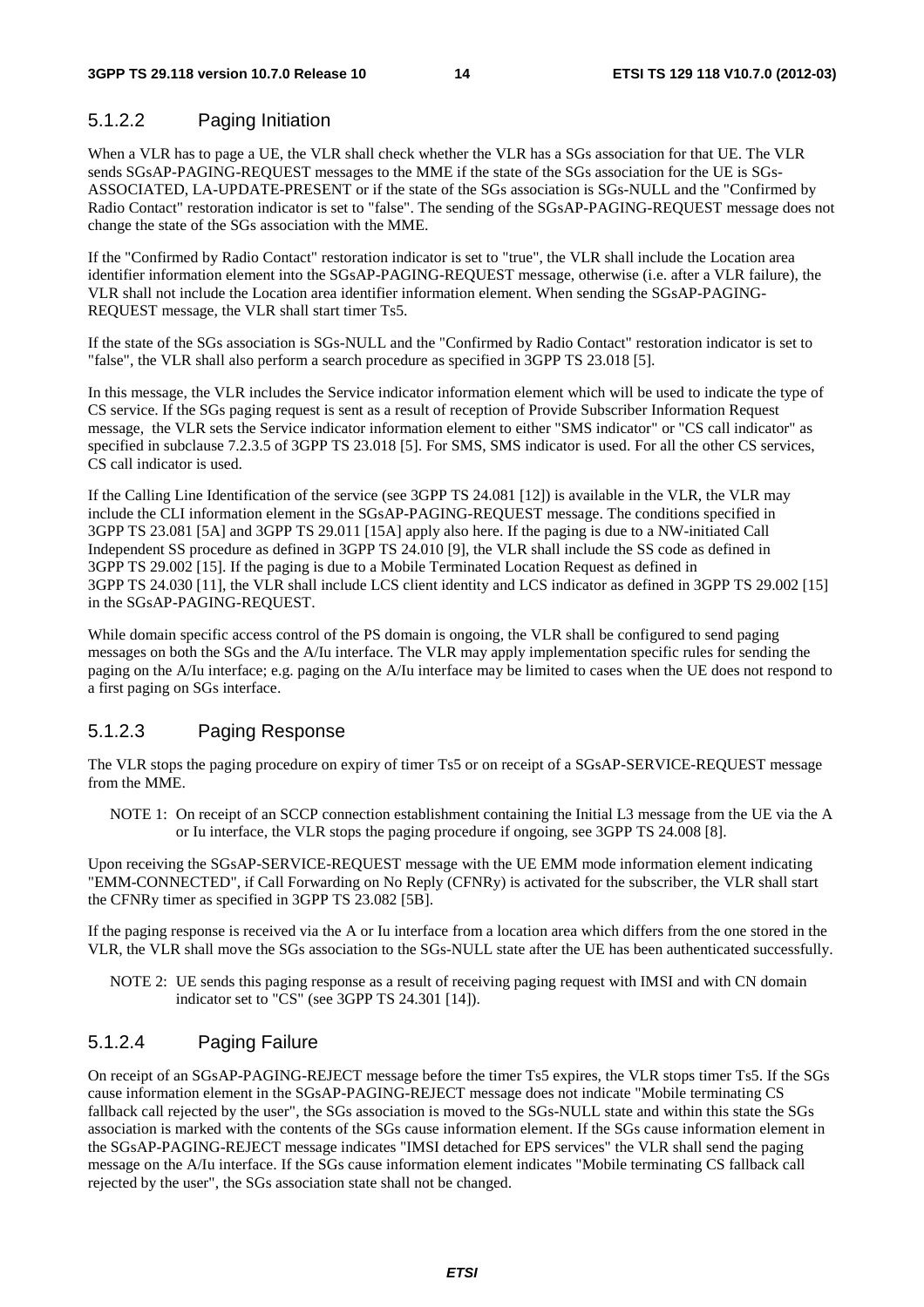### 5.1.2.2 Paging Initiation

When a VLR has to page a UE, the VLR shall check whether the VLR has a SGs association for that UE. The VLR sends SGsAP-PAGING-REQUEST messages to the MME if the state of the SGs association for the UE is SGs-ASSOCIATED, LA-UPDATE-PRESENT or if the state of the SGs association is SGs-NULL and the "Confirmed by Radio Contact" restoration indicator is set to "false". The sending of the SGsAP-PAGING-REQUEST message does not change the state of the SGs association with the MME.

If the "Confirmed by Radio Contact" restoration indicator is set to "true", the VLR shall include the Location area identifier information element into the SGsAP-PAGING-REQUEST message, otherwise (i.e. after a VLR failure), the VLR shall not include the Location area identifier information element. When sending the SGsAP-PAGING-REQUEST message, the VLR shall start timer Ts5.

If the state of the SGs association is SGs-NULL and the "Confirmed by Radio Contact" restoration indicator is set to "false", the VLR shall also perform a search procedure as specified in 3GPP TS 23.018 [5].

In this message, the VLR includes the Service indicator information element which will be used to indicate the type of CS service. If the SGs paging request is sent as a result of reception of Provide Subscriber Information Request message, the VLR sets the Service indicator information element to either "SMS indicator" or "CS call indicator" as specified in subclause 7.2.3.5 of 3GPP TS 23.018 [5]. For SMS, SMS indicator is used. For all the other CS services, CS call indicator is used.

If the Calling Line Identification of the service (see 3GPP TS 24.081 [12]) is available in the VLR, the VLR may include the CLI information element in the SGsAP-PAGING-REQUEST message. The conditions specified in 3GPP TS 23.081 [5A] and 3GPP TS 29.011 [15A] apply also here. If the paging is due to a NW-initiated Call Independent SS procedure as defined in 3GPP TS 24.010 [9], the VLR shall include the SS code as defined in 3GPP TS 29.002 [15]. If the paging is due to a Mobile Terminated Location Request as defined in 3GPP TS 24.030 [11], the VLR shall include LCS client identity and LCS indicator as defined in 3GPP TS 29.002 [15] in the SGsAP-PAGING-REQUEST.

While domain specific access control of the PS domain is ongoing, the VLR shall be configured to send paging messages on both the SGs and the A/Iu interface. The VLR may apply implementation specific rules for sending the paging on the A/Iu interface; e.g. paging on the A/Iu interface may be limited to cases when the UE does not respond to a first paging on SGs interface.

### 5.1.2.3 Paging Response

The VLR stops the paging procedure on expiry of timer Ts5 or on receipt of a SGsAP-SERVICE-REQUEST message from the MME.

NOTE 1: On receipt of an SCCP connection establishment containing the Initial L3 message from the UE via the A or Iu interface, the VLR stops the paging procedure if ongoing, see 3GPP TS 24.008 [8].

Upon receiving the SGsAP-SERVICE-REQUEST message with the UE EMM mode information element indicating "EMM-CONNECTED", if Call Forwarding on No Reply (CFNRy) is activated for the subscriber, the VLR shall start the CFNRy timer as specified in 3GPP TS 23.082 [5B].

If the paging response is received via the A or Iu interface from a location area which differs from the one stored in the VLR, the VLR shall move the SGs association to the SGs-NULL state after the UE has been authenticated successfully.

NOTE 2: UE sends this paging response as a result of receiving paging request with IMSI and with CN domain indicator set to "CS" (see 3GPP TS 24.301 [14]).

### 5.1.2.4 Paging Failure

On receipt of an SGsAP-PAGING-REJECT message before the timer Ts5 expires, the VLR stops timer Ts5. If the SGs cause information element in the SGsAP-PAGING-REJECT message does not indicate "Mobile terminating CS fallback call rejected by the user", the SGs association is moved to the SGs-NULL state and within this state the SGs association is marked with the contents of the SGs cause information element. If the SGs cause information element in the SGsAP-PAGING-REJECT message indicates "IMSI detached for EPS services" the VLR shall send the paging message on the A/Iu interface. If the SGs cause information element indicates "Mobile terminating CS fallback call rejected by the user", the SGs association state shall not be changed.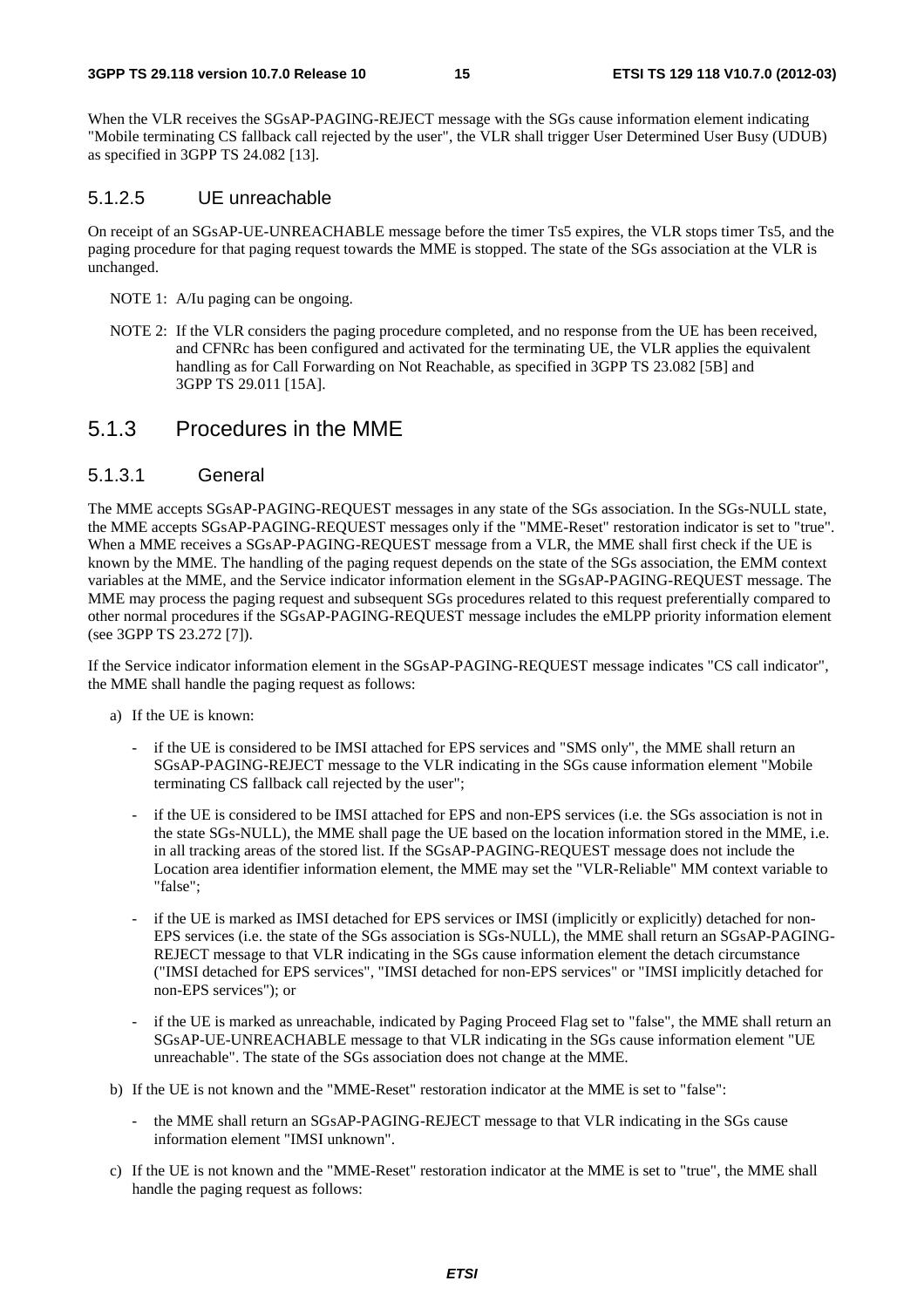When the VLR receives the SGsAP-PAGING-REJECT message with the SGs cause information element indicating "Mobile terminating CS fallback call rejected by the user", the VLR shall trigger User Determined User Busy (UDUB) as specified in 3GPP TS 24.082 [13].

#### 5.1.2.5 UE unreachable

On receipt of an SGsAP-UE-UNREACHABLE message before the timer Ts5 expires, the VLR stops timer Ts5, and the paging procedure for that paging request towards the MME is stopped. The state of the SGs association at the VLR is unchanged.

NOTE 1: A/Iu paging can be ongoing.

NOTE 2: If the VLR considers the paging procedure completed, and no response from the UE has been received, and CFNRc has been configured and activated for the terminating UE, the VLR applies the equivalent handling as for Call Forwarding on Not Reachable, as specified in 3GPP TS 23.082 [5B] and 3GPP TS 29.011 [15A].

### 5.1.3 Procedures in the MME

#### 5.1.3.1 General

The MME accepts SGsAP-PAGING-REQUEST messages in any state of the SGs association. In the SGs-NULL state, the MME accepts SGsAP-PAGING-REQUEST messages only if the "MME-Reset" restoration indicator is set to "true". When a MME receives a SGsAP-PAGING-REQUEST message from a VLR, the MME shall first check if the UE is known by the MME. The handling of the paging request depends on the state of the SGs association, the EMM context variables at the MME, and the Service indicator information element in the SGsAP-PAGING-REQUEST message. The MME may process the paging request and subsequent SGs procedures related to this request preferentially compared to other normal procedures if the SGsAP-PAGING-REQUEST message includes the eMLPP priority information element (see 3GPP TS 23.272 [7]).

If the Service indicator information element in the SGsAP-PAGING-REQUEST message indicates "CS call indicator", the MME shall handle the paging request as follows:

a) If the UE is known:

- if the UE is considered to be IMSI attached for EPS services and "SMS only", the MME shall return an SGsAP-PAGING-REJECT message to the VLR indicating in the SGs cause information element "Mobile terminating CS fallback call rejected by the user";
- if the UE is considered to be IMSI attached for EPS and non-EPS services (i.e. the SGs association is not in the state SGs-NULL), the MME shall page the UE based on the location information stored in the MME, i.e. in all tracking areas of the stored list. If the SGsAP-PAGING-REQUEST message does not include the Location area identifier information element, the MME may set the "VLR-Reliable" MM context variable to "false";
- if the UE is marked as IMSI detached for EPS services or IMSI (implicitly or explicitly) detached for non-EPS services (i.e. the state of the SGs association is SGs-NULL), the MME shall return an SGsAP-PAGING-REJECT message to that VLR indicating in the SGs cause information element the detach circumstance ("IMSI detached for EPS services", "IMSI detached for non-EPS services" or "IMSI implicitly detached for non-EPS services"); or
- if the UE is marked as unreachable, indicated by Paging Proceed Flag set to "false", the MME shall return an SGsAP-UE-UNREACHABLE message to that VLR indicating in the SGs cause information element "UE unreachable". The state of the SGs association does not change at the MME.

b) If the UE is not known and the "MME-Reset" restoration indicator at the MME is set to "false":

- the MME shall return an SGsAP-PAGING-REJECT message to that VLR indicating in the SGs cause information element "IMSI unknown".

c) If the UE is not known and the "MME-Reset" restoration indicator at the MME is set to "true", the MME shall handle the paging request as follows: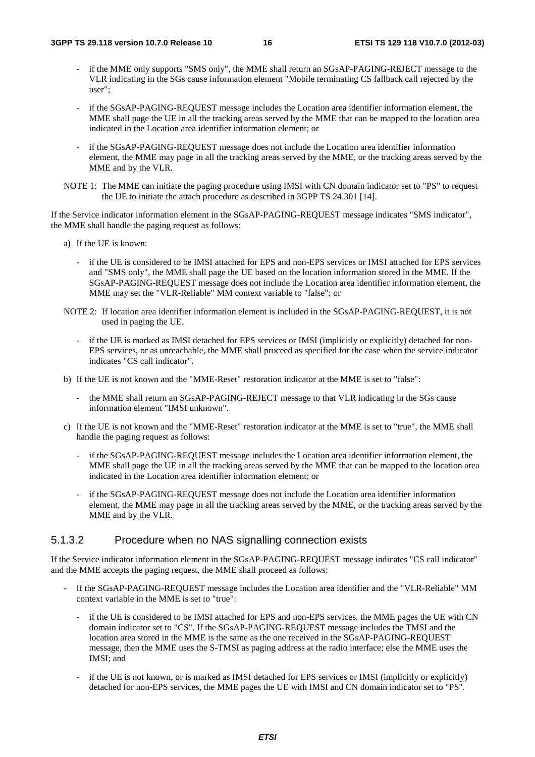- if the MME only supports "SMS only", the MME shall return an SGsAP-PAGING-REJECT message to the VLR indicating in the SGs cause information element "Mobile terminating CS fallback call rejected by the user";

- if the SGsAP-PAGING-REQUEST message includes the Location area identifier information element, the MME shall page the UE in all the tracking areas served by the MME that can be mapped to the location area indicated in the Location area identifier information element; or

- if the SGsAP-PAGING-REQUEST message does not include the Location area identifier information element, the MME may page in all the tracking areas served by the MME, or the tracking areas served by the MME and by the VLR.

NOTE 1: The MME can initiate the paging procedure using IMSI with CN domain indicator set to "PS" to request the UE to initiate the attach procedure as described in 3GPP TS 24.301 [14].

If the Service indicator information element in the SGsAP-PAGING-REQUEST message indicates "SMS indicator", the MME shall handle the paging request as follows:

a) If the UE is known:

  - if the UE is considered to be IMSI attached for EPS and non-EPS services or IMSI attached for EPS services and "SMS only", the MME shall page the UE based on the location information stored in the MME. If the SGsAP-PAGING-REQUEST message does not include the Location area identifier information element, the MME may set the "VLR-Reliable" MM context variable to "false"; or

NOTE 2: If location area identifier information element is included in the SGsAP-PAGING-REQUEST, it is not used in paging the UE.

  - if the UE is marked as IMSI detached for EPS services or IMSI (implicitly or explicitly) detached for non-EPS services, or as unreachable, the MME shall proceed as specified for the case when the service indicator indicates "CS call indicator".

b) If the UE is not known and the "MME-Reset" restoration indicator at the MME is set to "false":

  - the MME shall return an SGsAP-PAGING-REJECT message to that VLR indicating in the SGs cause information element "IMSI unknown".

c) If the UE is not known and the "MME-Reset" restoration indicator at the MME is set to "true", the MME shall handle the paging request as follows:

  - if the SGsAP-PAGING-REQUEST message includes the Location area identifier information element, the MME shall page the UE in all the tracking areas served by the MME that can be mapped to the location area indicated in the Location area identifier information element; or

  - if the SGsAP-PAGING-REQUEST message does not include the Location area identifier information element, the MME may page in all the tracking areas served by the MME, or the tracking areas served by the MME and by the VLR.

### 5.1.3.2 Procedure when no NAS signalling connection exists

If the Service indicator information element in the SGsAP-PAGING-REQUEST message indicates "CS call indicator" and the MME accepts the paging request, the MME shall proceed as follows:

- If the SGsAP-PAGING-REQUEST message includes the Location area identifier and the "VLR-Reliable" MM context variable in the MME is set to "true":

  - if the UE is considered to be IMSI attached for EPS and non-EPS services, the MME pages the UE with CN domain indicator set to "CS". If the SGsAP-PAGING-REQUEST message includes the TMSI and the location area stored in the MME is the same as the one received in the SGsAP-PAGING-REQUEST message, then the MME uses the S-TMSI as paging address at the radio interface; else the MME uses the IMSI; and

  - if the UE is not known, or is marked as IMSI detached for EPS services or IMSI (implicitly or explicitly) detached for non-EPS services, the MME pages the UE with IMSI and CN domain indicator set to "PS".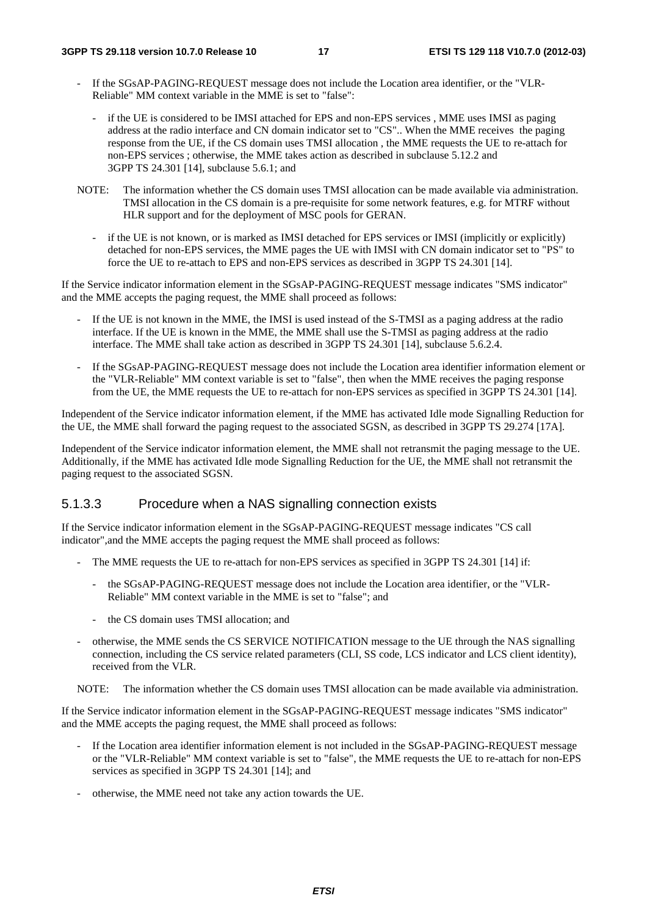- If the SGsAP-PAGING-REQUEST message does not include the Location area identifier, or the "VLR-Reliable" MM context variable in the MME is set to "false":

  - if the UE is considered to be IMSI attached for EPS and non-EPS services , MME uses IMSI as paging address at the radio interface and CN domain indicator set to "CS".. When the MME receives the paging response from the UE, if the CS domain uses TMSI allocation , the MME requests the UE to re-attach for non-EPS services ; otherwise, the MME takes action as described in subclause 5.12.2 and 3GPP TS 24.301 [14], subclause 5.6.1; and

NOTE: The information whether the CS domain uses TMSI allocation can be made available via administration. TMSI allocation in the CS domain is a pre-requisite for some network features, e.g. for MTRF without HLR support and for the deployment of MSC pools for GERAN.

  - if the UE is not known, or is marked as IMSI detached for EPS services or IMSI (implicitly or explicitly) detached for non-EPS services, the MME pages the UE with IMSI with CN domain indicator set to "PS" to force the UE to re-attach to EPS and non-EPS services as described in 3GPP TS 24.301 [14].

If the Service indicator information element in the SGsAP-PAGING-REQUEST message indicates "SMS indicator" and the MME accepts the paging request, the MME shall proceed as follows:

- If the UE is not known in the MME, the IMSI is used instead of the S-TMSI as a paging address at the radio interface. If the UE is known in the MME, the MME shall use the S-TMSI as paging address at the radio interface. The MME shall take action as described in 3GPP TS 24.301 [14], subclause 5.6.2.4.
- If the SGsAP-PAGING-REQUEST message does not include the Location area identifier information element or the "VLR-Reliable" MM context variable is set to "false", then when the MME receives the paging response from the UE, the MME requests the UE to re-attach for non-EPS services as specified in 3GPP TS 24.301 [14].

Independent of the Service indicator information element, if the MME has activated Idle mode Signalling Reduction for the UE, the MME shall forward the paging request to the associated SGSN, as described in 3GPP TS 29.274 [17A].

Independent of the Service indicator information element, the MME shall not retransmit the paging message to the UE. Additionally, if the MME has activated Idle mode Signalling Reduction for the UE, the MME shall not retransmit the paging request to the associated SGSN.

### 5.1.3.3 Procedure when a NAS signalling connection exists

If the Service indicator information element in the SGsAP-PAGING-REQUEST message indicates "CS call indicator",and the MME accepts the paging request the MME shall proceed as follows:

- The MME requests the UE to re-attach for non-EPS services as specified in 3GPP TS 24.301 [14] if:
  - the SGsAP-PAGING-REQUEST message does not include the Location area identifier, or the "VLR-Reliable" MM context variable in the MME is set to "false"; and
  - the CS domain uses TMSI allocation; and
- otherwise, the MME sends the CS SERVICE NOTIFICATION message to the UE through the NAS signalling connection, including the CS service related parameters (CLI, SS code, LCS indicator and LCS client identity), received from the VLR.

NOTE: The information whether the CS domain uses TMSI allocation can be made available via administration.

If the Service indicator information element in the SGsAP-PAGING-REQUEST message indicates "SMS indicator" and the MME accepts the paging request, the MME shall proceed as follows:

- If the Location area identifier information element is not included in the SGsAP-PAGING-REQUEST message or the "VLR-Reliable" MM context variable is set to "false", the MME requests the UE to re-attach for non-EPS services as specified in 3GPP TS 24.301 [14]; and
- otherwise, the MME need not take any action towards the UE.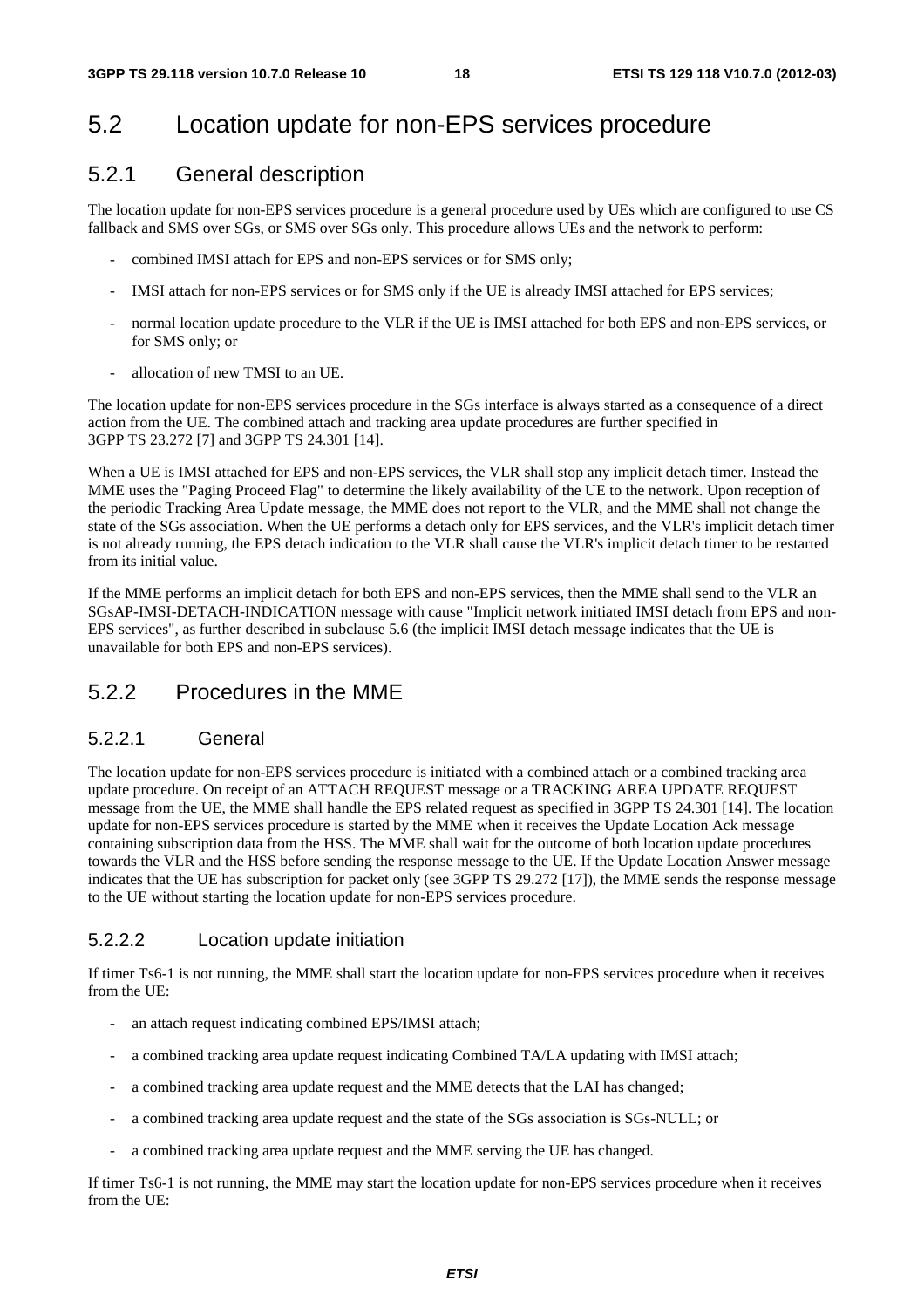## 5.2 Location update for non-EPS services procedure

### 5.2.1 General description

The location update for non-EPS services procedure is a general procedure used by UEs which are configured to use CS fallback and SMS over SGs, or SMS over SGs only. This procedure allows UEs and the network to perform:

- combined IMSI attach for EPS and non-EPS services or for SMS only;
- IMSI attach for non-EPS services or for SMS only if the UE is already IMSI attached for EPS services;
- normal location update procedure to the VLR if the UE is IMSI attached for both EPS and non-EPS services, or for SMS only; or
- allocation of new TMSI to an UE.

The location update for non-EPS services procedure in the SGs interface is always started as a consequence of a direct action from the UE. The combined attach and tracking area update procedures are further specified in 3GPP TS 23.272 [7] and 3GPP TS 24.301 [14].

When a UE is IMSI attached for EPS and non-EPS services, the VLR shall stop any implicit detach timer. Instead the MME uses the "Paging Proceed Flag" to determine the likely availability of the UE to the network. Upon reception of the periodic Tracking Area Update message, the MME does not report to the VLR, and the MME shall not change the state of the SGs association. When the UE performs a detach only for EPS services, and the VLR's implicit detach timer is not already running, the EPS detach indication to the VLR shall cause the VLR's implicit detach timer to be restarted from its initial value.

If the MME performs an implicit detach for both EPS and non-EPS services, then the MME shall send to the VLR an SGsAP-IMSI-DETACH-INDICATION message with cause "Implicit network initiated IMSI detach from EPS and non-EPS services", as further described in subclause 5.6 (the implicit IMSI detach message indicates that the UE is unavailable for both EPS and non-EPS services).

### 5.2.2 Procedures in the MME

#### 5.2.2.1 General

The location update for non-EPS services procedure is initiated with a combined attach or a combined tracking area update procedure. On receipt of an ATTACH REQUEST message or a TRACKING AREA UPDATE REQUEST message from the UE, the MME shall handle the EPS related request as specified in 3GPP TS 24.301 [14]. The location update for non-EPS services procedure is started by the MME when it receives the Update Location Ack message containing subscription data from the HSS. The MME shall wait for the outcome of both location update procedures towards the VLR and the HSS before sending the response message to the UE. If the Update Location Answer message indicates that the UE has subscription for packet only (see 3GPP TS 29.272 [17]), the MME sends the response message to the UE without starting the location update for non-EPS services procedure.

#### 5.2.2.2 Location update initiation

If timer Ts6-1 is not running, the MME shall start the location update for non-EPS services procedure when it receives from the UE:

- an attach request indicating combined EPS/IMSI attach;
- a combined tracking area update request indicating Combined TA/LA updating with IMSI attach;
- a combined tracking area update request and the MME detects that the LAI has changed;
- a combined tracking area update request and the state of the SGs association is SGs-NULL; or
- a combined tracking area update request and the MME serving the UE has changed.

If timer Ts6-1 is not running, the MME may start the location update for non-EPS services procedure when it receives from the UE: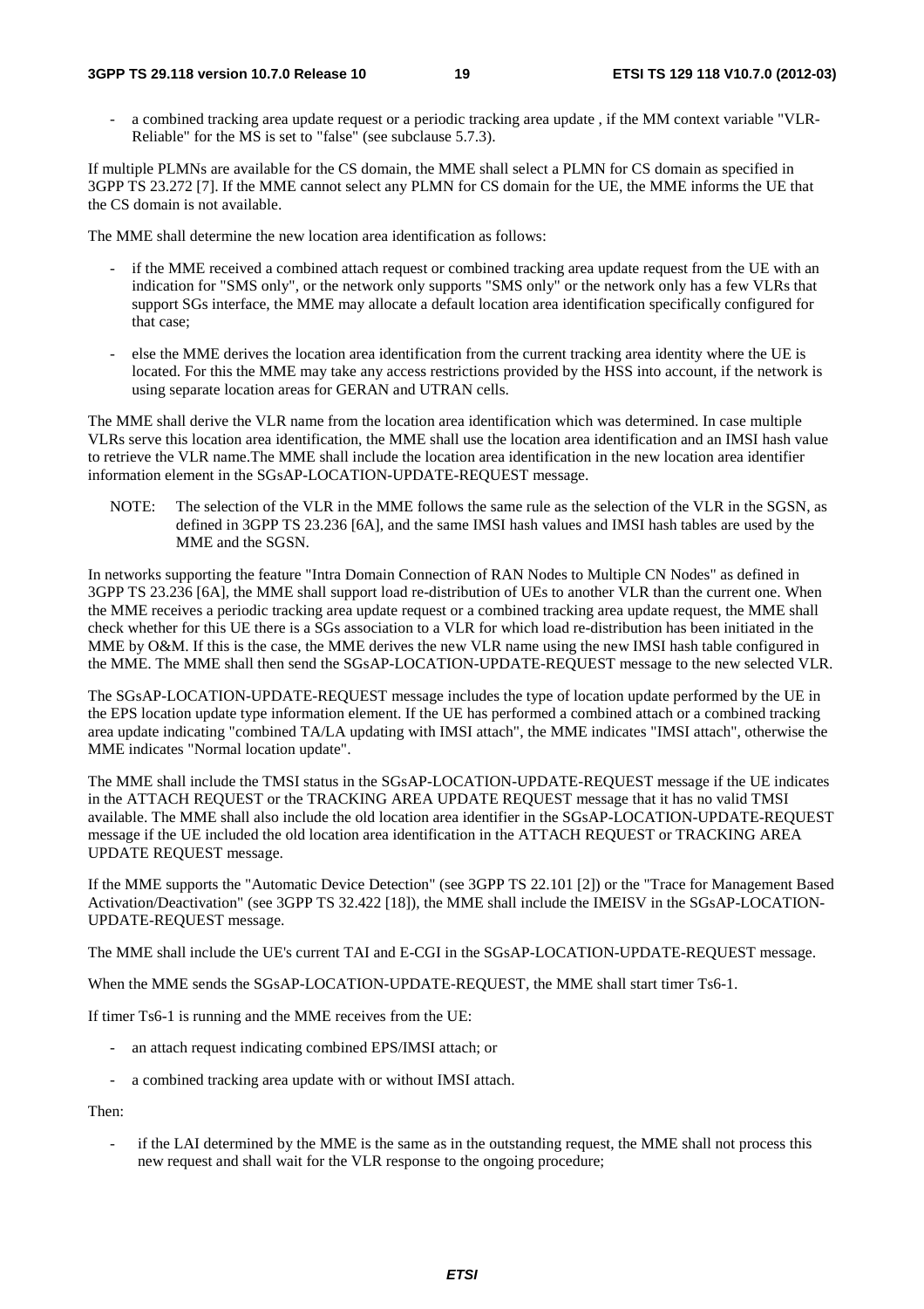- a combined tracking area update request or a periodic tracking area update , if the MM context variable "VLR-Reliable" for the MS is set to "false" (see subclause 5.7.3).

If multiple PLMNs are available for the CS domain, the MME shall select a PLMN for CS domain as specified in 3GPP TS 23.272 [7]. If the MME cannot select any PLMN for CS domain for the UE, the MME informs the UE that the CS domain is not available.

The MME shall determine the new location area identification as follows:

- if the MME received a combined attach request or combined tracking area update request from the UE with an indication for "SMS only", or the network only supports "SMS only" or the network only has a few VLRs that support SGs interface, the MME may allocate a default location area identification specifically configured for that case;
- else the MME derives the location area identification from the current tracking area identity where the UE is located. For this the MME may take any access restrictions provided by the HSS into account, if the network is using separate location areas for GERAN and UTRAN cells.

The MME shall derive the VLR name from the location area identification which was determined. In case multiple VLRs serve this location area identification, the MME shall use the location area identification and an IMSI hash value to retrieve the VLR name.The MME shall include the location area identification in the new location area identifier information element in the SGsAP-LOCATION-UPDATE-REQUEST message.

NOTE: The selection of the VLR in the MME follows the same rule as the selection of the VLR in the SGSN, as defined in 3GPP TS 23.236 [6A], and the same IMSI hash values and IMSI hash tables are used by the MME and the SGSN.

In networks supporting the feature "Intra Domain Connection of RAN Nodes to Multiple CN Nodes" as defined in 3GPP TS 23.236 [6A], the MME shall support load re-distribution of UEs to another VLR than the current one. When the MME receives a periodic tracking area update request or a combined tracking area update request, the MME shall check whether for this UE there is a SGs association to a VLR for which load re-distribution has been initiated in the MME by O&M. If this is the case, the MME derives the new VLR name using the new IMSI hash table configured in the MME. The MME shall then send the SGsAP-LOCATION-UPDATE-REQUEST message to the new selected VLR.

The SGsAP-LOCATION-UPDATE-REQUEST message includes the type of location update performed by the UE in the EPS location update type information element. If the UE has performed a combined attach or a combined tracking area update indicating "combined TA/LA updating with IMSI attach", the MME indicates "IMSI attach", otherwise the MME indicates "Normal location update".

The MME shall include the TMSI status in the SGsAP-LOCATION-UPDATE-REQUEST message if the UE indicates in the ATTACH REQUEST or the TRACKING AREA UPDATE REQUEST message that it has no valid TMSI available. The MME shall also include the old location area identifier in the SGsAP-LOCATION-UPDATE-REQUEST message if the UE included the old location area identification in the ATTACH REQUEST or TRACKING AREA UPDATE REQUEST message.

If the MME supports the "Automatic Device Detection" (see 3GPP TS 22.101 [2]) or the "Trace for Management Based Activation/Deactivation" (see 3GPP TS 32.422 [18]), the MME shall include the IMEISV in the SGsAP-LOCATION-UPDATE-REQUEST message.

The MME shall include the UE's current TAI and E-CGI in the SGsAP-LOCATION-UPDATE-REQUEST message.

When the MME sends the SGsAP-LOCATION-UPDATE-REQUEST, the MME shall start timer Ts6-1.

If timer Ts6-1 is running and the MME receives from the UE:

- an attach request indicating combined EPS/IMSI attach; or
- a combined tracking area update with or without IMSI attach.

Then:

- if the LAI determined by the MME is the same as in the outstanding request, the MME shall not process this new request and shall wait for the VLR response to the ongoing procedure;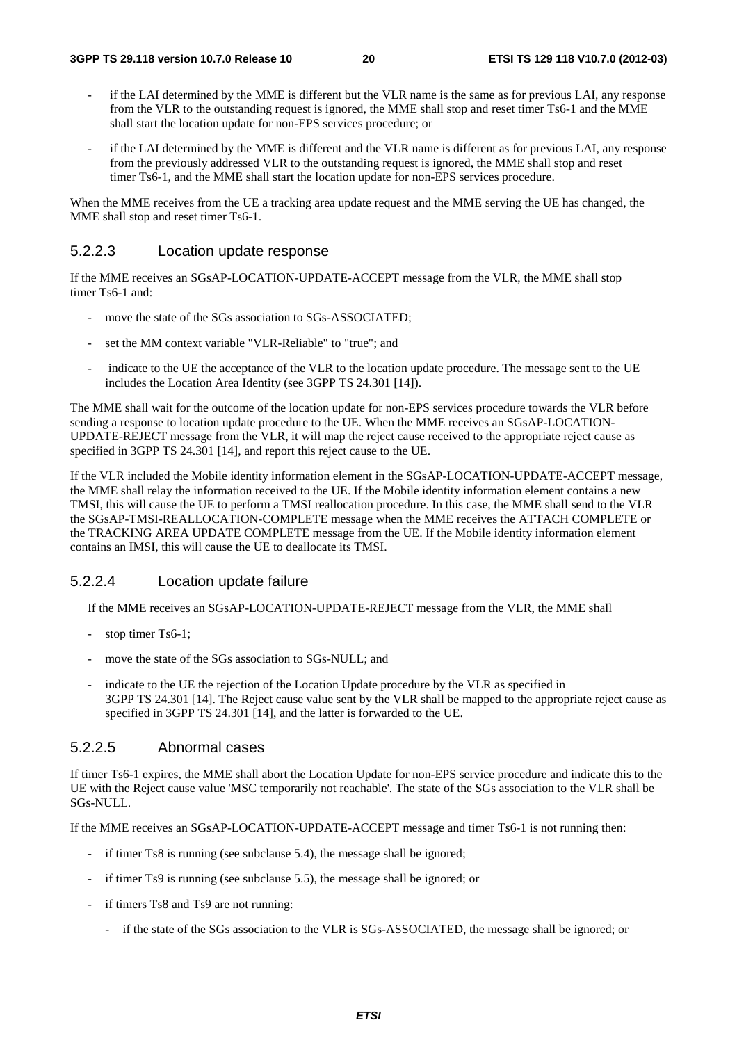- if the LAI determined by the MME is different but the VLR name is the same as for previous LAI, any response from the VLR to the outstanding request is ignored, the MME shall stop and reset timer Ts6-1 and the MME shall start the location update for non-EPS services procedure; or

- if the LAI determined by the MME is different and the VLR name is different as for previous LAI, any response from the previously addressed VLR to the outstanding request is ignored, the MME shall stop and reset timer Ts6-1, and the MME shall start the location update for non-EPS services procedure.

When the MME receives from the UE a tracking area update request and the MME serving the UE has changed, the MME shall stop and reset timer Ts6-1.

#### 5.2.2.3 Location update response

If the MME receives an SGsAP-LOCATION-UPDATE-ACCEPT message from the VLR, the MME shall stop timer Ts6-1 and:

- move the state of the SGs association to SGs-ASSOCIATED;

- set the MM context variable "VLR-Reliable" to "true"; and

- indicate to the UE the acceptance of the VLR to the location update procedure. The message sent to the UE includes the Location Area Identity (see 3GPP TS 24.301 [14]).

The MME shall wait for the outcome of the location update for non-EPS services procedure towards the VLR before sending a response to location update procedure to the UE. When the MME receives an SGsAP-LOCATION-UPDATE-REJECT message from the VLR, it will map the reject cause received to the appropriate reject cause as specified in 3GPP TS 24.301 [14], and report this reject cause to the UE.

If the VLR included the Mobile identity information element in the SGsAP-LOCATION-UPDATE-ACCEPT message, the MME shall relay the information received to the UE. If the Mobile identity information element contains a new TMSI, this will cause the UE to perform a TMSI reallocation procedure. In this case, the MME shall send to the VLR the SGsAP-TMSI-REALLOCATION-COMPLETE message when the MME receives the ATTACH COMPLETE or the TRACKING AREA UPDATE COMPLETE message from the UE. If the Mobile identity information element contains an IMSI, this will cause the UE to deallocate its TMSI.

#### 5.2.2.4 Location update failure

If the MME receives an SGsAP-LOCATION-UPDATE-REJECT message from the VLR, the MME shall

- stop timer Ts6-1;

- move the state of the SGs association to SGs-NULL; and

- indicate to the UE the rejection of the Location Update procedure by the VLR as specified in 3GPP TS 24.301 [14]. The Reject cause value sent by the VLR shall be mapped to the appropriate reject cause as specified in 3GPP TS 24.301 [14], and the latter is forwarded to the UE.

#### 5.2.2.5 Abnormal cases

If timer Ts6-1 expires, the MME shall abort the Location Update for non-EPS service procedure and indicate this to the UE with the Reject cause value 'MSC temporarily not reachable'. The state of the SGs association to the VLR shall be SGs-NULL.

If the MME receives an SGsAP-LOCATION-UPDATE-ACCEPT message and timer Ts6-1 is not running then:

- if timer Ts8 is running (see subclause 5.4), the message shall be ignored;

- if timer Ts9 is running (see subclause 5.5), the message shall be ignored; or

- if timers Ts8 and Ts9 are not running:

  - if the state of the SGs association to the VLR is SGs-ASSOCIATED, the message shall be ignored; or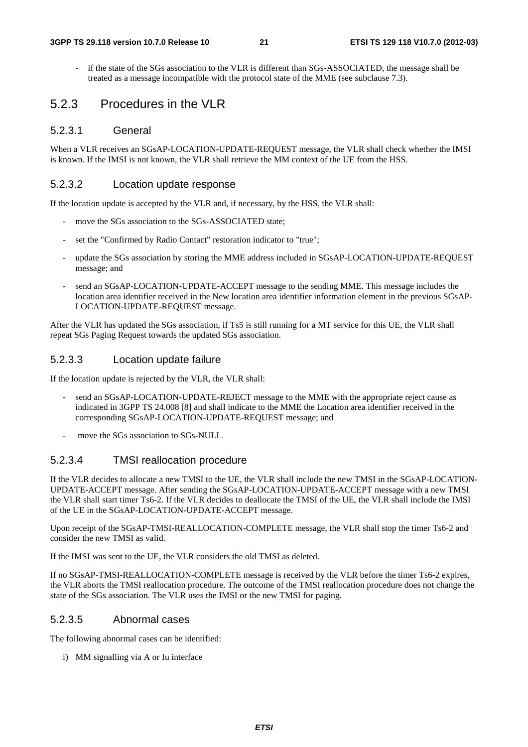- if the state of the SGs association to the VLR is different than SGs-ASSOCIATED, the message shall be treated as a message incompatible with the protocol state of the MME (see subclause 7.3).

## 5.2.3 Procedures in the VLR

### 5.2.3.1 General

When a VLR receives an SGsAP-LOCATION-UPDATE-REQUEST message, the VLR shall check whether the IMSI is known. If the IMSI is not known, the VLR shall retrieve the MM context of the UE from the HSS.

### 5.2.3.2 Location update response

If the location update is accepted by the VLR and, if necessary, by the HSS, the VLR shall:

- move the SGs association to the SGs-ASSOCIATED state;
- set the "Confirmed by Radio Contact" restoration indicator to "true";
- update the SGs association by storing the MME address included in SGsAP-LOCATION-UPDATE-REQUEST message; and
- send an SGsAP-LOCATION-UPDATE-ACCEPT message to the sending MME. This message includes the location area identifier received in the New location area identifier information element in the previous SGsAP-LOCATION-UPDATE-REQUEST message.

After the VLR has updated the SGs association, if Ts5 is still running for a MT service for this UE, the VLR shall repeat SGs Paging Request towards the updated SGs association.

### 5.2.3.3 Location update failure

If the location update is rejected by the VLR, the VLR shall:

- send an SGsAP-LOCATION-UPDATE-REJECT message to the MME with the appropriate reject cause as indicated in 3GPP TS 24.008 [8] and shall indicate to the MME the Location area identifier received in the corresponding SGsAP-LOCATION-UPDATE-REQUEST message; and
- move the SGs association to SGs-NULL.

### 5.2.3.4 TMSI reallocation procedure

If the VLR decides to allocate a new TMSI to the UE, the VLR shall include the new TMSI in the SGsAP-LOCATION-UPDATE-ACCEPT message. After sending the SGsAP-LOCATION-UPDATE-ACCEPT message with a new TMSI the VLR shall start timer Ts6-2. If the VLR decides to deallocate the TMSI of the UE, the VLR shall include the IMSI of the UE in the SGsAP-LOCATION-UPDATE-ACCEPT message.

Upon receipt of the SGsAP-TMSI-REALLOCATION-COMPLETE message, the VLR shall stop the timer Ts6-2 and consider the new TMSI as valid.

If the IMSI was sent to the UE, the VLR considers the old TMSI as deleted.

If no SGsAP-TMSI-REALLOCATION-COMPLETE message is received by the VLR before the timer Ts6-2 expires, the VLR aborts the TMSI reallocation procedure. The outcome of the TMSI reallocation procedure does not change the state of the SGs association. The VLR uses the IMSI or the new TMSI for paging.

### 5.2.3.5 Abnormal cases

The following abnormal cases can be identified:

i) MM signalling via A or Iu interface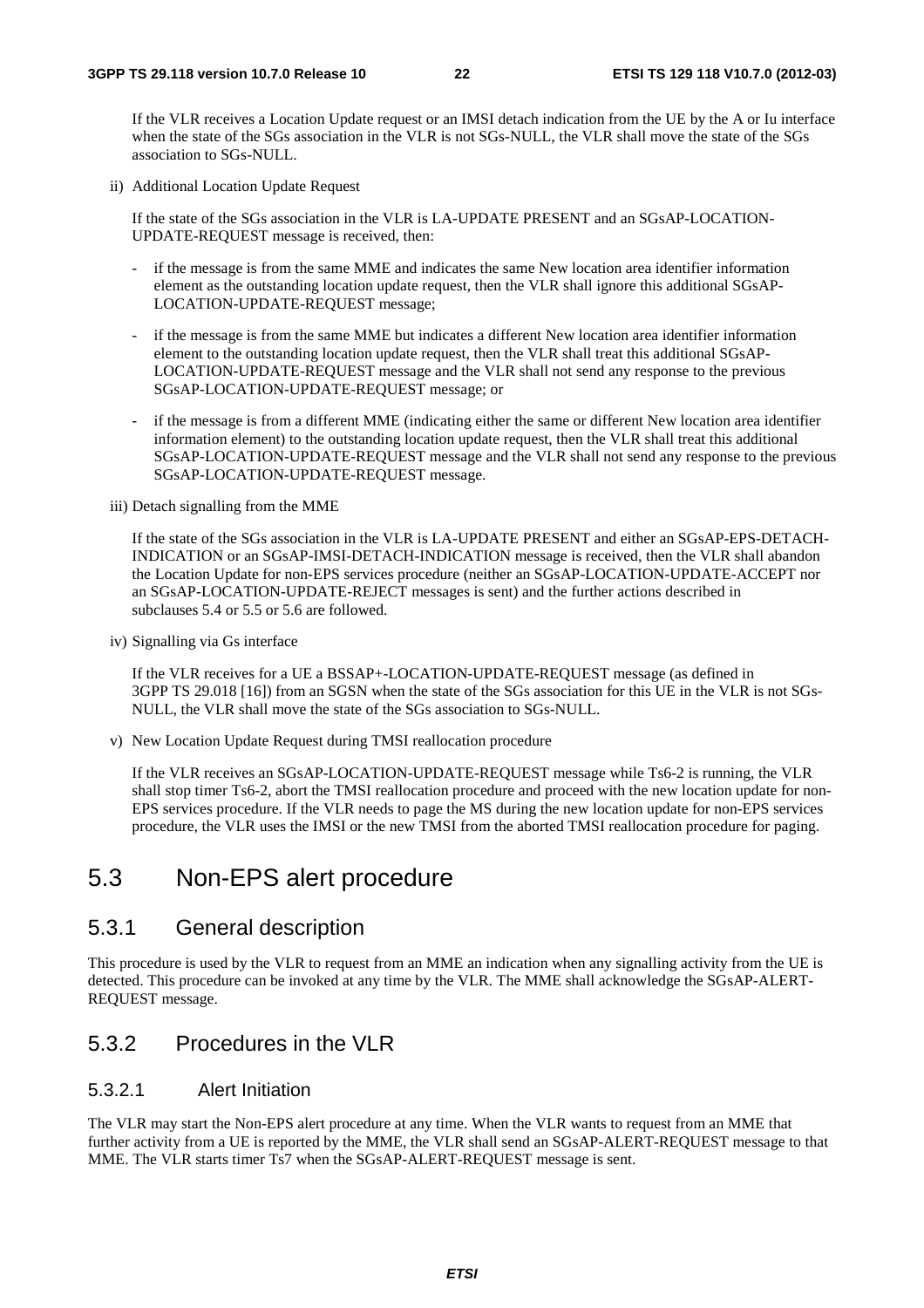If the VLR receives a Location Update request or an IMSI detach indication from the UE by the A or Iu interface when the state of the SGs association in the VLR is not SGs-NULL, the VLR shall move the state of the SGs association to SGs-NULL.

ii) Additional Location Update Request

If the state of the SGs association in the VLR is LA-UPDATE PRESENT and an SGsAP-LOCATION-UPDATE-REQUEST message is received, then:

- if the message is from the same MME and indicates the same New location area identifier information element as the outstanding location update request, then the VLR shall ignore this additional SGsAP-LOCATION-UPDATE-REQUEST message;
- if the message is from the same MME but indicates a different New location area identifier information element to the outstanding location update request, then the VLR shall treat this additional SGsAP-LOCATION-UPDATE-REQUEST message and the VLR shall not send any response to the previous SGsAP-LOCATION-UPDATE-REQUEST message; or
- if the message is from a different MME (indicating either the same or different New location area identifier information element) to the outstanding location update request, then the VLR shall treat this additional SGsAP-LOCATION-UPDATE-REQUEST message and the VLR shall not send any response to the previous SGsAP-LOCATION-UPDATE-REQUEST message.

iii) Detach signalling from the MME

If the state of the SGs association in the VLR is LA-UPDATE PRESENT and either an SGsAP-EPS-DETACH-INDICATION or an SGsAP-IMSI-DETACH-INDICATION message is received, then the VLR shall abandon the Location Update for non-EPS services procedure (neither an SGsAP-LOCATION-UPDATE-ACCEPT nor an SGsAP-LOCATION-UPDATE-REJECT messages is sent) and the further actions described in subclauses 5.4 or 5.5 or 5.6 are followed.

iv) Signalling via Gs interface

If the VLR receives for a UE a BSSAP+-LOCATION-UPDATE-REQUEST message (as defined in 3GPP TS 29.018 [16]) from an SGSN when the state of the SGs association for this UE in the VLR is not SGs-NULL, the VLR shall move the state of the SGs association to SGs-NULL.

v) New Location Update Request during TMSI reallocation procedure

If the VLR receives an SGsAP-LOCATION-UPDATE-REQUEST message while Ts6-2 is running, the VLR shall stop timer Ts6-2, abort the TMSI reallocation procedure and proceed with the new location update for non-EPS services procedure. If the VLR needs to page the MS during the new location update for non-EPS services procedure, the VLR uses the IMSI or the new TMSI from the aborted TMSI reallocation procedure for paging.

# 5.3 Non-EPS alert procedure

## 5.3.1 General description

This procedure is used by the VLR to request from an MME an indication when any signalling activity from the UE is detected. This procedure can be invoked at any time by the VLR. The MME shall acknowledge the SGsAP-ALERT-REQUEST message.

## 5.3.2 Procedures in the VLR

### 5.3.2.1 Alert Initiation

The VLR may start the Non-EPS alert procedure at any time. When the VLR wants to request from an MME that further activity from a UE is reported by the MME, the VLR shall send an SGsAP-ALERT-REQUEST message to that MME. The VLR starts timer Ts7 when the SGsAP-ALERT-REQUEST message is sent.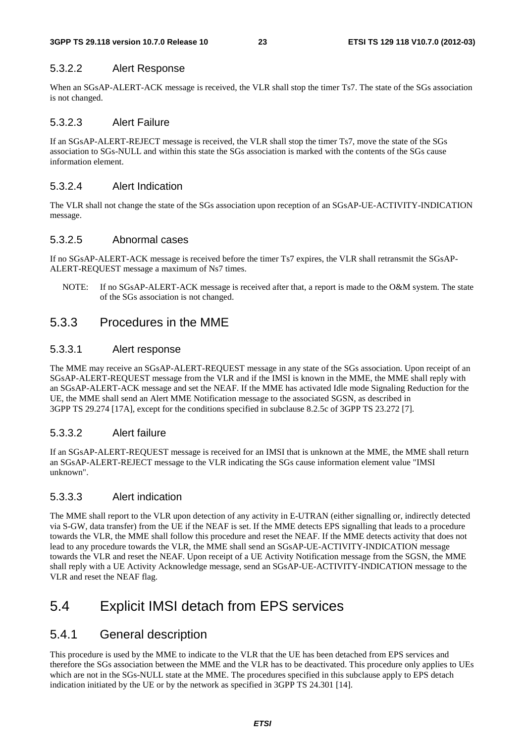#### 5.3.2.2 Alert Response

When an SGsAP-ALERT-ACK message is received, the VLR shall stop the timer Ts7. The state of the SGs association is not changed.

#### 5.3.2.3 Alert Failure

If an SGsAP-ALERT-REJECT message is received, the VLR shall stop the timer Ts7, move the state of the SGs association to SGs-NULL and within this state the SGs association is marked with the contents of the SGs cause information element.

#### 5.3.2.4 Alert Indication

The VLR shall not change the state of the SGs association upon reception of an SGsAP-UE-ACTIVITY-INDICATION message.

#### 5.3.2.5 Abnormal cases

If no SGsAP-ALERT-ACK message is received before the timer Ts7 expires, the VLR shall retransmit the SGsAP-ALERT-REQUEST message a maximum of Ns7 times.

NOTE: If no SGsAP-ALERT-ACK message is received after that, a report is made to the O&M system. The state of the SGs association is not changed.

### 5.3.3 Procedures in the MME

#### 5.3.3.1 Alert response

The MME may receive an SGsAP-ALERT-REQUEST message in any state of the SGs association. Upon receipt of an SGsAP-ALERT-REQUEST message from the VLR and if the IMSI is known in the MME, the MME shall reply with an SGsAP-ALERT-ACK message and set the NEAF. If the MME has activated Idle mode Signaling Reduction for the UE, the MME shall send an Alert MME Notification message to the associated SGSN, as described in 3GPP TS 29.274 [17A], except for the conditions specified in subclause 8.2.5c of 3GPP TS 23.272 [7].

#### 5.3.3.2 Alert failure

If an SGsAP-ALERT-REQUEST message is received for an IMSI that is unknown at the MME, the MME shall return an SGsAP-ALERT-REJECT message to the VLR indicating the SGs cause information element value "IMSI unknown".

#### 5.3.3.3 Alert indication

The MME shall report to the VLR upon detection of any activity in E-UTRAN (either signalling or, indirectly detected via S-GW, data transfer) from the UE if the NEAF is set. If the MME detects EPS signalling that leads to a procedure towards the VLR, the MME shall follow this procedure and reset the NEAF. If the MME detects activity that does not lead to any procedure towards the VLR, the MME shall send an SGsAP-UE-ACTIVITY-INDICATION message towards the VLR and reset the NEAF. Upon receipt of a UE Activity Notification message from the SGSN, the MME shall reply with a UE Activity Acknowledge message, send an SGsAP-UE-ACTIVITY-INDICATION message to the VLR and reset the NEAF flag.

## 5.4 Explicit IMSI detach from EPS services

### 5.4.1 General description

This procedure is used by the MME to indicate to the VLR that the UE has been detached from EPS services and therefore the SGs association between the MME and the VLR has to be deactivated. This procedure only applies to UEs which are not in the SGs-NULL state at the MME. The procedures specified in this subclause apply to EPS detach indication initiated by the UE or by the network as specified in 3GPP TS 24.301 [14].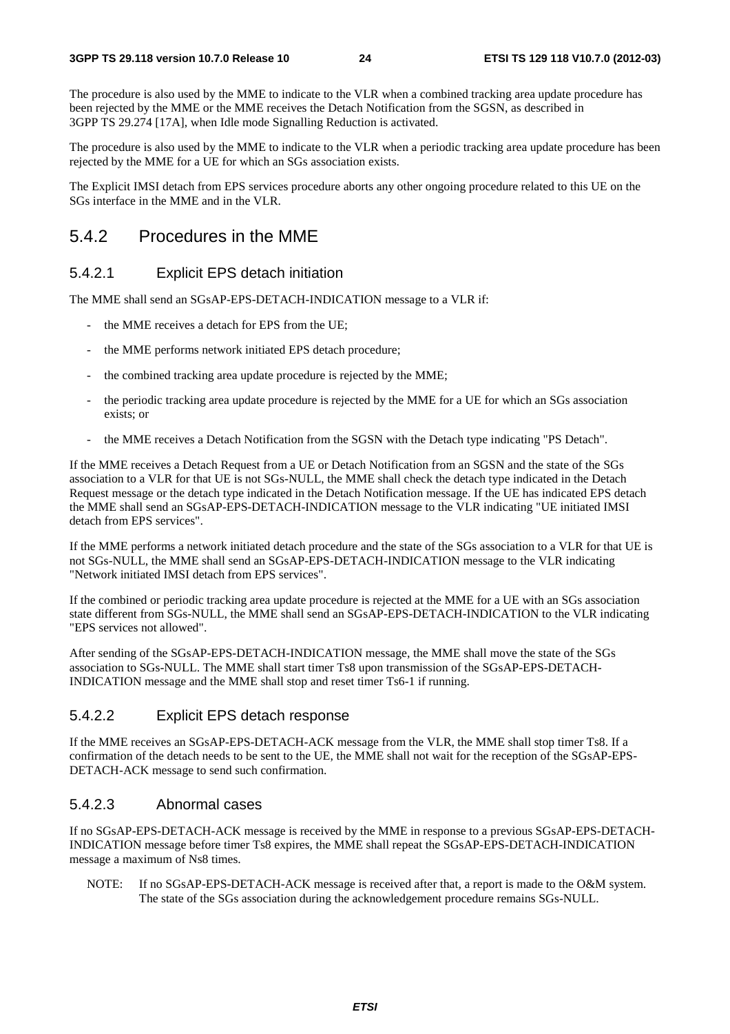The procedure is also used by the MME to indicate to the VLR when a combined tracking area update procedure has been rejected by the MME or the MME receives the Detach Notification from the SGSN, as described in 3GPP TS 29.274 [17A], when Idle mode Signalling Reduction is activated.

The procedure is also used by the MME to indicate to the VLR when a periodic tracking area update procedure has been rejected by the MME for a UE for which an SGs association exists.

The Explicit IMSI detach from EPS services procedure aborts any other ongoing procedure related to this UE on the SGs interface in the MME and in the VLR.

## 5.4.2 Procedures in the MME

### 5.4.2.1 Explicit EPS detach initiation

The MME shall send an SGsAP-EPS-DETACH-INDICATION message to a VLR if:

- the MME receives a detach for EPS from the UE;
- the MME performs network initiated EPS detach procedure;
- the combined tracking area update procedure is rejected by the MME;
- the periodic tracking area update procedure is rejected by the MME for a UE for which an SGs association exists; or
- the MME receives a Detach Notification from the SGSN with the Detach type indicating "PS Detach".

If the MME receives a Detach Request from a UE or Detach Notification from an SGSN and the state of the SGs association to a VLR for that UE is not SGs-NULL, the MME shall check the detach type indicated in the Detach Request message or the detach type indicated in the Detach Notification message. If the UE has indicated EPS detach the MME shall send an SGsAP-EPS-DETACH-INDICATION message to the VLR indicating "UE initiated IMSI detach from EPS services".

If the MME performs a network initiated detach procedure and the state of the SGs association to a VLR for that UE is not SGs-NULL, the MME shall send an SGsAP-EPS-DETACH-INDICATION message to the VLR indicating "Network initiated IMSI detach from EPS services".

If the combined or periodic tracking area update procedure is rejected at the MME for a UE with an SGs association state different from SGs-NULL, the MME shall send an SGsAP-EPS-DETACH-INDICATION to the VLR indicating "EPS services not allowed".

After sending of the SGsAP-EPS-DETACH-INDICATION message, the MME shall move the state of the SGs association to SGs-NULL. The MME shall start timer Ts8 upon transmission of the SGsAP-EPS-DETACH-INDICATION message and the MME shall stop and reset timer Ts6-1 if running.

### 5.4.2.2 Explicit EPS detach response

If the MME receives an SGsAP-EPS-DETACH-ACK message from the VLR, the MME shall stop timer Ts8. If a confirmation of the detach needs to be sent to the UE, the MME shall not wait for the reception of the SGsAP-EPS-DETACH-ACK message to send such confirmation.

### 5.4.2.3 Abnormal cases

If no SGsAP-EPS-DETACH-ACK message is received by the MME in response to a previous SGsAP-EPS-DETACH-INDICATION message before timer Ts8 expires, the MME shall repeat the SGsAP-EPS-DETACH-INDICATION message a maximum of Ns8 times.

NOTE: If no SGsAP-EPS-DETACH-ACK message is received after that, a report is made to the O&M system. The state of the SGs association during the acknowledgement procedure remains SGs-NULL.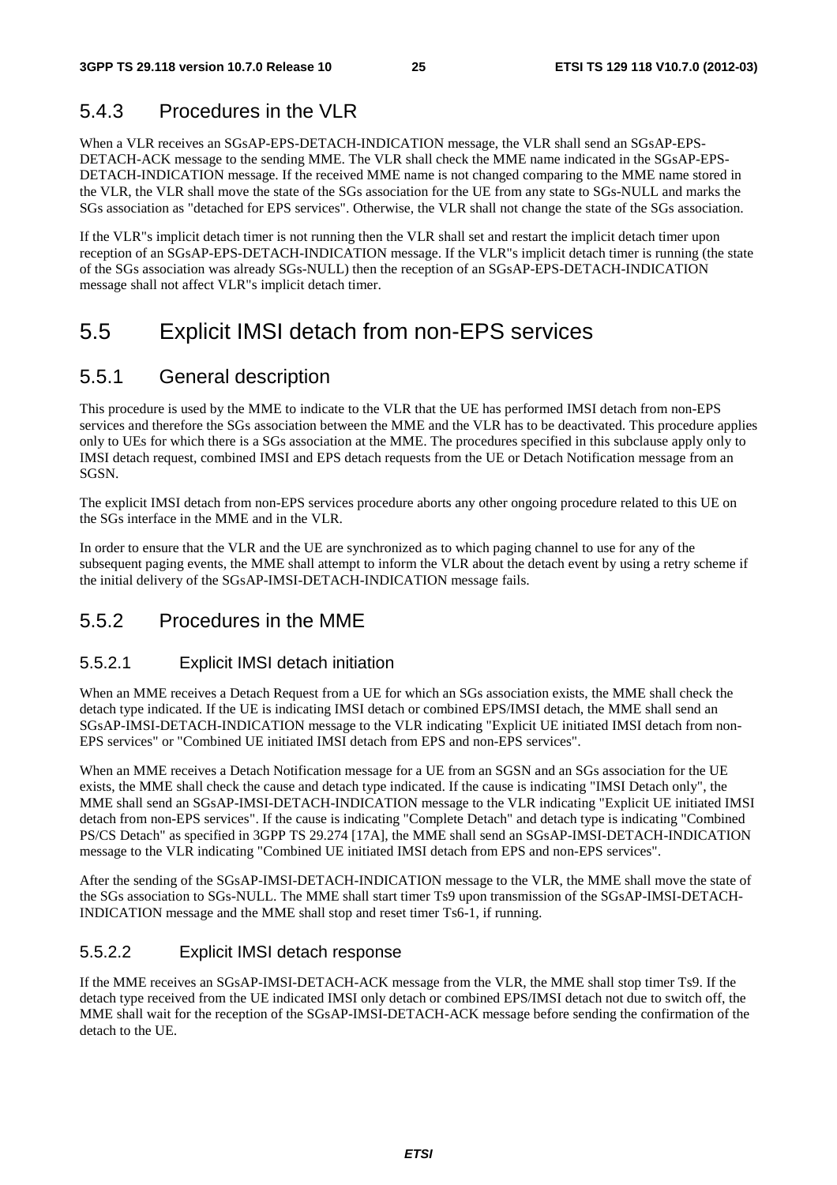### 5.4.3 Procedures in the VLR

When a VLR receives an SGsAP-EPS-DETACH-INDICATION message, the VLR shall send an SGsAP-EPS-DETACH-ACK message to the sending MME. The VLR shall check the MME name indicated in the SGsAP-EPS-DETACH-INDICATION message. If the received MME name is not changed comparing to the MME name stored in the VLR, the VLR shall move the state of the SGs association for the UE from any state to SGs-NULL and marks the SGs association as "detached for EPS services". Otherwise, the VLR shall not change the state of the SGs association.

If the VLR"s implicit detach timer is not running then the VLR shall set and restart the implicit detach timer upon reception of an SGsAP-EPS-DETACH-INDICATION message. If the VLR"s implicit detach timer is running (the state of the SGs association was already SGs-NULL) then the reception of an SGsAP-EPS-DETACH-INDICATION message shall not affect VLR"s implicit detach timer.

## 5.5 Explicit IMSI detach from non-EPS services

### 5.5.1 General description

This procedure is used by the MME to indicate to the VLR that the UE has performed IMSI detach from non-EPS services and therefore the SGs association between the MME and the VLR has to be deactivated. This procedure applies only to UEs for which there is a SGs association at the MME. The procedures specified in this subclause apply only to IMSI detach request, combined IMSI and EPS detach requests from the UE or Detach Notification message from an SGSN.

The explicit IMSI detach from non-EPS services procedure aborts any other ongoing procedure related to this UE on the SGs interface in the MME and in the VLR.

In order to ensure that the VLR and the UE are synchronized as to which paging channel to use for any of the subsequent paging events, the MME shall attempt to inform the VLR about the detach event by using a retry scheme if the initial delivery of the SGsAP-IMSI-DETACH-INDICATION message fails.

### 5.5.2 Procedures in the MME

#### 5.5.2.1 Explicit IMSI detach initiation

When an MME receives a Detach Request from a UE for which an SGs association exists, the MME shall check the detach type indicated. If the UE is indicating IMSI detach or combined EPS/IMSI detach, the MME shall send an SGsAP-IMSI-DETACH-INDICATION message to the VLR indicating "Explicit UE initiated IMSI detach from non-EPS services" or "Combined UE initiated IMSI detach from EPS and non-EPS services".

When an MME receives a Detach Notification message for a UE from an SGSN and an SGs association for the UE exists, the MME shall check the cause and detach type indicated. If the cause is indicating "IMSI Detach only", the MME shall send an SGsAP-IMSI-DETACH-INDICATION message to the VLR indicating "Explicit UE initiated IMSI detach from non-EPS services". If the cause is indicating "Complete Detach" and detach type is indicating "Combined PS/CS Detach" as specified in 3GPP TS 29.274 [17A], the MME shall send an SGsAP-IMSI-DETACH-INDICATION message to the VLR indicating "Combined UE initiated IMSI detach from EPS and non-EPS services".

After the sending of the SGsAP-IMSI-DETACH-INDICATION message to the VLR, the MME shall move the state of the SGs association to SGs-NULL. The MME shall start timer Ts9 upon transmission of the SGsAP-IMSI-DETACH-INDICATION message and the MME shall stop and reset timer Ts6-1, if running.

#### 5.5.2.2 Explicit IMSI detach response

If the MME receives an SGsAP-IMSI-DETACH-ACK message from the VLR, the MME shall stop timer Ts9. If the detach type received from the UE indicated IMSI only detach or combined EPS/IMSI detach not due to switch off, the MME shall wait for the reception of the SGsAP-IMSI-DETACH-ACK message before sending the confirmation of the detach to the UE.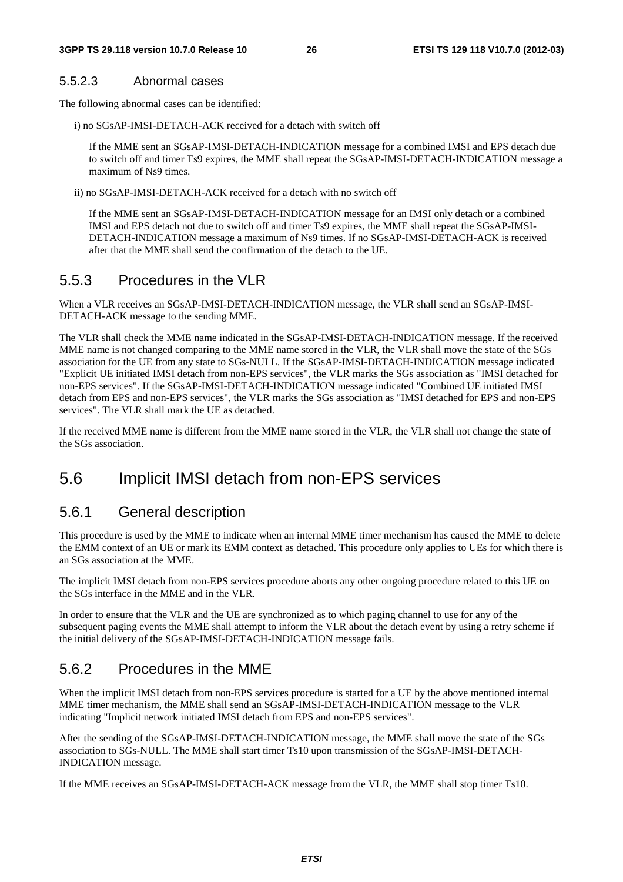#### 5.5.2.3 Abnormal cases

The following abnormal cases can be identified:

i) no SGsAP-IMSI-DETACH-ACK received for a detach with switch off

If the MME sent an SGsAP-IMSI-DETACH-INDICATION message for a combined IMSI and EPS detach due to switch off and timer Ts9 expires, the MME shall repeat the SGsAP-IMSI-DETACH-INDICATION message a maximum of Ns9 times.

ii) no SGsAP-IMSI-DETACH-ACK received for a detach with no switch off

If the MME sent an SGsAP-IMSI-DETACH-INDICATION message for an IMSI only detach or a combined IMSI and EPS detach not due to switch off and timer Ts9 expires, the MME shall repeat the SGsAP-IMSI-DETACH-INDICATION message a maximum of Ns9 times. If no SGsAP-IMSI-DETACH-ACK is received after that the MME shall send the confirmation of the detach to the UE.

### 5.5.3 Procedures in the VLR

When a VLR receives an SGsAP-IMSI-DETACH-INDICATION message, the VLR shall send an SGsAP-IMSI-DETACH-ACK message to the sending MME.

The VLR shall check the MME name indicated in the SGsAP-IMSI-DETACH-INDICATION message. If the received MME name is not changed comparing to the MME name stored in the VLR, the VLR shall move the state of the SGs association for the UE from any state to SGs-NULL. If the SGsAP-IMSI-DETACH-INDICATION message indicated "Explicit UE initiated IMSI detach from non-EPS services", the VLR marks the SGs association as "IMSI detached for non-EPS services". If the SGsAP-IMSI-DETACH-INDICATION message indicated "Combined UE initiated IMSI detach from EPS and non-EPS services", the VLR marks the SGs association as "IMSI detached for EPS and non-EPS services". The VLR shall mark the UE as detached.

If the received MME name is different from the MME name stored in the VLR, the VLR shall not change the state of the SGs association.

## 5.6 Implicit IMSI detach from non-EPS services

### 5.6.1 General description

This procedure is used by the MME to indicate when an internal MME timer mechanism has caused the MME to delete the EMM context of an UE or mark its EMM context as detached. This procedure only applies to UEs for which there is an SGs association at the MME.

The implicit IMSI detach from non-EPS services procedure aborts any other ongoing procedure related to this UE on the SGs interface in the MME and in the VLR.

In order to ensure that the VLR and the UE are synchronized as to which paging channel to use for any of the subsequent paging events the MME shall attempt to inform the VLR about the detach event by using a retry scheme if the initial delivery of the SGsAP-IMSI-DETACH-INDICATION message fails.

### 5.6.2 Procedures in the MME

When the implicit IMSI detach from non-EPS services procedure is started for a UE by the above mentioned internal MME timer mechanism, the MME shall send an SGsAP-IMSI-DETACH-INDICATION message to the VLR indicating "Implicit network initiated IMSI detach from EPS and non-EPS services".

After the sending of the SGsAP-IMSI-DETACH-INDICATION message, the MME shall move the state of the SGs association to SGs-NULL. The MME shall start timer Ts10 upon transmission of the SGsAP-IMSI-DETACH-INDICATION message.

If the MME receives an SGsAP-IMSI-DETACH-ACK message from the VLR, the MME shall stop timer Ts10.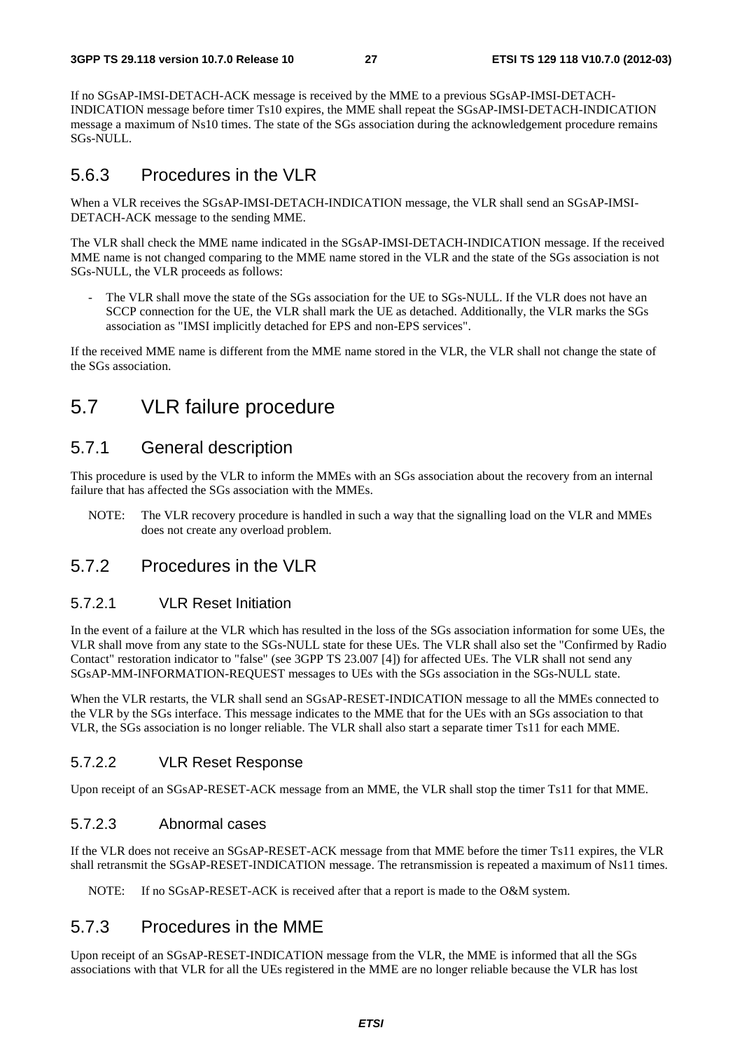If no SGsAP-IMSI-DETACH-ACK message is received by the MME to a previous SGsAP-IMSI-DETACH-INDICATION message before timer Ts10 expires, the MME shall repeat the SGsAP-IMSI-DETACH-INDICATION message a maximum of Ns10 times. The state of the SGs association during the acknowledgement procedure remains SGs-NULL.

### 5.6.3 Procedures in the VLR

When a VLR receives the SGsAP-IMSI-DETACH-INDICATION message, the VLR shall send an SGsAP-IMSI-DETACH-ACK message to the sending MME.

The VLR shall check the MME name indicated in the SGsAP-IMSI-DETACH-INDICATION message. If the received MME name is not changed comparing to the MME name stored in the VLR and the state of the SGs association is not SGs-NULL, the VLR proceeds as follows:

- The VLR shall move the state of the SGs association for the UE to SGs-NULL. If the VLR does not have an SCCP connection for the UE, the VLR shall mark the UE as detached. Additionally, the VLR marks the SGs association as "IMSI implicitly detached for EPS and non-EPS services".

If the received MME name is different from the MME name stored in the VLR, the VLR shall not change the state of the SGs association.

## 5.7 VLR failure procedure

### 5.7.1 General description

This procedure is used by the VLR to inform the MMEs with an SGs association about the recovery from an internal failure that has affected the SGs association with the MMEs.

NOTE: The VLR recovery procedure is handled in such a way that the signalling load on the VLR and MMEs does not create any overload problem.

### 5.7.2 Procedures in the VLR

#### 5.7.2.1 VLR Reset Initiation

In the event of a failure at the VLR which has resulted in the loss of the SGs association information for some UEs, the VLR shall move from any state to the SGs-NULL state for these UEs. The VLR shall also set the "Confirmed by Radio Contact" restoration indicator to "false" (see 3GPP TS 23.007 [4]) for affected UEs. The VLR shall not send any SGsAP-MM-INFORMATION-REQUEST messages to UEs with the SGs association in the SGs-NULL state.

When the VLR restarts, the VLR shall send an SGsAP-RESET-INDICATION message to all the MMEs connected to the VLR by the SGs interface. This message indicates to the MME that for the UEs with an SGs association to that VLR, the SGs association is no longer reliable. The VLR shall also start a separate timer Ts11 for each MME.

#### 5.7.2.2 VLR Reset Response

Upon receipt of an SGsAP-RESET-ACK message from an MME, the VLR shall stop the timer Ts11 for that MME.

#### 5.7.2.3 Abnormal cases

If the VLR does not receive an SGsAP-RESET-ACK message from that MME before the timer Ts11 expires, the VLR shall retransmit the SGsAP-RESET-INDICATION message. The retransmission is repeated a maximum of Ns11 times.

NOTE: If no SGsAP-RESET-ACK is received after that a report is made to the O&M system.

### 5.7.3 Procedures in the MME

Upon receipt of an SGsAP-RESET-INDICATION message from the VLR, the MME is informed that all the SGs associations with that VLR for all the UEs registered in the MME are no longer reliable because the VLR has lost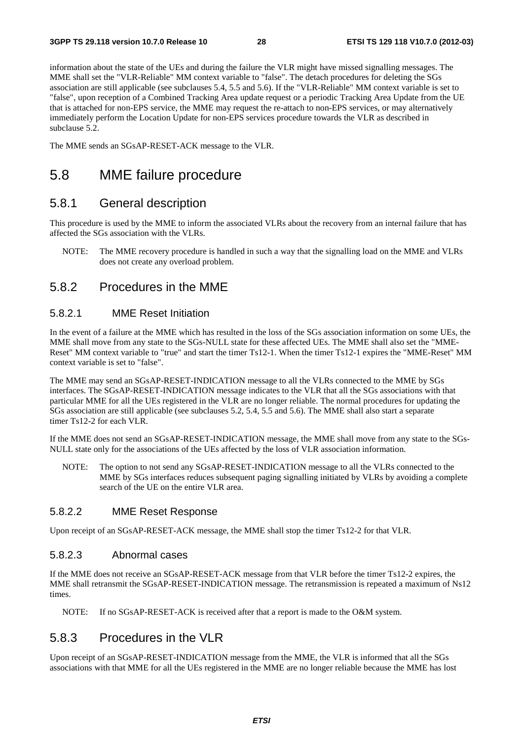information about the state of the UEs and during the failure the VLR might have missed signalling messages. The MME shall set the "VLR-Reliable" MM context variable to "false". The detach procedures for deleting the SGs association are still applicable (see subclauses 5.4, 5.5 and 5.6). If the "VLR-Reliable" MM context variable is set to "false", upon reception of a Combined Tracking Area update request or a periodic Tracking Area Update from the UE that is attached for non-EPS service, the MME may request the re-attach to non-EPS services, or may alternatively immediately perform the Location Update for non-EPS services procedure towards the VLR as described in subclause 5.2.

The MME sends an SGsAP-RESET-ACK message to the VLR.

# 5.8 MME failure procedure

## 5.8.1 General description

This procedure is used by the MME to inform the associated VLRs about the recovery from an internal failure that has affected the SGs association with the VLRs.

NOTE: The MME recovery procedure is handled in such a way that the signalling load on the MME and VLRs does not create any overload problem.

## 5.8.2 Procedures in the MME

### 5.8.2.1 MME Reset Initiation

In the event of a failure at the MME which has resulted in the loss of the SGs association information on some UEs, the MME shall move from any state to the SGs-NULL state for these affected UEs. The MME shall also set the "MME-Reset" MM context variable to "true" and start the timer Ts12-1. When the timer Ts12-1 expires the "MME-Reset" MM context variable is set to "false".

The MME may send an SGsAP-RESET-INDICATION message to all the VLRs connected to the MME by SGs interfaces. The SGsAP-RESET-INDICATION message indicates to the VLR that all the SGs associations with that particular MME for all the UEs registered in the VLR are no longer reliable. The normal procedures for updating the SGs association are still applicable (see subclauses 5.2, 5.4, 5.5 and 5.6). The MME shall also start a separate timer Ts12-2 for each VLR.

If the MME does not send an SGsAP-RESET-INDICATION message, the MME shall move from any state to the SGs-NULL state only for the associations of the UEs affected by the loss of VLR association information.

NOTE: The option to not send any SGsAP-RESET-INDICATION message to all the VLRs connected to the MME by SGs interfaces reduces subsequent paging signalling initiated by VLRs by avoiding a complete search of the UE on the entire VLR area.

### 5.8.2.2 MME Reset Response

Upon receipt of an SGsAP-RESET-ACK message, the MME shall stop the timer Ts12-2 for that VLR.

### 5.8.2.3 Abnormal cases

If the MME does not receive an SGsAP-RESET-ACK message from that VLR before the timer Ts12-2 expires, the MME shall retransmit the SGsAP-RESET-INDICATION message. The retransmission is repeated a maximum of Ns12 times.

NOTE: If no SGsAP-RESET-ACK is received after that a report is made to the O&M system.

## 5.8.3 Procedures in the VLR

Upon receipt of an SGsAP-RESET-INDICATION message from the MME, the VLR is informed that all the SGs associations with that MME for all the UEs registered in the MME are no longer reliable because the MME has lost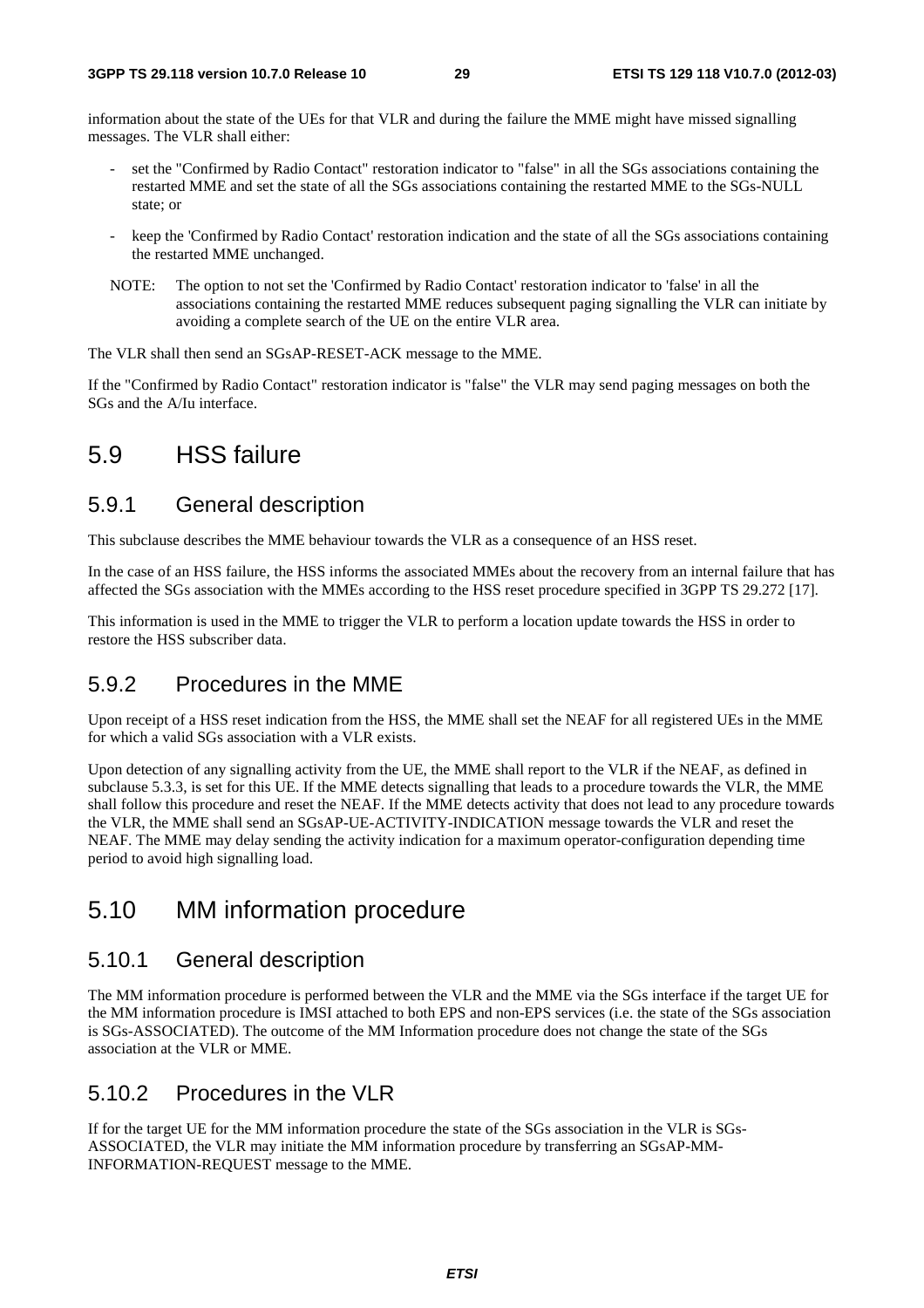information about the state of the UEs for that VLR and during the failure the MME might have missed signalling messages. The VLR shall either:

- set the "Confirmed by Radio Contact" restoration indicator to "false" in all the SGs associations containing the restarted MME and set the state of all the SGs associations containing the restarted MME to the SGs-NULL state; or
- keep the 'Confirmed by Radio Contact' restoration indication and the state of all the SGs associations containing the restarted MME unchanged.

NOTE: The option to not set the 'Confirmed by Radio Contact' restoration indicator to 'false' in all the associations containing the restarted MME reduces subsequent paging signalling the VLR can initiate by avoiding a complete search of the UE on the entire VLR area.

The VLR shall then send an SGsAP-RESET-ACK message to the MME.

If the "Confirmed by Radio Contact" restoration indicator is "false" the VLR may send paging messages on both the SGs and the A/Iu interface.

# 5.9 HSS failure

## 5.9.1 General description

This subclause describes the MME behaviour towards the VLR as a consequence of an HSS reset.

In the case of an HSS failure, the HSS informs the associated MMEs about the recovery from an internal failure that has affected the SGs association with the MMEs according to the HSS reset procedure specified in 3GPP TS 29.272 [17].

This information is used in the MME to trigger the VLR to perform a location update towards the HSS in order to restore the HSS subscriber data.

## 5.9.2 Procedures in the MME

Upon receipt of a HSS reset indication from the HSS, the MME shall set the NEAF for all registered UEs in the MME for which a valid SGs association with a VLR exists.

Upon detection of any signalling activity from the UE, the MME shall report to the VLR if the NEAF, as defined in subclause 5.3.3, is set for this UE. If the MME detects signalling that leads to a procedure towards the VLR, the MME shall follow this procedure and reset the NEAF. If the MME detects activity that does not lead to any procedure towards the VLR, the MME shall send an SGsAP-UE-ACTIVITY-INDICATION message towards the VLR and reset the NEAF. The MME may delay sending the activity indication for a maximum operator-configuration depending time period to avoid high signalling load.

# 5.10 MM information procedure

## 5.10.1 General description

The MM information procedure is performed between the VLR and the MME via the SGs interface if the target UE for the MM information procedure is IMSI attached to both EPS and non-EPS services (i.e. the state of the SGs association is SGs-ASSOCIATED). The outcome of the MM Information procedure does not change the state of the SGs association at the VLR or MME.

## 5.10.2 Procedures in the VLR

If for the target UE for the MM information procedure the state of the SGs association in the VLR is SGs-ASSOCIATED, the VLR may initiate the MM information procedure by transferring an SGsAP-MM-INFORMATION-REQUEST message to the MME.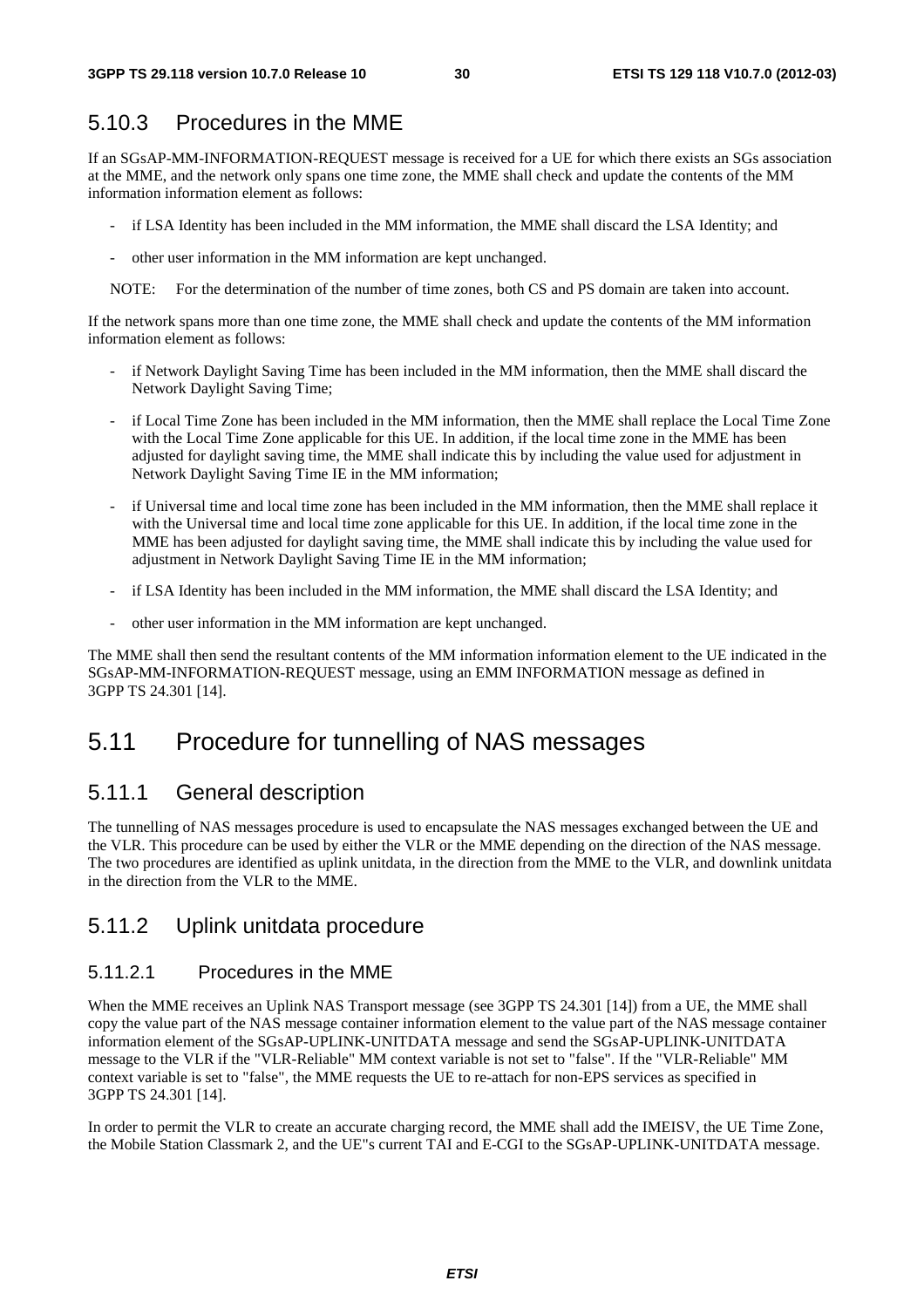### 5.10.3 Procedures in the MME

If an SGsAP-MM-INFORMATION-REQUEST message is received for a UE for which there exists an SGs association at the MME, and the network only spans one time zone, the MME shall check and update the contents of the MM information information element as follows:

- if LSA Identity has been included in the MM information, the MME shall discard the LSA Identity; and
- other user information in the MM information are kept unchanged.

NOTE: For the determination of the number of time zones, both CS and PS domain are taken into account.

If the network spans more than one time zone, the MME shall check and update the contents of the MM information information element as follows:

- if Network Daylight Saving Time has been included in the MM information, then the MME shall discard the Network Daylight Saving Time;
- if Local Time Zone has been included in the MM information, then the MME shall replace the Local Time Zone with the Local Time Zone applicable for this UE. In addition, if the local time zone in the MME has been adjusted for daylight saving time, the MME shall indicate this by including the value used for adjustment in Network Daylight Saving Time IE in the MM information;
- if Universal time and local time zone has been included in the MM information, then the MME shall replace it with the Universal time and local time zone applicable for this UE. In addition, if the local time zone in the MME has been adjusted for daylight saving time, the MME shall indicate this by including the value used for adjustment in Network Daylight Saving Time IE in the MM information;
- if LSA Identity has been included in the MM information, the MME shall discard the LSA Identity; and
- other user information in the MM information are kept unchanged.

The MME shall then send the resultant contents of the MM information information element to the UE indicated in the SGsAP-MM-INFORMATION-REQUEST message, using an EMM INFORMATION message as defined in 3GPP TS 24.301 [14].

## 5.11 Procedure for tunnelling of NAS messages

### 5.11.1 General description

The tunnelling of NAS messages procedure is used to encapsulate the NAS messages exchanged between the UE and the VLR. This procedure can be used by either the VLR or the MME depending on the direction of the NAS message. The two procedures are identified as uplink unitdata, in the direction from the MME to the VLR, and downlink unitdata in the direction from the VLR to the MME.

### 5.11.2 Uplink unitdata procedure

#### 5.11.2.1 Procedures in the MME

When the MME receives an Uplink NAS Transport message (see 3GPP TS 24.301 [14]) from a UE, the MME shall copy the value part of the NAS message container information element to the value part of the NAS message container information element of the SGsAP-UPLINK-UNITDATA message and send the SGsAP-UPLINK-UNITDATA message to the VLR if the "VLR-Reliable" MM context variable is not set to "false". If the "VLR-Reliable" MM context variable is set to "false", the MME requests the UE to re-attach for non-EPS services as specified in 3GPP TS 24.301 [14].

In order to permit the VLR to create an accurate charging record, the MME shall add the IMEISV, the UE Time Zone, the Mobile Station Classmark 2, and the UE"s current TAI and E-CGI to the SGsAP-UPLINK-UNITDATA message.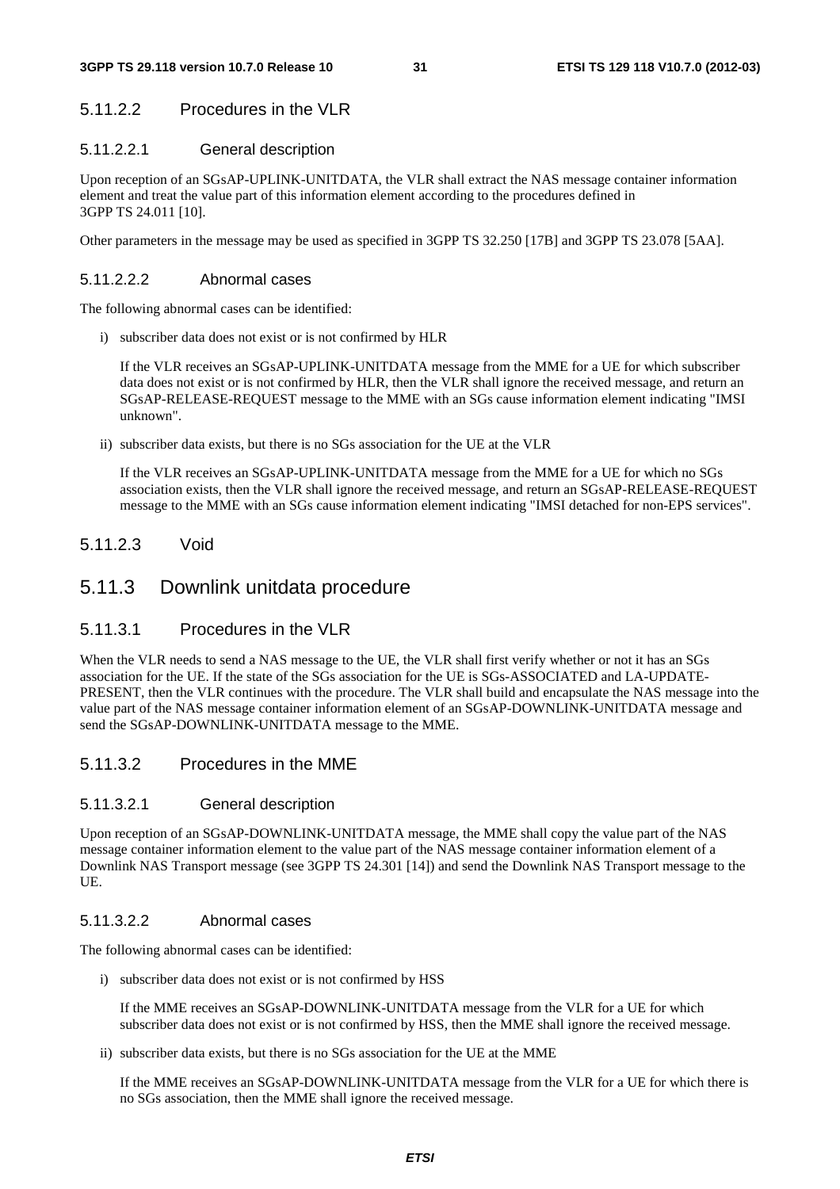#### 5.11.2.2 Procedures in the VLR

##### 5.11.2.2.1 General description

Upon reception of an SGsAP-UPLINK-UNITDATA, the VLR shall extract the NAS message container information element and treat the value part of this information element according to the procedures defined in 3GPP TS 24.011 [10].

Other parameters in the message may be used as specified in 3GPP TS 32.250 [17B] and 3GPP TS 23.078 [5AA].

##### 5.11.2.2.2 Abnormal cases

The following abnormal cases can be identified:

i) subscriber data does not exist or is not confirmed by HLR

   If the VLR receives an SGsAP-UPLINK-UNITDATA message from the MME for a UE for which subscriber data does not exist or is not confirmed by HLR, then the VLR shall ignore the received message, and return an SGsAP-RELEASE-REQUEST message to the MME with an SGs cause information element indicating "IMSI unknown".

ii) subscriber data exists, but there is no SGs association for the UE at the VLR

   If the VLR receives an SGsAP-UPLINK-UNITDATA message from the MME for a UE for which no SGs association exists, then the VLR shall ignore the received message, and return an SGsAP-RELEASE-REQUEST message to the MME with an SGs cause information element indicating "IMSI detached for non-EPS services".

#### 5.11.2.3 Void

### 5.11.3 Downlink unitdata procedure

#### 5.11.3.1 Procedures in the VLR

When the VLR needs to send a NAS message to the UE, the VLR shall first verify whether or not it has an SGs association for the UE. If the state of the SGs association for the UE is SGs-ASSOCIATED and LA-UPDATE-PRESENT, then the VLR continues with the procedure. The VLR shall build and encapsulate the NAS message into the value part of the NAS message container information element of an SGsAP-DOWNLINK-UNITDATA message and send the SGsAP-DOWNLINK-UNITDATA message to the MME.

#### 5.11.3.2 Procedures in the MME

##### 5.11.3.2.1 General description

Upon reception of an SGsAP-DOWNLINK-UNITDATA message, the MME shall copy the value part of the NAS message container information element to the value part of the NAS message container information element of a Downlink NAS Transport message (see 3GPP TS 24.301 [14]) and send the Downlink NAS Transport message to the UE.

##### 5.11.3.2.2 Abnormal cases

The following abnormal cases can be identified:

i) subscriber data does not exist or is not confirmed by HSS

   If the MME receives an SGsAP-DOWNLINK-UNITDATA message from the VLR for a UE for which subscriber data does not exist or is not confirmed by HSS, then the MME shall ignore the received message.

ii) subscriber data exists, but there is no SGs association for the UE at the MME

   If the MME receives an SGsAP-DOWNLINK-UNITDATA message from the VLR for a UE for which there is no SGs association, then the MME shall ignore the received message.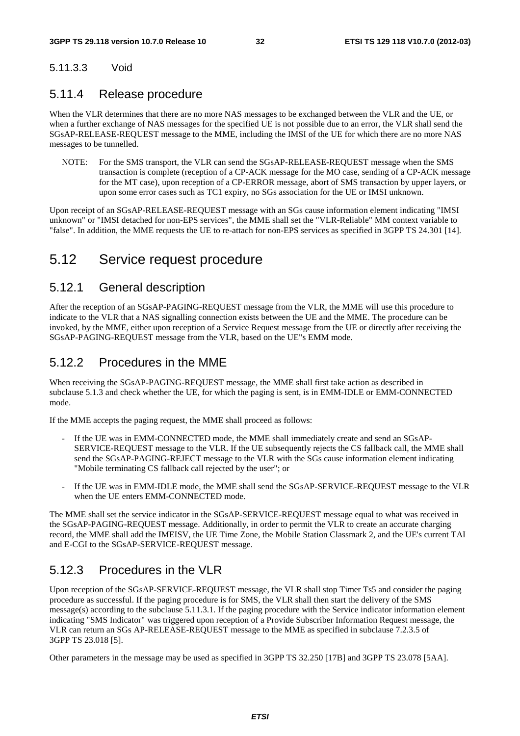#### 5.11.3.3 Void

### 5.11.4 Release procedure

When the VLR determines that there are no more NAS messages to be exchanged between the VLR and the UE, or when a further exchange of NAS messages for the specified UE is not possible due to an error, the VLR shall send the SGsAP-RELEASE-REQUEST message to the MME, including the IMSI of the UE for which there are no more NAS messages to be tunnelled.

NOTE: For the SMS transport, the VLR can send the SGsAP-RELEASE-REQUEST message when the SMS transaction is complete (reception of a CP-ACK message for the MO case, sending of a CP-ACK message for the MT case), upon reception of a CP-ERROR message, abort of SMS transaction by upper layers, or upon some error cases such as TC1 expiry, no SGs association for the UE or IMSI unknown.

Upon receipt of an SGsAP-RELEASE-REQUEST message with an SGs cause information element indicating "IMSI unknown" or "IMSI detached for non-EPS services", the MME shall set the "VLR-Reliable" MM context variable to "false". In addition, the MME requests the UE to re-attach for non-EPS services as specified in 3GPP TS 24.301 [14].

## 5.12 Service request procedure

### 5.12.1 General description

After the reception of an SGsAP-PAGING-REQUEST message from the VLR, the MME will use this procedure to indicate to the VLR that a NAS signalling connection exists between the UE and the MME. The procedure can be invoked, by the MME, either upon reception of a Service Request message from the UE or directly after receiving the SGsAP-PAGING-REQUEST message from the VLR, based on the UE"s EMM mode.

### 5.12.2 Procedures in the MME

When receiving the SGsAP-PAGING-REQUEST message, the MME shall first take action as described in subclause 5.1.3 and check whether the UE, for which the paging is sent, is in EMM-IDLE or EMM-CONNECTED mode.

If the MME accepts the paging request, the MME shall proceed as follows:

- If the UE was in EMM-CONNECTED mode, the MME shall immediately create and send an SGsAP-SERVICE-REQUEST message to the VLR. If the UE subsequently rejects the CS fallback call, the MME shall send the SGsAP-PAGING-REJECT message to the VLR with the SGs cause information element indicating "Mobile terminating CS fallback call rejected by the user"; or
- If the UE was in EMM-IDLE mode, the MME shall send the SGsAP-SERVICE-REQUEST message to the VLR when the UE enters EMM-CONNECTED mode.

The MME shall set the service indicator in the SGsAP-SERVICE-REQUEST message equal to what was received in the SGsAP-PAGING-REQUEST message. Additionally, in order to permit the VLR to create an accurate charging record, the MME shall add the IMEISV, the UE Time Zone, the Mobile Station Classmark 2, and the UE's current TAI and E-CGI to the SGsAP-SERVICE-REQUEST message.

### 5.12.3 Procedures in the VLR

Upon reception of the SGsAP-SERVICE-REQUEST message, the VLR shall stop Timer Ts5 and consider the paging procedure as successful. If the paging procedure is for SMS, the VLR shall then start the delivery of the SMS message(s) according to the subclause 5.11.3.1. If the paging procedure with the Service indicator information element indicating "SMS Indicator" was triggered upon reception of a Provide Subscriber Information Request message, the VLR can return an SGs AP-RELEASE-REQUEST message to the MME as specified in subclause 7.2.3.5 of 3GPP TS 23.018 [5].

Other parameters in the message may be used as specified in 3GPP TS 32.250 [17B] and 3GPP TS 23.078 [5AA].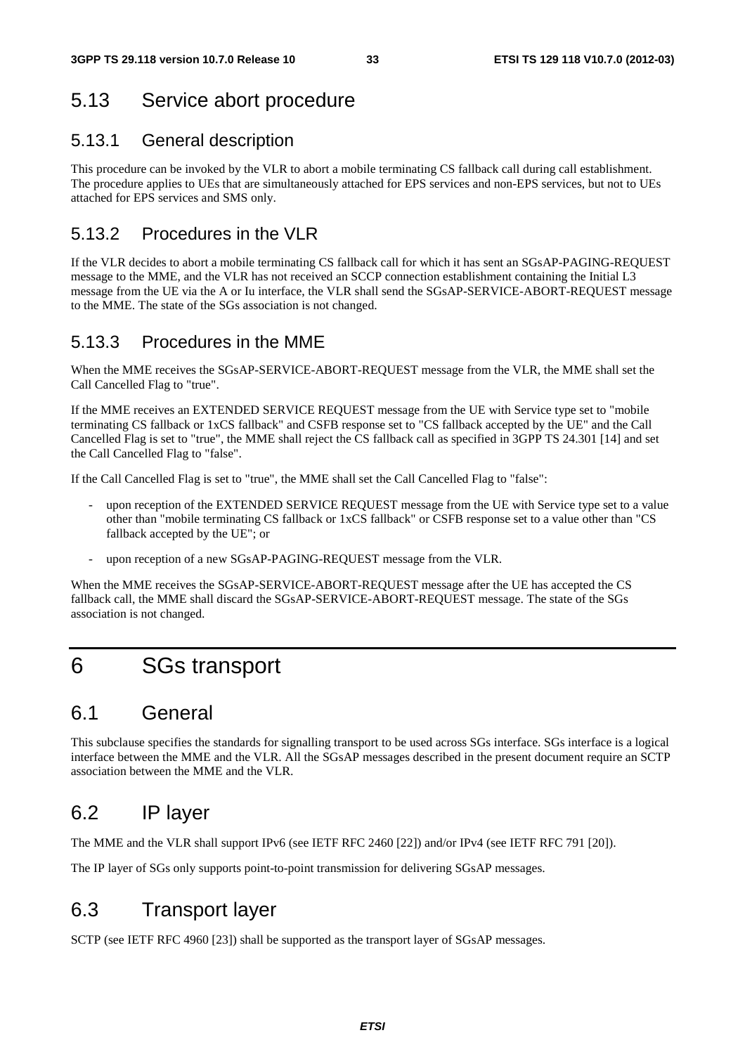## 5.13 Service abort procedure

### 5.13.1 General description

This procedure can be invoked by the VLR to abort a mobile terminating CS fallback call during call establishment. The procedure applies to UEs that are simultaneously attached for EPS services and non-EPS services, but not to UEs attached for EPS services and SMS only.

### 5.13.2 Procedures in the VLR

If the VLR decides to abort a mobile terminating CS fallback call for which it has sent an SGsAP-PAGING-REQUEST message to the MME, and the VLR has not received an SCCP connection establishment containing the Initial L3 message from the UE via the A or Iu interface, the VLR shall send the SGsAP-SERVICE-ABORT-REQUEST message to the MME. The state of the SGs association is not changed.

### 5.13.3 Procedures in the MME

When the MME receives the SGsAP-SERVICE-ABORT-REQUEST message from the VLR, the MME shall set the Call Cancelled Flag to "true".

If the MME receives an EXTENDED SERVICE REQUEST message from the UE with Service type set to "mobile terminating CS fallback or 1xCS fallback" and CSFB response set to "CS fallback accepted by the UE" and the Call Cancelled Flag is set to "true", the MME shall reject the CS fallback call as specified in 3GPP TS 24.301 [14] and set the Call Cancelled Flag to "false".

If the Call Cancelled Flag is set to "true", the MME shall set the Call Cancelled Flag to "false":

- upon reception of the EXTENDED SERVICE REQUEST message from the UE with Service type set to a value other than "mobile terminating CS fallback or 1xCS fallback" or CSFB response set to a value other than "CS fallback accepted by the UE"; or
- upon reception of a new SGsAP-PAGING-REQUEST message from the VLR.

When the MME receives the SGsAP-SERVICE-ABORT-REQUEST message after the UE has accepted the CS fallback call, the MME shall discard the SGsAP-SERVICE-ABORT-REQUEST message. The state of the SGs association is not changed.

# 6 SGs transport

## 6.1 General

This subclause specifies the standards for signalling transport to be used across SGs interface. SGs interface is a logical interface between the MME and the VLR. All the SGsAP messages described in the present document require an SCTP association between the MME and the VLR.

## 6.2 IP layer

The MME and the VLR shall support IPv6 (see IETF RFC 2460 [22]) and/or IPv4 (see IETF RFC 791 [20]).

The IP layer of SGs only supports point-to-point transmission for delivering SGsAP messages.

## 6.3 Transport layer

SCTP (see IETF RFC 4960 [23]) shall be supported as the transport layer of SGsAP messages.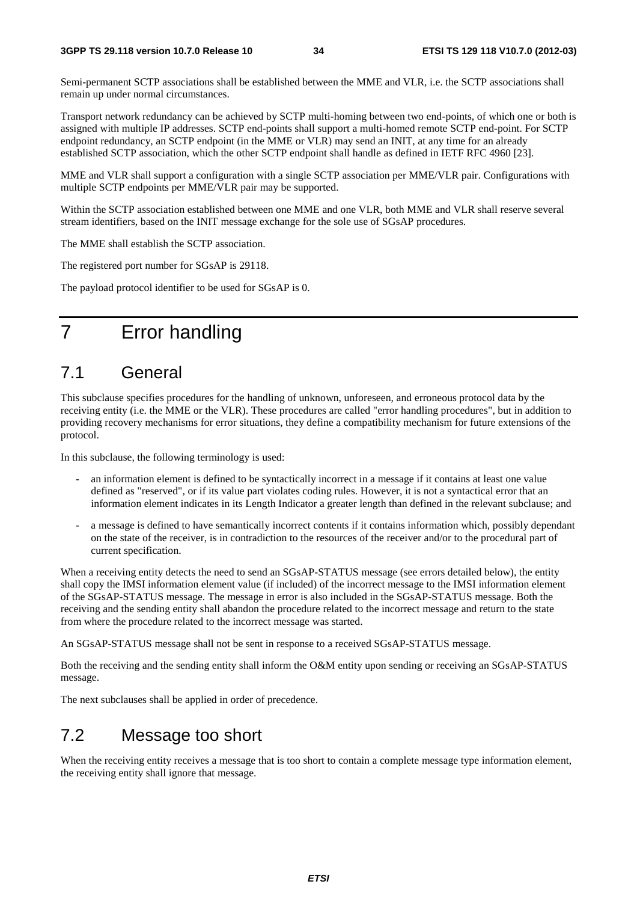Semi-permanent SCTP associations shall be established between the MME and VLR, i.e. the SCTP associations shall remain up under normal circumstances.

Transport network redundancy can be achieved by SCTP multi-homing between two end-points, of which one or both is assigned with multiple IP addresses. SCTP end-points shall support a multi-homed remote SCTP end-point. For SCTP endpoint redundancy, an SCTP endpoint (in the MME or VLR) may send an INIT, at any time for an already established SCTP association, which the other SCTP endpoint shall handle as defined in IETF RFC 4960 [23].

MME and VLR shall support a configuration with a single SCTP association per MME/VLR pair. Configurations with multiple SCTP endpoints per MME/VLR pair may be supported.

Within the SCTP association established between one MME and one VLR, both MME and VLR shall reserve several stream identifiers, based on the INIT message exchange for the sole use of SGsAP procedures.

The MME shall establish the SCTP association.

The registered port number for SGsAP is 29118.

The payload protocol identifier to be used for SGsAP is 0.

# 7 Error handling

## 7.1 General

This subclause specifies procedures for the handling of unknown, unforeseen, and erroneous protocol data by the receiving entity (i.e. the MME or the VLR). These procedures are called "error handling procedures", but in addition to providing recovery mechanisms for error situations, they define a compatibility mechanism for future extensions of the protocol.

In this subclause, the following terminology is used:

- an information element is defined to be syntactically incorrect in a message if it contains at least one value defined as "reserved", or if its value part violates coding rules. However, it is not a syntactical error that an information element indicates in its Length Indicator a greater length than defined in the relevant subclause; and
- a message is defined to have semantically incorrect contents if it contains information which, possibly dependant on the state of the receiver, is in contradiction to the resources of the receiver and/or to the procedural part of current specification.

When a receiving entity detects the need to send an SGsAP-STATUS message (see errors detailed below), the entity shall copy the IMSI information element value (if included) of the incorrect message to the IMSI information element of the SGsAP-STATUS message. The message in error is also included in the SGsAP-STATUS message. Both the receiving and the sending entity shall abandon the procedure related to the incorrect message and return to the state from where the procedure related to the incorrect message was started.

An SGsAP-STATUS message shall not be sent in response to a received SGsAP-STATUS message.

Both the receiving and the sending entity shall inform the O&M entity upon sending or receiving an SGsAP-STATUS message.

The next subclauses shall be applied in order of precedence.

## 7.2 Message too short

When the receiving entity receives a message that is too short to contain a complete message type information element, the receiving entity shall ignore that message.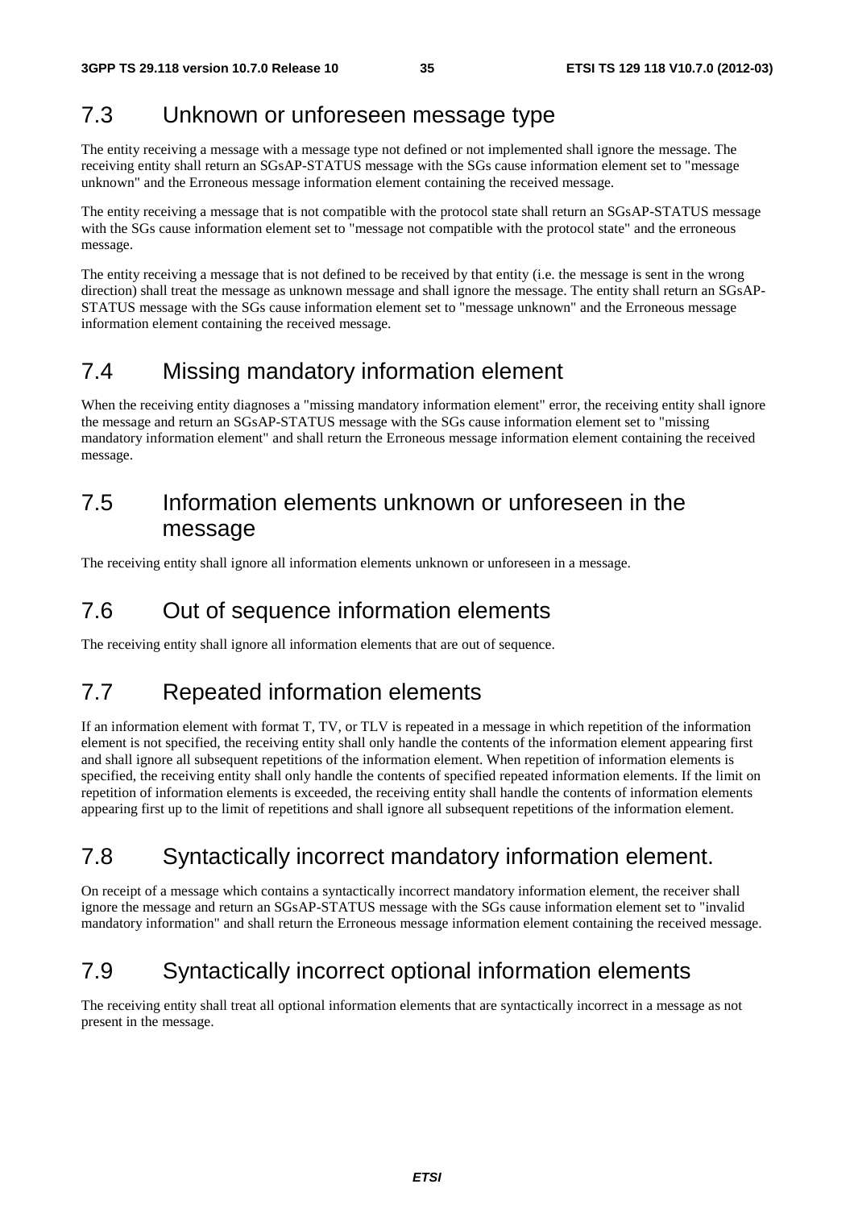## 7.3 Unknown or unforeseen message type

The entity receiving a message with a message type not defined or not implemented shall ignore the message. The receiving entity shall return an SGsAP-STATUS message with the SGs cause information element set to "message unknown" and the Erroneous message information element containing the received message.

The entity receiving a message that is not compatible with the protocol state shall return an SGsAP-STATUS message with the SGs cause information element set to "message not compatible with the protocol state" and the erroneous message.

The entity receiving a message that is not defined to be received by that entity (i.e. the message is sent in the wrong direction) shall treat the message as unknown message and shall ignore the message. The entity shall return an SGsAP-STATUS message with the SGs cause information element set to "message unknown" and the Erroneous message information element containing the received message.

## 7.4 Missing mandatory information element

When the receiving entity diagnoses a "missing mandatory information element" error, the receiving entity shall ignore the message and return an SGsAP-STATUS message with the SGs cause information element set to "missing mandatory information element" and shall return the Erroneous message information element containing the received message.

## 7.5 Information elements unknown or unforeseen in the message

The receiving entity shall ignore all information elements unknown or unforeseen in a message.

## 7.6 Out of sequence information elements

The receiving entity shall ignore all information elements that are out of sequence.

## 7.7 Repeated information elements

If an information element with format T, TV, or TLV is repeated in a message in which repetition of the information element is not specified, the receiving entity shall only handle the contents of the information element appearing first and shall ignore all subsequent repetitions of the information element. When repetition of information elements is specified, the receiving entity shall only handle the contents of specified repeated information elements. If the limit on repetition of information elements is exceeded, the receiving entity shall handle the contents of information elements appearing first up to the limit of repetitions and shall ignore all subsequent repetitions of the information element.

## 7.8 Syntactically incorrect mandatory information element.

On receipt of a message which contains a syntactically incorrect mandatory information element, the receiver shall ignore the message and return an SGsAP-STATUS message with the SGs cause information element set to "invalid mandatory information" and shall return the Erroneous message information element containing the received message.

## 7.9 Syntactically incorrect optional information elements

The receiving entity shall treat all optional information elements that are syntactically incorrect in a message as not present in the message.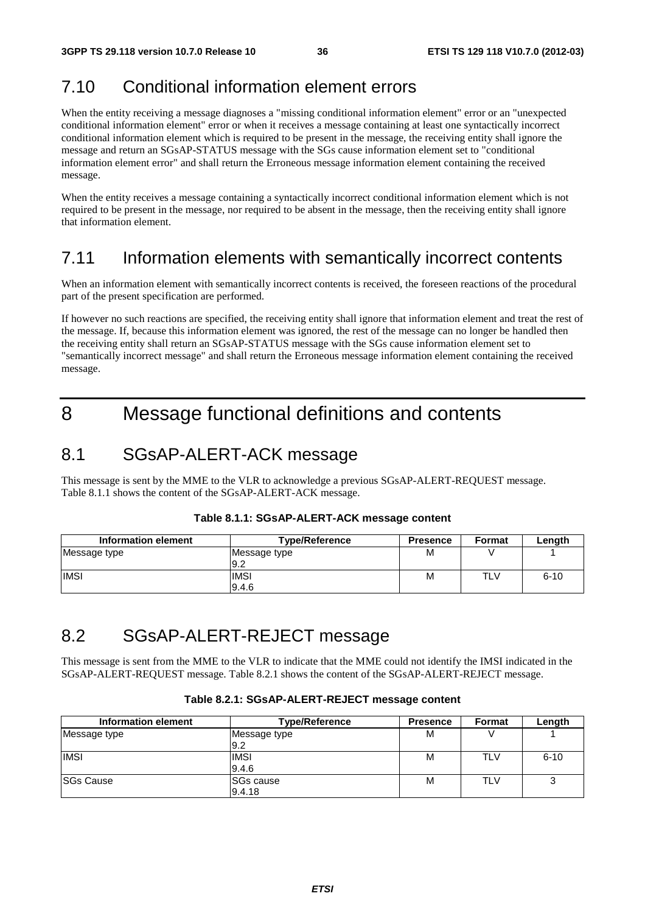## 7.10 Conditional information element errors

When the entity receiving a message diagnoses a "missing conditional information element" error or an "unexpected conditional information element" error or when it receives a message containing at least one syntactically incorrect conditional information element which is required to be present in the message, the receiving entity shall ignore the message and return an SGsAP-STATUS message with the SGs cause information element set to "conditional information element error" and shall return the Erroneous message information element containing the received message.

When the entity receives a message containing a syntactically incorrect conditional information element which is not required to be present in the message, nor required to be absent in the message, then the receiving entity shall ignore that information element.

## 7.11 Information elements with semantically incorrect contents

When an information element with semantically incorrect contents is received, the foreseen reactions of the procedural part of the present specification are performed.

If however no such reactions are specified, the receiving entity shall ignore that information element and treat the rest of the message. If, because this information element was ignored, the rest of the message can no longer be handled then the receiving entity shall return an SGsAP-STATUS message with the SGs cause information element set to "semantically incorrect message" and shall return the Erroneous message information element containing the received message.

# 8 Message functional definitions and contents

## 8.1 SGsAP-ALERT-ACK message

This message is sent by the MME to the VLR to acknowledge a previous SGsAP-ALERT-REQUEST message. Table 8.1.1 shows the content of the SGsAP-ALERT-ACK message.

**Table 8.1.1: SGsAP-ALERT-ACK message content**

| Information element | Type/Reference | Presence | Format | Length |
|---|---|---|---|---|
| Message type | Message type 9.2 | M | V | 1 |
| IMSI | IMSI 9.4.6 | M | TLV | 6-10 |

## 8.2 SGsAP-ALERT-REJECT message

This message is sent from the MME to the VLR to indicate that the MME could not identify the IMSI indicated in the SGsAP-ALERT-REQUEST message. Table 8.2.1 shows the content of the SGsAP-ALERT-REJECT message.

**Table 8.2.1: SGsAP-ALERT-REJECT message content**

| Information element | Type/Reference | Presence | Format | Length |
|---|---|---|---|---|
| Message type | Message type 9.2 | M | V | 1 |
| IMSI | IMSI 9.4.6 | M | TLV | 6-10 |
| SGs Cause | SGs cause 9.4.18 | M | TLV | 3 |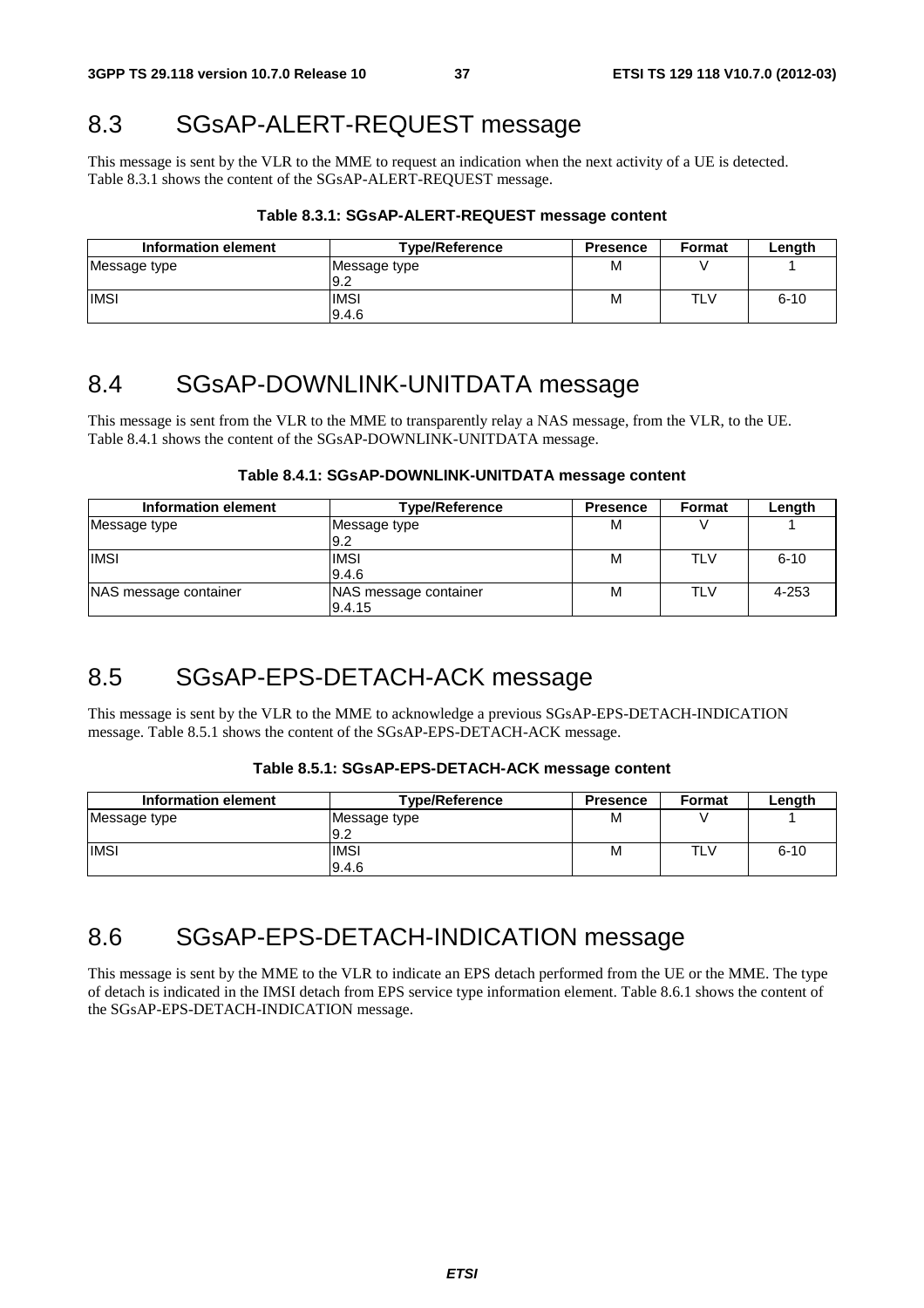## 8.3 SGsAP-ALERT-REQUEST message

This message is sent by the VLR to the MME to request an indication when the next activity of a UE is detected. Table 8.3.1 shows the content of the SGsAP-ALERT-REQUEST message.

**Table 8.3.1: SGsAP-ALERT-REQUEST message content**

| Information element | Type/Reference | Presence | Format | Length |
|---|---|---|---|---|
| Message type | Message type 9.2 | M | V | 1 |
| IMSI | IMSI 9.4.6 | M | TLV | 6-10 |

## 8.4 SGsAP-DOWNLINK-UNITDATA message

This message is sent from the VLR to the MME to transparently relay a NAS message, from the VLR, to the UE. Table 8.4.1 shows the content of the SGsAP-DOWNLINK-UNITDATA message.

**Table 8.4.1: SGsAP-DOWNLINK-UNITDATA message content**

| Information element | Type/Reference | Presence | Format | Length |
|---|---|---|---|---|
| Message type | Message type 9.2 | M | V | 1 |
| IMSI | IMSI 9.4.6 | M | TLV | 6-10 |
| NAS message container | NAS message container 9.4.15 | M | TLV | 4-253 |

## 8.5 SGsAP-EPS-DETACH-ACK message

This message is sent by the VLR to the MME to acknowledge a previous SGsAP-EPS-DETACH-INDICATION message. Table 8.5.1 shows the content of the SGsAP-EPS-DETACH-ACK message.

**Table 8.5.1: SGsAP-EPS-DETACH-ACK message content**

| Information element | Type/Reference | Presence | Format | Length |
|---|---|---|---|---|
| Message type | Message type 9.2 | M | V | 1 |
| IMSI | IMSI 9.4.6 | M | TLV | 6-10 |

## 8.6 SGsAP-EPS-DETACH-INDICATION message

This message is sent by the MME to the VLR to indicate an EPS detach performed from the UE or the MME. The type of detach is indicated in the IMSI detach from EPS service type information element. Table 8.6.1 shows the content of the SGsAP-EPS-DETACH-INDICATION message.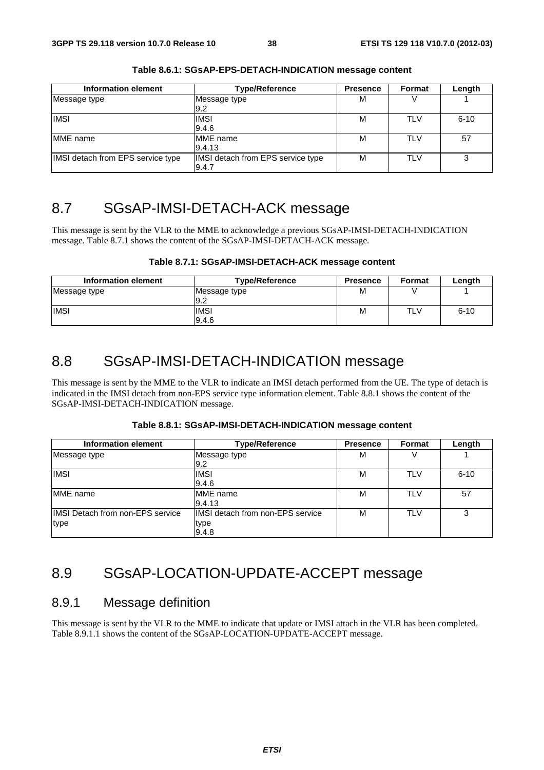**Table 8.6.1: SGsAP-EPS-DETACH-INDICATION message content**

| Information element | Type/Reference | Presence | Format | Length |
|---|---|---|---|---|
| Message type | Message type<br>9.2 | M | V | 1 |
| IMSI | IMSI<br>9.4.6 | M | TLV | 6-10 |
| MME name | MME name<br>9.4.13 | M | TLV | 57 |
| IMSI detach from EPS service type | IMSI detach from EPS service type<br>9.4.7 | M | TLV | 3 |

## 8.7 SGsAP-IMSI-DETACH-ACK message

This message is sent by the VLR to the MME to acknowledge a previous SGsAP-IMSI-DETACH-INDICATION message. Table 8.7.1 shows the content of the SGsAP-IMSI-DETACH-ACK message.

**Table 8.7.1: SGsAP-IMSI-DETACH-ACK message content**

| Information element | Type/Reference | Presence | Format | Length |
|---|---|---|---|---|
| Message type | Message type<br>9.2 | M | V | 1 |
| IMSI | IMSI<br>9.4.6 | M | TLV | 6-10 |

## 8.8 SGsAP-IMSI-DETACH-INDICATION message

This message is sent by the MME to the VLR to indicate an IMSI detach performed from the UE. The type of detach is indicated in the IMSI detach from non-EPS service type information element. Table 8.8.1 shows the content of the SGsAP-IMSI-DETACH-INDICATION message.

**Table 8.8.1: SGsAP-IMSI-DETACH-INDICATION message content**

| Information element | Type/Reference | Presence | Format | Length |
|---|---|---|---|---|
| Message type | Message type<br>9.2 | M | V | 1 |
| IMSI | IMSI<br>9.4.6 | M | TLV | 6-10 |
| MME name | MME name<br>9.4.13 | M | TLV | 57 |
| IMSI Detach from non-EPS service type | IMSI detach from non-EPS service type<br>9.4.8 | M | TLV | 3 |

## 8.9 SGsAP-LOCATION-UPDATE-ACCEPT message

### 8.9.1 Message definition

This message is sent by the VLR to the MME to indicate that update or IMSI attach in the VLR has been completed. Table 8.9.1.1 shows the content of the SGsAP-LOCATION-UPDATE-ACCEPT message.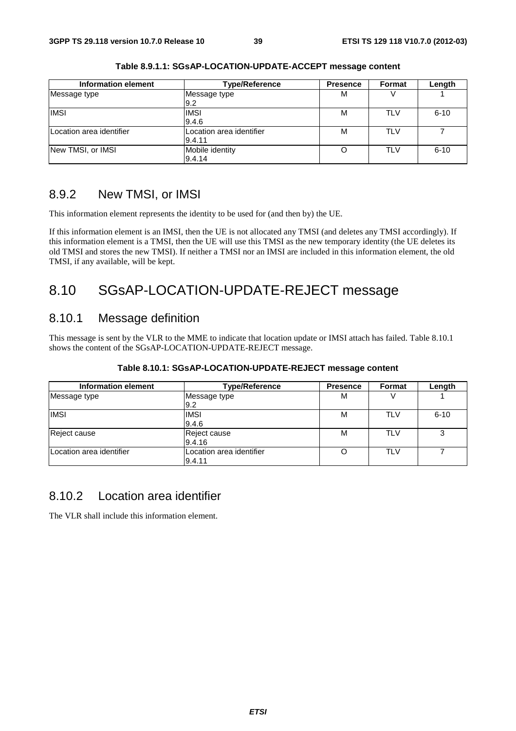**Table 8.9.1.1: SGsAP-LOCATION-UPDATE-ACCEPT message content**

| Information element | Type/Reference | Presence | Format | Length |
|---|---|---|---|---|
| Message type | Message type<br>9.2 | M | V | 1 |
| IMSI | IMSI<br>9.4.6 | M | TLV | 6-10 |
| Location area identifier | Location area identifier<br>9.4.11 | M | TLV | 7 |
| New TMSI, or IMSI | Mobile identity<br>9.4.14 | O | TLV | 6-10 |

### 8.9.2 New TMSI, or IMSI

This information element represents the identity to be used for (and then by) the UE.

If this information element is an IMSI, then the UE is not allocated any TMSI (and deletes any TMSI accordingly). If this information element is a TMSI, then the UE will use this TMSI as the new temporary identity (the UE deletes its old TMSI and stores the new TMSI). If neither a TMSI nor an IMSI are included in this information element, the old TMSI, if any available, will be kept.

## 8.10 SGsAP-LOCATION-UPDATE-REJECT message

### 8.10.1 Message definition

This message is sent by the VLR to the MME to indicate that location update or IMSI attach has failed. Table 8.10.1 shows the content of the SGsAP-LOCATION-UPDATE-REJECT message.

**Table 8.10.1: SGsAP-LOCATION-UPDATE-REJECT message content**

| Information element | Type/Reference | Presence | Format | Length |
|---|---|---|---|---|
| Message type | Message type<br>9.2 | M | V | 1 |
| IMSI | IMSI<br>9.4.6 | M | TLV | 6-10 |
| Reject cause | Reject cause<br>9.4.16 | M | TLV | 3 |
| Location area identifier | Location area identifier<br>9.4.11 | O | TLV | 7 |

### 8.10.2 Location area identifier

The VLR shall include this information element.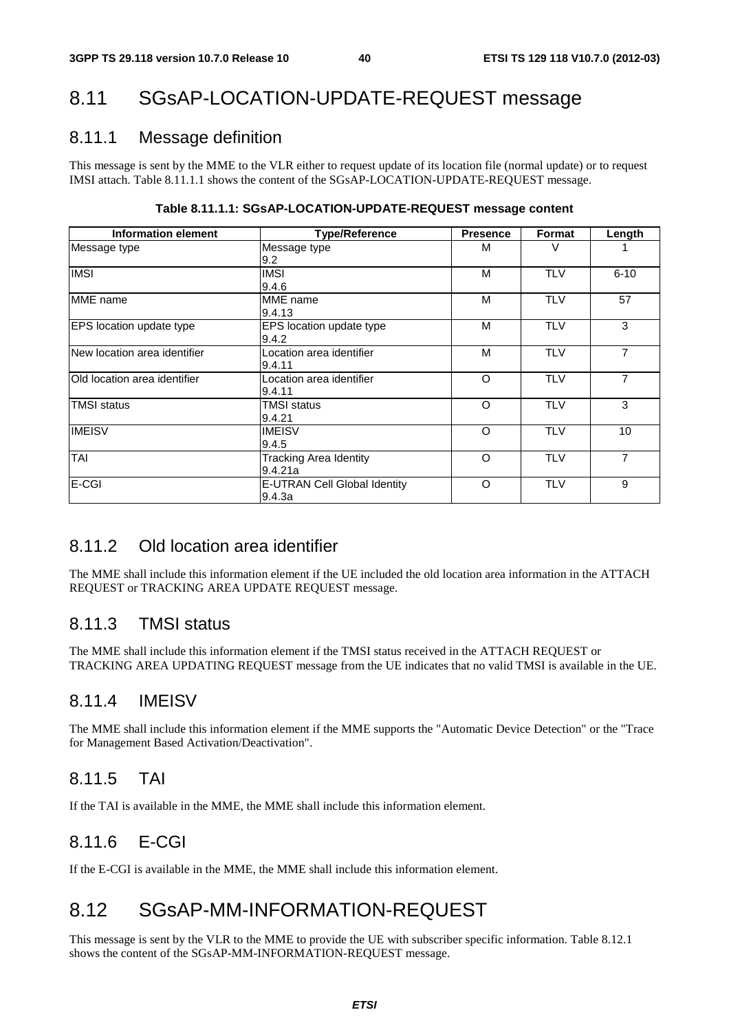## 8.11 SGsAP-LOCATION-UPDATE-REQUEST message

### 8.11.1 Message definition

This message is sent by the MME to the VLR either to request update of its location file (normal update) or to request IMSI attach. Table 8.11.1.1 shows the content of the SGsAP-LOCATION-UPDATE-REQUEST message.

**Table 8.11.1.1: SGsAP-LOCATION-UPDATE-REQUEST message content**

| Information element | Type/Reference | Presence | Format | Length |
|---|---|---|---|---|
| Message type | Message type<br>9.2 | M | V | 1 |
| IMSI | IMSI<br>9.4.6 | M | TLV | 6-10 |
| MME name | MME name<br>9.4.13 | M | TLV | 57 |
| EPS location update type | EPS location update type<br>9.4.2 | M | TLV | 3 |
| New location area identifier | Location area identifier<br>9.4.11 | M | TLV | 7 |
| Old location area identifier | Location area identifier<br>9.4.11 | O | TLV | 7 |
| TMSI status | TMSI status<br>9.4.21 | O | TLV | 3 |
| IMEISV | IMEISV<br>9.4.5 | O | TLV | 10 |
| TAI | Tracking Area Identity<br>9.4.21a | O | TLV | 7 |
| E-CGI | E-UTRAN Cell Global Identity<br>9.4.3a | O | TLV | 9 |

### 8.11.2 Old location area identifier

The MME shall include this information element if the UE included the old location area information in the ATTACH REQUEST or TRACKING AREA UPDATE REQUEST message.

### 8.11.3 TMSI status

The MME shall include this information element if the TMSI status received in the ATTACH REQUEST or TRACKING AREA UPDATING REQUEST message from the UE indicates that no valid TMSI is available in the UE.

### 8.11.4 IMEISV

The MME shall include this information element if the MME supports the "Automatic Device Detection" or the "Trace for Management Based Activation/Deactivation".

### 8.11.5 TAI

If the TAI is available in the MME, the MME shall include this information element.

### 8.11.6 E-CGI

If the E-CGI is available in the MME, the MME shall include this information element.

## 8.12 SGsAP-MM-INFORMATION-REQUEST

This message is sent by the VLR to the MME to provide the UE with subscriber specific information. Table 8.12.1 shows the content of the SGsAP-MM-INFORMATION-REQUEST message.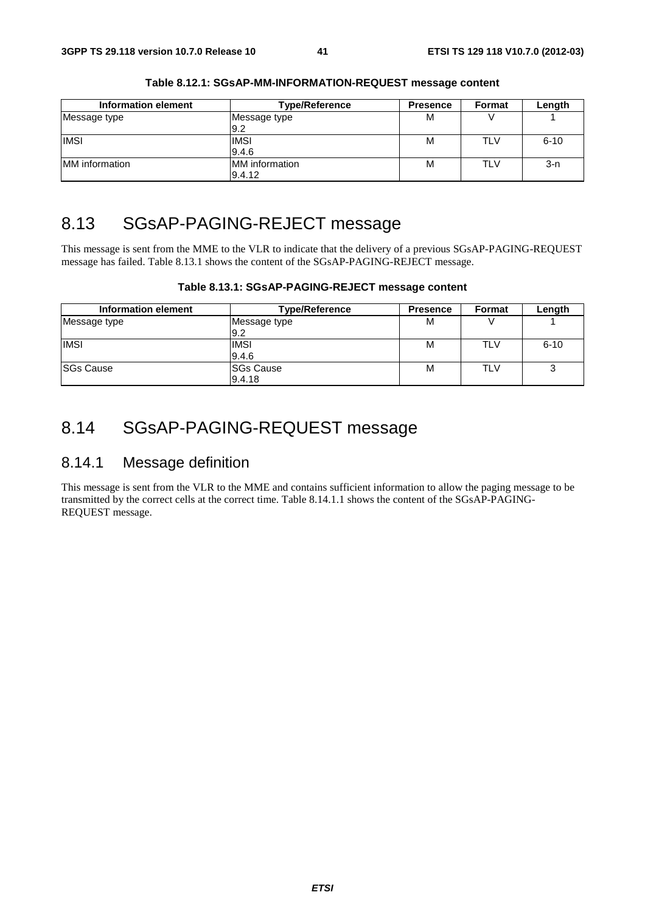**Table 8.12.1: SGsAP-MM-INFORMATION-REQUEST message content**

| Information element | Type/Reference | Presence | Format | Length |
|---|---|---|---|---|
| Message type | Message type<br>9.2 | M | V | 1 |
| IMSI | IMSI<br>9.4.6 | M | TLV | 6-10 |
| MM information | MM information<br>9.4.12 | M | TLV | 3-n |

# 8.13 SGsAP-PAGING-REJECT message

This message is sent from the MME to the VLR to indicate that the delivery of a previous SGsAP-PAGING-REQUEST message has failed. Table 8.13.1 shows the content of the SGsAP-PAGING-REJECT message.

**Table 8.13.1: SGsAP-PAGING-REJECT message content**

| Information element | Type/Reference | Presence | Format | Length |
|---|---|---|---|---|
| Message type | Message type<br>9.2 | M | V | 1 |
| IMSI | IMSI<br>9.4.6 | M | TLV | 6-10 |
| SGs Cause | SGs Cause<br>9.4.18 | M | TLV | 3 |

# 8.14 SGsAP-PAGING-REQUEST message

## 8.14.1 Message definition

This message is sent from the VLR to the MME and contains sufficient information to allow the paging message to be transmitted by the correct cells at the correct time. Table 8.14.1.1 shows the content of the SGsAP-PAGING-REQUEST message.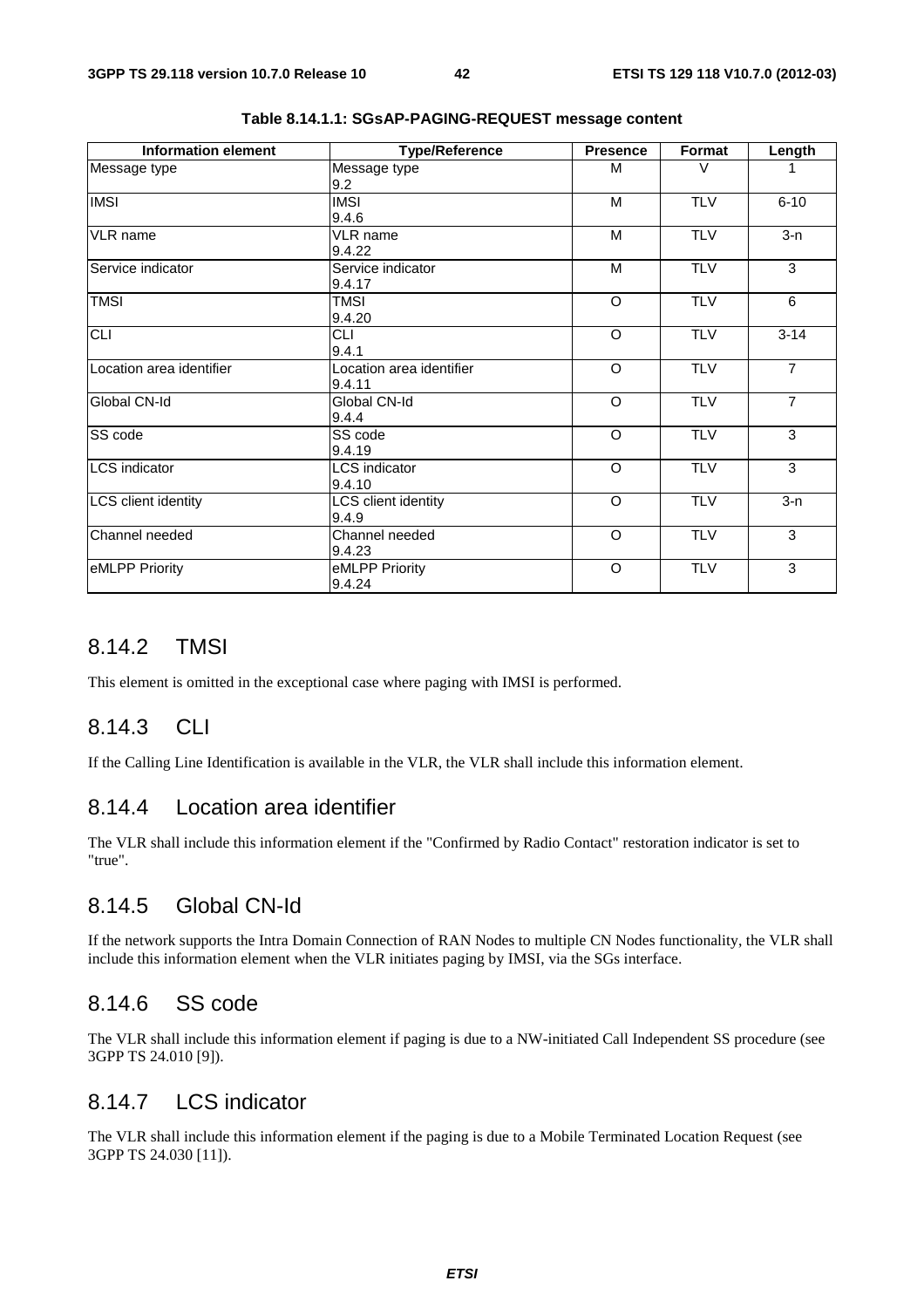**Table 8.14.1.1: SGsAP-PAGING-REQUEST message content**

| Information element | Type/Reference | Presence | Format | Length |
|---|---|---|---|---|
| Message type | Message type 9.2 | M | V | 1 |
| IMSI | IMSI 9.4.6 | M | TLV | 6-10 |
| VLR name | VLR name 9.4.22 | M | TLV | 3-n |
| Service indicator | Service indicator 9.4.17 | M | TLV | 3 |
| TMSI | TMSI 9.4.20 | O | TLV | 6 |
| CLI | CLI 9.4.1 | O | TLV | 3-14 |
| Location area identifier | Location area identifier 9.4.11 | O | TLV | 7 |
| Global CN-Id | Global CN-Id 9.4.4 | O | TLV | 7 |
| SS code | SS code 9.4.19 | O | TLV | 3 |
| LCS indicator | LCS indicator 9.4.10 | O | TLV | 3 |
| LCS client identity | LCS client identity 9.4.9 | O | TLV | 3-n |
| Channel needed | Channel needed 9.4.23 | O | TLV | 3 |
| eMLPP Priority | eMLPP Priority 9.4.24 | O | TLV | 3 |

## 8.14.2 TMSI

This element is omitted in the exceptional case where paging with IMSI is performed.

## 8.14.3 CLI

If the Calling Line Identification is available in the VLR, the VLR shall include this information element.

## 8.14.4 Location area identifier

The VLR shall include this information element if the "Confirmed by Radio Contact" restoration indicator is set to "true".

## 8.14.5 Global CN-Id

If the network supports the Intra Domain Connection of RAN Nodes to multiple CN Nodes functionality, the VLR shall include this information element when the VLR initiates paging by IMSI, via the SGs interface.

## 8.14.6 SS code

The VLR shall include this information element if paging is due to a NW-initiated Call Independent SS procedure (see 3GPP TS 24.010 [9]).

## 8.14.7 LCS indicator

The VLR shall include this information element if the paging is due to a Mobile Terminated Location Request (see 3GPP TS 24.030 [11]).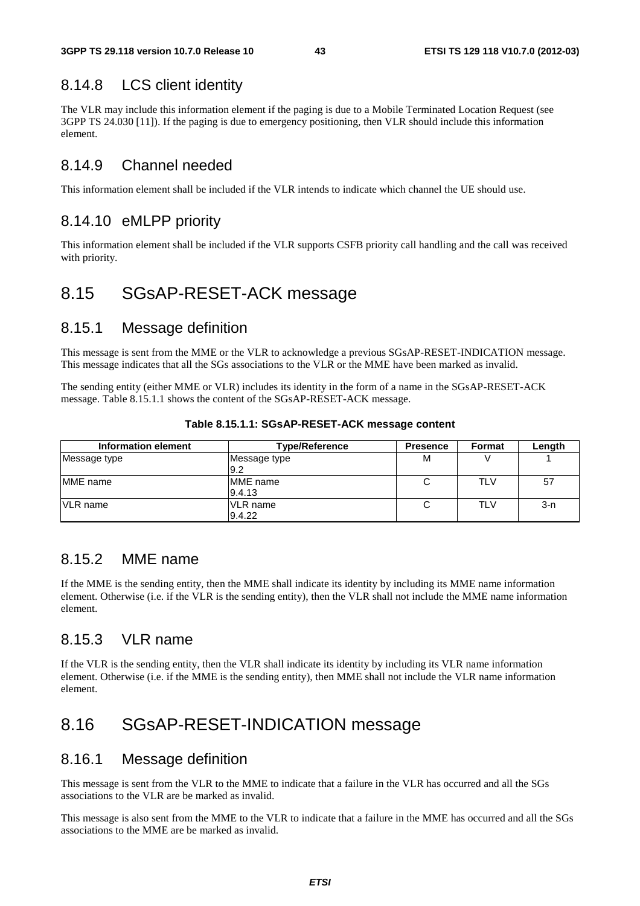### 8.14.8 LCS client identity

The VLR may include this information element if the paging is due to a Mobile Terminated Location Request (see 3GPP TS 24.030 [11]). If the paging is due to emergency positioning, then VLR should include this information element.

### 8.14.9 Channel needed

This information element shall be included if the VLR intends to indicate which channel the UE should use.

### 8.14.10 eMLPP priority

This information element shall be included if the VLR supports CSFB priority call handling and the call was received with priority.

## 8.15 SGsAP-RESET-ACK message

### 8.15.1 Message definition

This message is sent from the MME or the VLR to acknowledge a previous SGsAP-RESET-INDICATION message. This message indicates that all the SGs associations to the VLR or the MME have been marked as invalid.

The sending entity (either MME or VLR) includes its identity in the form of a name in the SGsAP-RESET-ACK message. Table 8.15.1.1 shows the content of the SGsAP-RESET-ACK message.

**Table 8.15.1.1: SGsAP-RESET-ACK message content**

| Information element | Type/Reference | Presence | Format | Length |
|---|---|---|---|---|
| Message type | Message type 9.2 | M | V | 1 |
| MME name | MME name 9.4.13 | C | TLV | 57 |
| VLR name | VLR name 9.4.22 | C | TLV | 3-n |

### 8.15.2 MME name

If the MME is the sending entity, then the MME shall indicate its identity by including its MME name information element. Otherwise (i.e. if the VLR is the sending entity), then the VLR shall not include the MME name information element.

### 8.15.3 VLR name

If the VLR is the sending entity, then the VLR shall indicate its identity by including its VLR name information element. Otherwise (i.e. if the MME is the sending entity), then MME shall not include the VLR name information element.

## 8.16 SGsAP-RESET-INDICATION message

### 8.16.1 Message definition

This message is sent from the VLR to the MME to indicate that a failure in the VLR has occurred and all the SGs associations to the VLR are be marked as invalid.

This message is also sent from the MME to the VLR to indicate that a failure in the MME has occurred and all the SGs associations to the MME are be marked as invalid.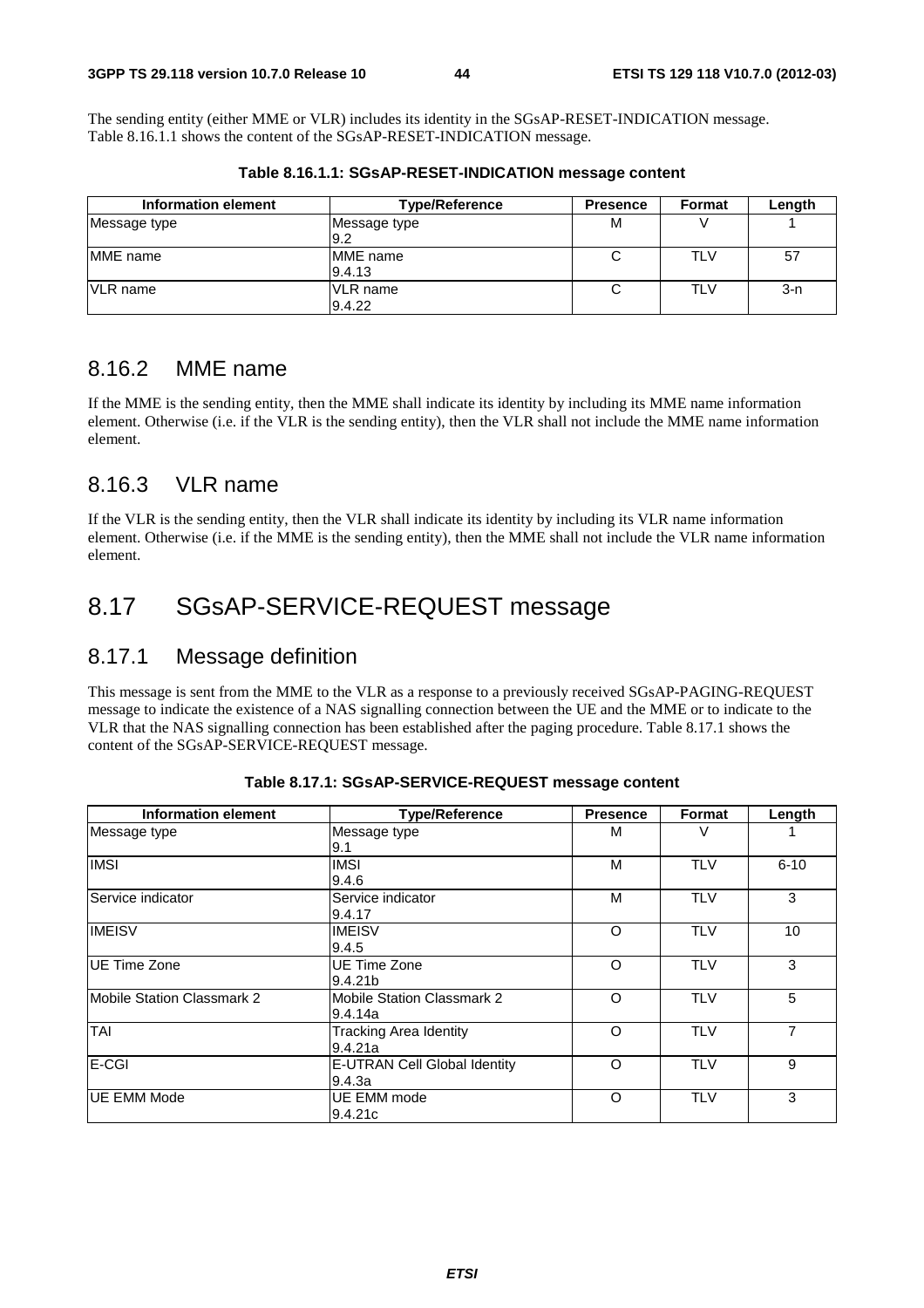The sending entity (either MME or VLR) includes its identity in the SGsAP-RESET-INDICATION message. Table 8.16.1.1 shows the content of the SGsAP-RESET-INDICATION message.

**Table 8.16.1.1: SGsAP-RESET-INDICATION message content**

| Information element | Type/Reference | Presence | Format | Length |
|---|---|---|---|---|
| Message type | Message type 9.2 | M | V | 1 |
| MME name | MME name 9.4.13 | C | TLV | 57 |
| VLR name | VLR name 9.4.22 | C | TLV | 3-n |

### 8.16.2 MME name

If the MME is the sending entity, then the MME shall indicate its identity by including its MME name information element. Otherwise (i.e. if the VLR is the sending entity), then the VLR shall not include the MME name information element.

### 8.16.3 VLR name

If the VLR is the sending entity, then the VLR shall indicate its identity by including its VLR name information element. Otherwise (i.e. if the MME is the sending entity), then the MME shall not include the VLR name information element.

## 8.17 SGsAP-SERVICE-REQUEST message

### 8.17.1 Message definition

This message is sent from the MME to the VLR as a response to a previously received SGsAP-PAGING-REQUEST message to indicate the existence of a NAS signalling connection between the UE and the MME or to indicate to the VLR that the NAS signalling connection has been established after the paging procedure. Table 8.17.1 shows the content of the SGsAP-SERVICE-REQUEST message.

**Table 8.17.1: SGsAP-SERVICE-REQUEST message content**

| Information element | Type/Reference | Presence | Format | Length |
|---|---|---|---|---|
| Message type | Message type 9.1 | M | V | 1 |
| IMSI | IMSI 9.4.6 | M | TLV | 6-10 |
| Service indicator | Service indicator 9.4.17 | M | TLV | 3 |
| IMEISV | IMEISV 9.4.5 | O | TLV | 10 |
| UE Time Zone | UE Time Zone 9.4.21b | O | TLV | 3 |
| Mobile Station Classmark 2 | Mobile Station Classmark 2 9.4.14a | O | TLV | 5 |
| TAI | Tracking Area Identity 9.4.21a | O | TLV | 7 |
| E-CGI | E-UTRAN Cell Global Identity 9.4.3a | O | TLV | 9 |
| UE EMM Mode | UE EMM mode 9.4.21c | O | TLV | 3 |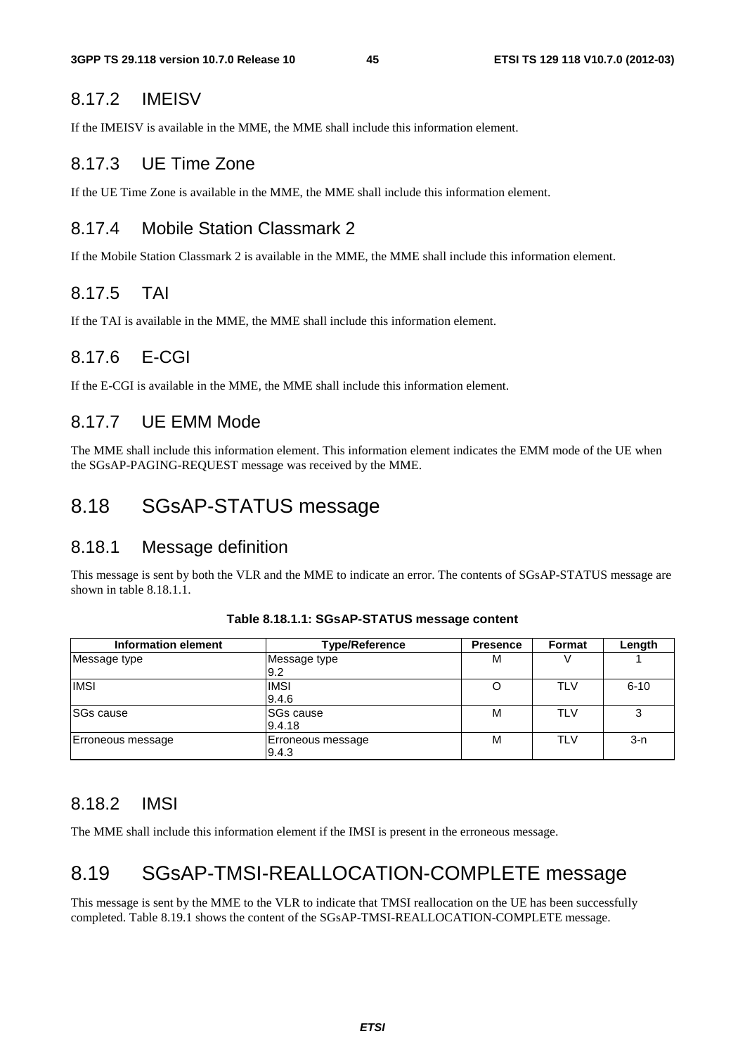### 8.17.2 IMEISV

If the IMEISV is available in the MME, the MME shall include this information element.

### 8.17.3 UE Time Zone

If the UE Time Zone is available in the MME, the MME shall include this information element.

### 8.17.4 Mobile Station Classmark 2

If the Mobile Station Classmark 2 is available in the MME, the MME shall include this information element.

### 8.17.5 TAI

If the TAI is available in the MME, the MME shall include this information element.

### 8.17.6 E-CGI

If the E-CGI is available in the MME, the MME shall include this information element.

### 8.17.7 UE EMM Mode

The MME shall include this information element. This information element indicates the EMM mode of the UE when the SGsAP-PAGING-REQUEST message was received by the MME.

## 8.18 SGsAP-STATUS message

### 8.18.1 Message definition

This message is sent by both the VLR and the MME to indicate an error. The contents of SGsAP-STATUS message are shown in table 8.18.1.1.

**Table 8.18.1.1: SGsAP-STATUS message content**

| Information element | Type/Reference | Presence | Format | Length |
|---|---|---|---|---|
| Message type | Message type 9.2 | M | V | 1 |
| IMSI | IMSI 9.4.6 | O | TLV | 6-10 |
| SGs cause | SGs cause 9.4.18 | M | TLV | 3 |
| Erroneous message | Erroneous message 9.4.3 | M | TLV | 3-n |

### 8.18.2 IMSI

The MME shall include this information element if the IMSI is present in the erroneous message.

## 8.19 SGsAP-TMSI-REALLOCATION-COMPLETE message

This message is sent by the MME to the VLR to indicate that TMSI reallocation on the UE has been successfully completed. Table 8.19.1 shows the content of the SGsAP-TMSI-REALLOCATION-COMPLETE message.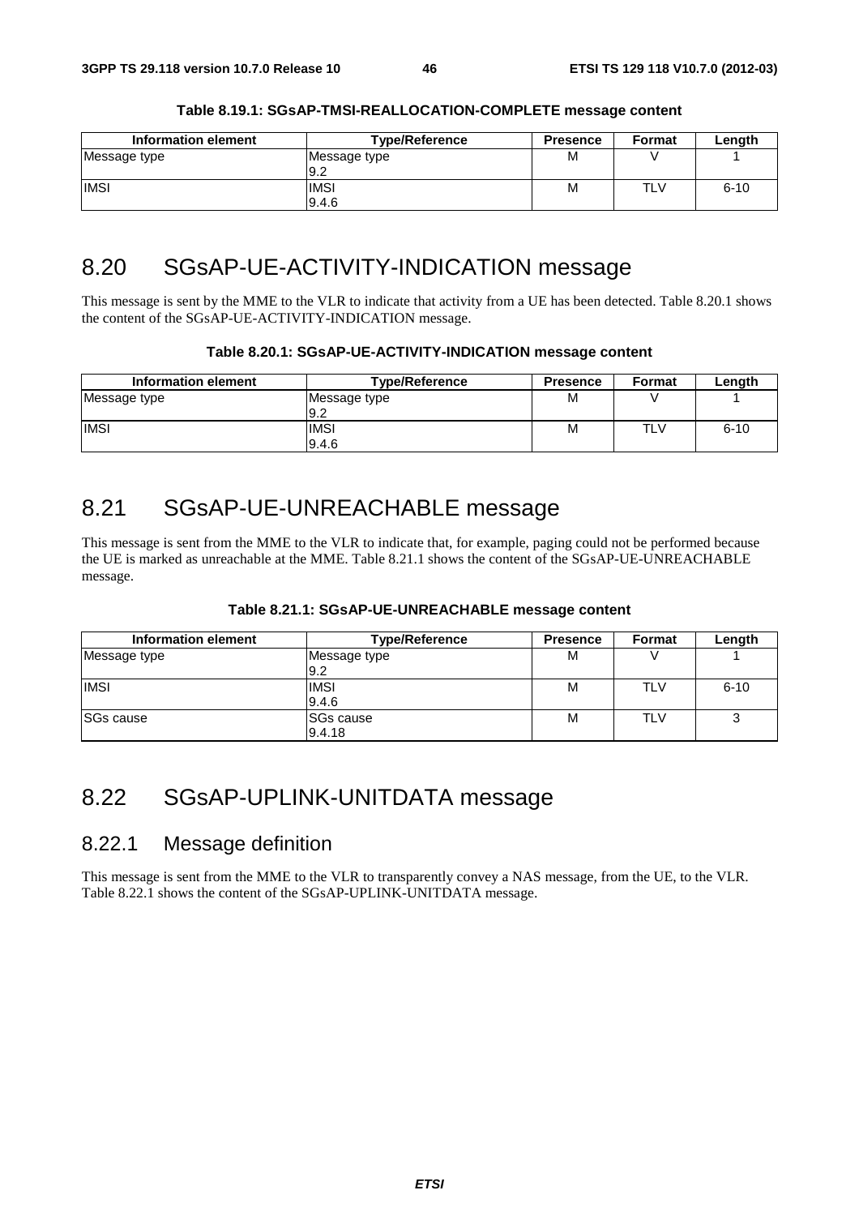**Table 8.19.1: SGsAP-TMSI-REALLOCATION-COMPLETE message content**

| Information element | Type/Reference | Presence | Format | Length |
|---|---|---|---|---|
| Message type | Message type 9.2 | M | V | 1 |
| IMSI | IMSI 9.4.6 | M | TLV | 6-10 |

## 8.20 SGsAP-UE-ACTIVITY-INDICATION message

This message is sent by the MME to the VLR to indicate that activity from a UE has been detected. Table 8.20.1 shows the content of the SGsAP-UE-ACTIVITY-INDICATION message.

**Table 8.20.1: SGsAP-UE-ACTIVITY-INDICATION message content**

| Information element | Type/Reference | Presence | Format | Length |
|---|---|---|---|---|
| Message type | Message type 9.2 | M | V | 1 |
| IMSI | IMSI 9.4.6 | M | TLV | 6-10 |

## 8.21 SGsAP-UE-UNREACHABLE message

This message is sent from the MME to the VLR to indicate that, for example, paging could not be performed because the UE is marked as unreachable at the MME. Table 8.21.1 shows the content of the SGsAP-UE-UNREACHABLE message.

**Table 8.21.1: SGsAP-UE-UNREACHABLE message content**

| Information element | Type/Reference | Presence | Format | Length |
|---|---|---|---|---|
| Message type | Message type 9.2 | M | V | 1 |
| IMSI | IMSI 9.4.6 | M | TLV | 6-10 |
| SGs cause | SGs cause 9.4.18 | M | TLV | 3 |

## 8.22 SGsAP-UPLINK-UNITDATA message

### 8.22.1 Message definition

This message is sent from the MME to the VLR to transparently convey a NAS message, from the UE, to the VLR. Table 8.22.1 shows the content of the SGsAP-UPLINK-UNITDATA message.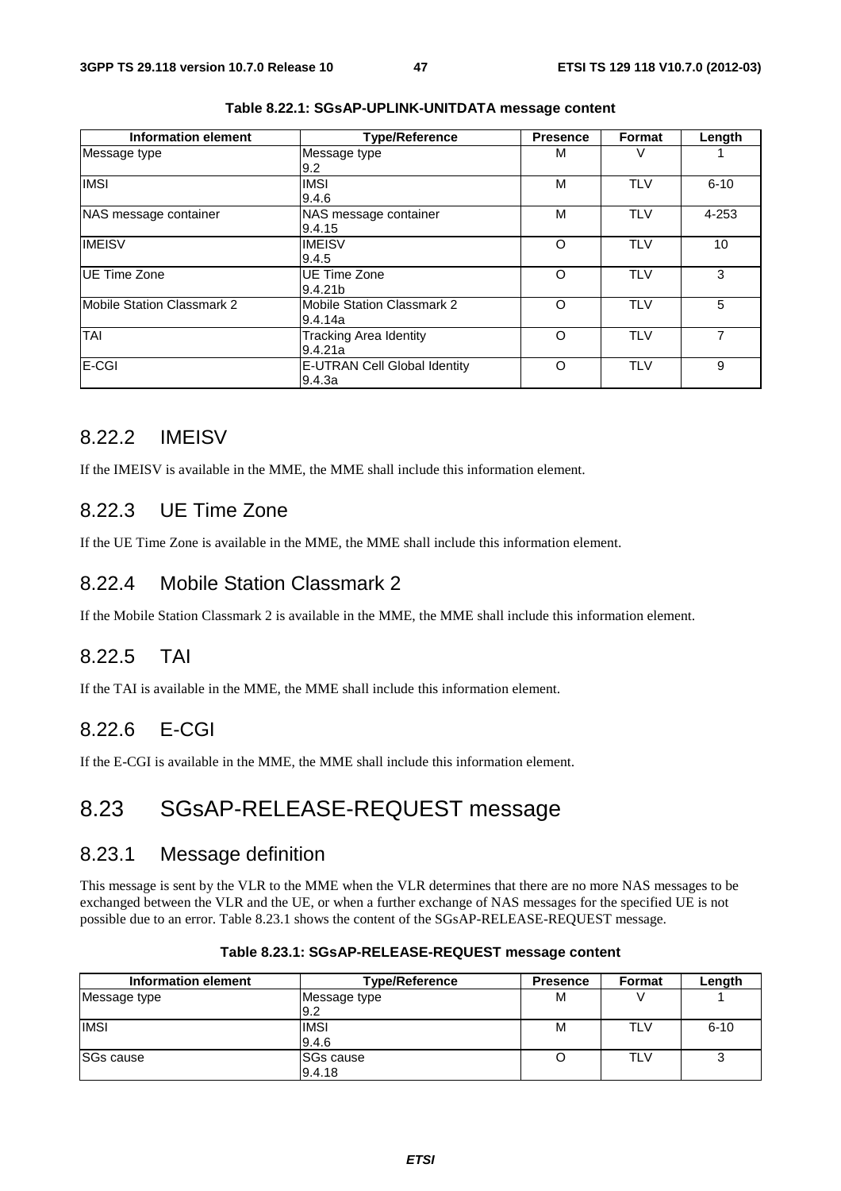**Table 8.22.1: SGsAP-UPLINK-UNITDATA message content**

| Information element | Type/Reference | Presence | Format | Length |
|---|---|---|---|---|
| Message type | Message type<br>9.2 | M | V | 1 |
| IMSI | IMSI<br>9.4.6 | M | TLV | 6-10 |
| NAS message container | NAS message container<br>9.4.15 | M | TLV | 4-253 |
| IMEISV | IMEISV<br>9.4.5 | O | TLV | 10 |
| UE Time Zone | UE Time Zone<br>9.4.21b | O | TLV | 3 |
| Mobile Station Classmark 2 | Mobile Station Classmark 2<br>9.4.14a | O | TLV | 5 |
| TAI | Tracking Area Identity<br>9.4.21a | O | TLV | 7 |
| E-CGI | E-UTRAN Cell Global Identity<br>9.4.3a | O | TLV | 9 |

### 8.22.2 IMEISV

If the IMEISV is available in the MME, the MME shall include this information element.

### 8.22.3 UE Time Zone

If the UE Time Zone is available in the MME, the MME shall include this information element.

### 8.22.4 Mobile Station Classmark 2

If the Mobile Station Classmark 2 is available in the MME, the MME shall include this information element.

### 8.22.5 TAI

If the TAI is available in the MME, the MME shall include this information element.

### 8.22.6 E-CGI

If the E-CGI is available in the MME, the MME shall include this information element.

## 8.23 SGsAP-RELEASE-REQUEST message

### 8.23.1 Message definition

This message is sent by the VLR to the MME when the VLR determines that there are no more NAS messages to be exchanged between the VLR and the UE, or when a further exchange of NAS messages for the specified UE is not possible due to an error. Table 8.23.1 shows the content of the SGsAP-RELEASE-REQUEST message.

**Table 8.23.1: SGsAP-RELEASE-REQUEST message content**

| Information element | Type/Reference | Presence | Format | Length |
|---|---|---|---|---|
| Message type | Message type<br>9.2 | M | V | 1 |
| IMSI | IMSI<br>9.4.6 | M | TLV | 6-10 |
| SGs cause | SGs cause<br>9.4.18 | O | TLV | 3 |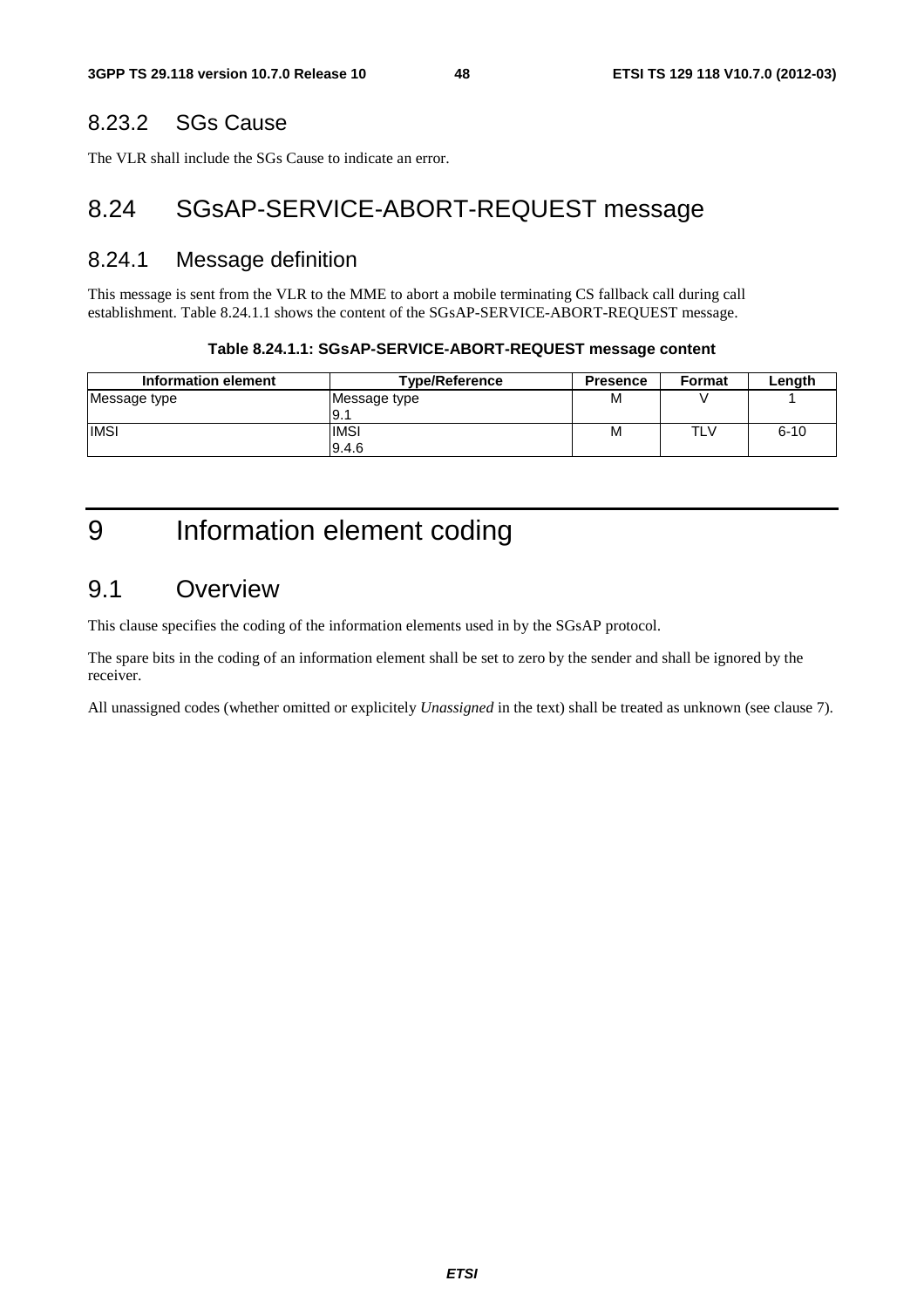### 8.23.2 SGs Cause

The VLR shall include the SGs Cause to indicate an error.

## 8.24 SGsAP-SERVICE-ABORT-REQUEST message

### 8.24.1 Message definition

This message is sent from the VLR to the MME to abort a mobile terminating CS fallback call during call establishment. Table 8.24.1.1 shows the content of the SGsAP-SERVICE-ABORT-REQUEST message.

**Table 8.24.1.1: SGsAP-SERVICE-ABORT-REQUEST message content**

| Information element | Type/Reference | Presence | Format | Length |
|---|---|---|---|---|
| Message type | Message type 9.1 | M | V | 1 |
| IMSI | IMSI 9.4.6 | M | TLV | 6-10 |

# 9 Information element coding

## 9.1 Overview

This clause specifies the coding of the information elements used in by the SGsAP protocol.

The spare bits in the coding of an information element shall be set to zero by the sender and shall be ignored by the receiver.

All unassigned codes (whether omitted or explicitely *Unassigned* in the text) shall be treated as unknown (see clause 7).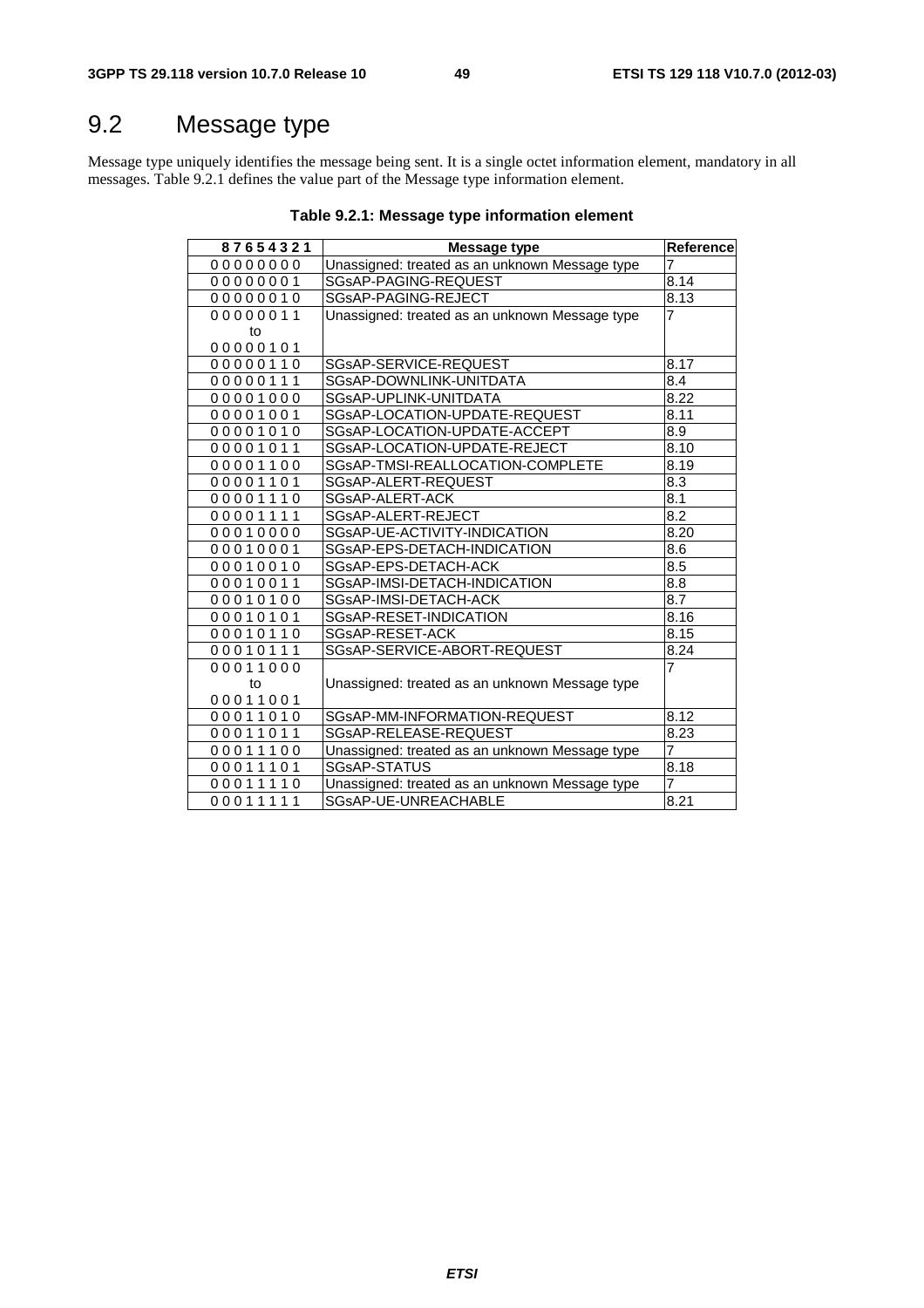## 9.2 Message type

Message type uniquely identifies the message being sent. It is a single octet information element, mandatory in all messages. Table 9.2.1 defines the value part of the Message type information element.

**Table 9.2.1: Message type information element**

| 8 7 6 5 4 3 2 1 | Message type | Reference |
|---|---|---|
| 0 0 0 0 0 0 0 0 | Unassigned: treated as an unknown Message type | 7 |
| 0 0 0 0 0 0 0 1 | SGsAP-PAGING-REQUEST | 8.14 |
| 0 0 0 0 0 0 1 0 | SGsAP-PAGING-REJECT | 8.13 |
| 0 0 0 0 0 0 1 1 to 0 0 0 0 0 1 0 1 | Unassigned: treated as an unknown Message type | 7 |
| 0 0 0 0 0 1 1 0 | SGsAP-SERVICE-REQUEST | 8.17 |
| 0 0 0 0 0 1 1 1 | SGsAP-DOWNLINK-UNITDATA | 8.4 |
| 0 0 0 0 1 0 0 0 | SGsAP-UPLINK-UNITDATA | 8.22 |
| 0 0 0 0 1 0 0 1 | SGsAP-LOCATION-UPDATE-REQUEST | 8.11 |
| 0 0 0 0 1 0 1 0 | SGsAP-LOCATION-UPDATE-ACCEPT | 8.9 |
| 0 0 0 0 1 0 1 1 | SGsAP-LOCATION-UPDATE-REJECT | 8.10 |
| 0 0 0 0 1 1 0 0 | SGsAP-TMSI-REALLOCATION-COMPLETE | 8.19 |
| 0 0 0 0 1 1 0 1 | SGsAP-ALERT-REQUEST | 8.3 |
| 0 0 0 0 1 1 1 0 | SGsAP-ALERT-ACK | 8.1 |
| 0 0 0 0 1 1 1 1 | SGsAP-ALERT-REJECT | 8.2 |
| 0 0 0 1 0 0 0 0 | SGsAP-UE-ACTIVITY-INDICATION | 8.20 |
| 0 0 0 1 0 0 0 1 | SGsAP-EPS-DETACH-INDICATION | 8.6 |
| 0 0 0 1 0 0 1 0 | SGsAP-EPS-DETACH-ACK | 8.5 |
| 0 0 0 1 0 0 1 1 | SGsAP-IMSI-DETACH-INDICATION | 8.8 |
| 0 0 0 1 0 1 0 0 | SGsAP-IMSI-DETACH-ACK | 8.7 |
| 0 0 0 1 0 1 0 1 | SGsAP-RESET-INDICATION | 8.16 |
| 0 0 0 1 0 1 1 0 | SGsAP-RESET-ACK | 8.15 |
| 0 0 0 1 0 1 1 1 | SGsAP-SERVICE-ABORT-REQUEST | 8.24 |
| 0 0 0 1 1 0 0 0 to 0 0 0 1 1 0 0 1 | Unassigned: treated as an unknown Message type | 7 |
| 0 0 0 1 1 0 1 0 | SGsAP-MM-INFORMATION-REQUEST | 8.12 |
| 0 0 0 1 1 0 1 1 | SGsAP-RELEASE-REQUEST | 8.23 |
| 0 0 0 1 1 1 0 0 | Unassigned: treated as an unknown Message type | 7 |
| 0 0 0 1 1 1 0 1 | SGsAP-STATUS | 8.18 |
| 0 0 0 1 1 1 1 0 | Unassigned: treated as an unknown Message type | 7 |
| 0 0 0 1 1 1 1 1 | SGsAP-UE-UNREACHABLE | 8.21 |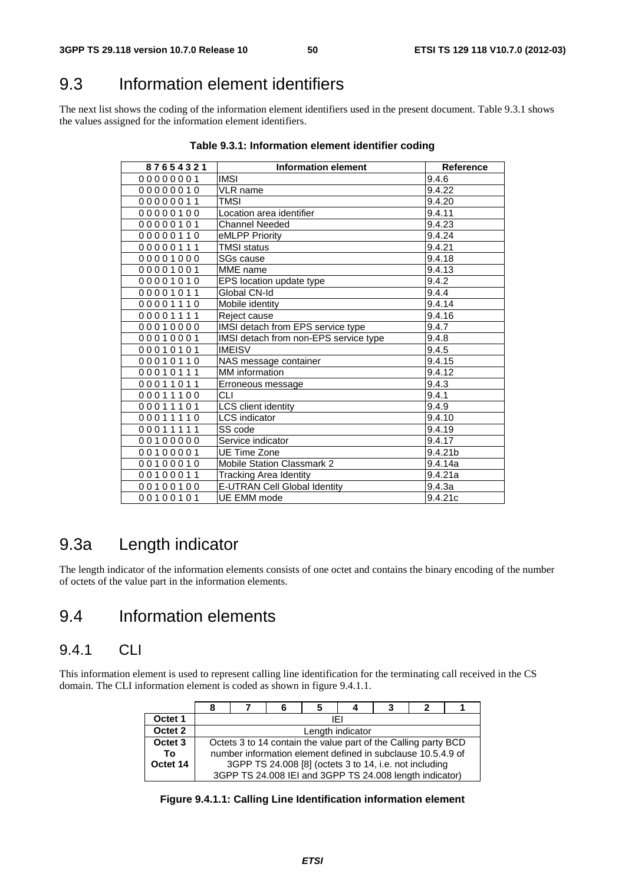## 9.3 Information element identifiers

The next list shows the coding of the information element identifiers used in the present document. Table 9.3.1 shows the values assigned for the information element identifiers.

**Table 9.3.1: Information element identifier coding**

| 8 7 6 5 4 3 2 1 | Information element | Reference |
|---|---|---|
| 0 0 0 0 0 0 0 1 | IMSI | 9.4.6 |
| 0 0 0 0 0 0 1 0 | VLR name | 9.4.22 |
| 0 0 0 0 0 0 1 1 | TMSI | 9.4.20 |
| 0 0 0 0 0 1 0 0 | Location area identifier | 9.4.11 |
| 0 0 0 0 0 1 0 1 | Channel Needed | 9.4.23 |
| 0 0 0 0 0 1 1 0 | eMLPP Priority | 9.4.24 |
| 0 0 0 0 0 1 1 1 | TMSI status | 9.4.21 |
| 0 0 0 0 1 0 0 0 | SGs cause | 9.4.18 |
| 0 0 0 0 1 0 0 1 | MME name | 9.4.13 |
| 0 0 0 0 1 0 1 0 | EPS location update type | 9.4.2 |
| 0 0 0 0 1 0 1 1 | Global CN-Id | 9.4.4 |
| 0 0 0 0 1 1 1 0 | Mobile identity | 9.4.14 |
| 0 0 0 0 1 1 1 1 | Reject cause | 9.4.16 |
| 0 0 0 1 0 0 0 0 | IMSI detach from EPS service type | 9.4.7 |
| 0 0 0 1 0 0 0 1 | IMSI detach from non-EPS service type | 9.4.8 |
| 0 0 0 1 0 1 0 1 | IMEISV | 9.4.5 |
| 0 0 0 1 0 1 1 0 | NAS message container | 9.4.15 |
| 0 0 0 1 0 1 1 1 | MM information | 9.4.12 |
| 0 0 0 1 1 0 1 1 | Erroneous message | 9.4.3 |
| 0 0 0 1 1 1 0 0 | CLI | 9.4.1 |
| 0 0 0 1 1 1 0 1 | LCS client identity | 9.4.9 |
| 0 0 0 1 1 1 1 0 | LCS indicator | 9.4.10 |
| 0 0 0 1 1 1 1 1 | SS code | 9.4.19 |
| 0 0 1 0 0 0 0 0 | Service indicator | 9.4.17 |
| 0 0 1 0 0 0 0 1 | UE Time Zone | 9.4.21b |
| 0 0 1 0 0 0 1 0 | Mobile Station Classmark 2 | 9.4.14a |
| 0 0 1 0 0 0 1 1 | Tracking Area Identity | 9.4.21a |
| 0 0 1 0 0 1 0 0 | E-UTRAN Cell Global Identity | 9.4.3a |
| 0 0 1 0 0 1 0 1 | UE EMM mode | 9.4.21c |

## 9.3a Length indicator

The length indicator of the information elements consists of one octet and contains the binary encoding of the number of octets of the value part in the information elements.

## 9.4 Information elements

### 9.4.1 CLI

This information element is used to represent calling line identification for the terminating call received in the CS domain. The CLI information element is coded as shown in figure 9.4.1.1.

| | 8 | 7 | 6 | 5 | 4 | 3 | 2 | 1 |
|---|---|---|---|---|---|---|---|---|
| Octet 1 | IEI | | | | | | | |
| Octet 2 | Length indicator | | | | | | | |
| Octet 3 To Octet 14 | Octets 3 to 14 contain the value part of the Calling party BCD number information element defined in subclause 10.5.4.9 of 3GPP TS 24.008 [8] (octets 3 to 14, i.e. not including 3GPP TS 24.008 IEI and 3GPP TS 24.008 length indicator) | | | | | | | |

**Figure 9.4.1.1: Calling Line Identification information element**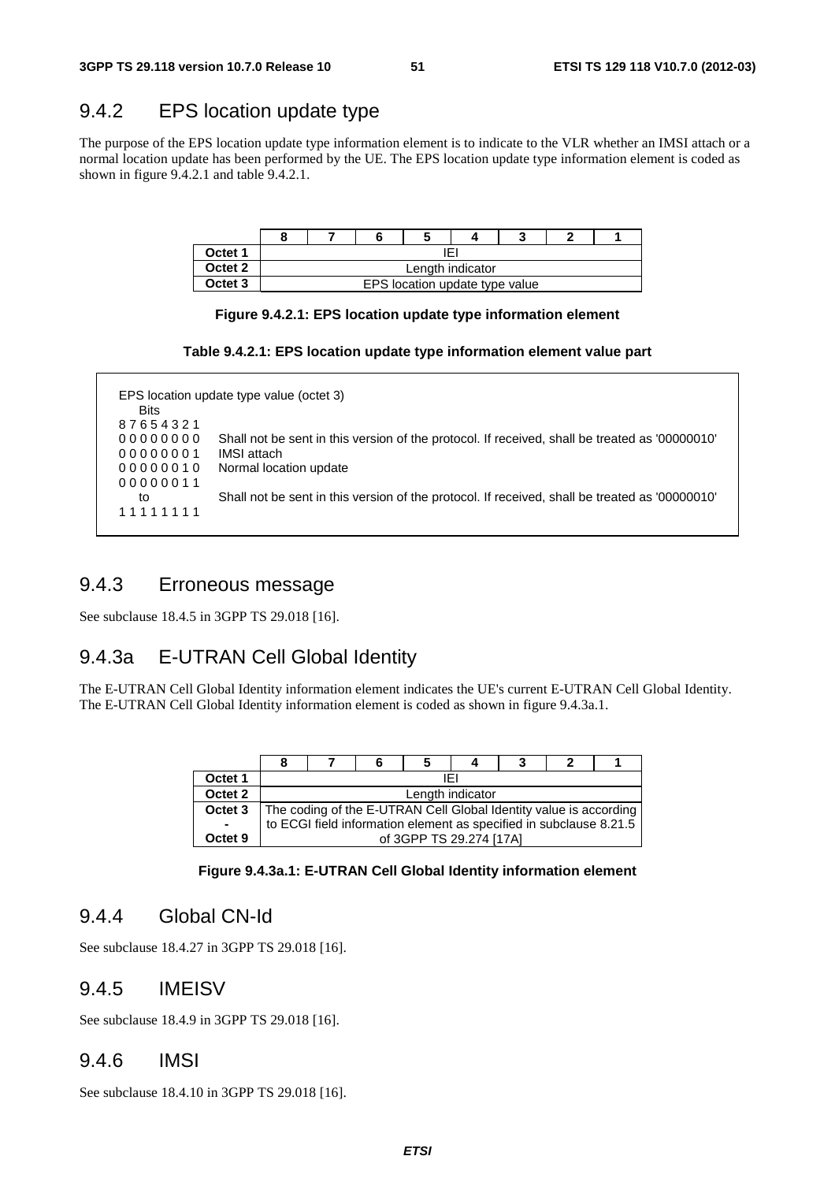## 9.4.2 EPS location update type

The purpose of the EPS location update type information element is to indicate to the VLR whether an IMSI attach or a normal location update has been performed by the UE. The EPS location update type information element is coded as shown in figure 9.4.2.1 and table 9.4.2.1.

| | 8 | 7 | 6 | 5 | 4 | 3 | 2 | 1 |
|---|---|---|---|---|---|---|---|---|
| **Octet 1** | IEI | | | | | | | |
| **Octet 2** | Length indicator | | | | | | | |
| **Octet 3** | EPS location update type value | | | | | | | |

**Figure 9.4.2.1: EPS location update type information element**

**Table 9.4.2.1: EPS location update type information element value part**

EPS location update type value (octet 3)

| Bits<br>8 7 6 5 4 3 2 1 | |
|---|---|
| 0 0 0 0 0 0 0 0 | Shall not be sent in this version of the protocol. If received, shall be treated as '00000010' |
| 0 0 0 0 0 0 0 1 | IMSI attach |
| 0 0 0 0 0 0 1 0 | Normal location update |
| 0 0 0 0 0 0 1 1<br>to<br>1 1 1 1 1 1 1 1 | Shall not be sent in this version of the protocol. If received, shall be treated as '00000010' |

## 9.4.3 Erroneous message

See subclause 18.4.5 in 3GPP TS 29.018 [16].

## 9.4.3a E-UTRAN Cell Global Identity

The E-UTRAN Cell Global Identity information element indicates the UE's current E-UTRAN Cell Global Identity. The E-UTRAN Cell Global Identity information element is coded as shown in figure 9.4.3a.1.

| | 8 | 7 | 6 | 5 | 4 | 3 | 2 | 1 |
|---|---|---|---|---|---|---|---|---|
| **Octet 1** | IEI | | | | | | | |
| **Octet 2** | Length indicator | | | | | | | |
| **Octet 3 - Octet 9** | The coding of the E-UTRAN Cell Global Identity value is according to ECGI field information element as specified in subclause 8.21.5 of 3GPP TS 29.274 [17A] | | | | | | | |

**Figure 9.4.3a.1: E-UTRAN Cell Global Identity information element**

## 9.4.4 Global CN-Id

See subclause 18.4.27 in 3GPP TS 29.018 [16].

## 9.4.5 IMEISV

See subclause 18.4.9 in 3GPP TS 29.018 [16].

## 9.4.6 IMSI

See subclause 18.4.10 in 3GPP TS 29.018 [16].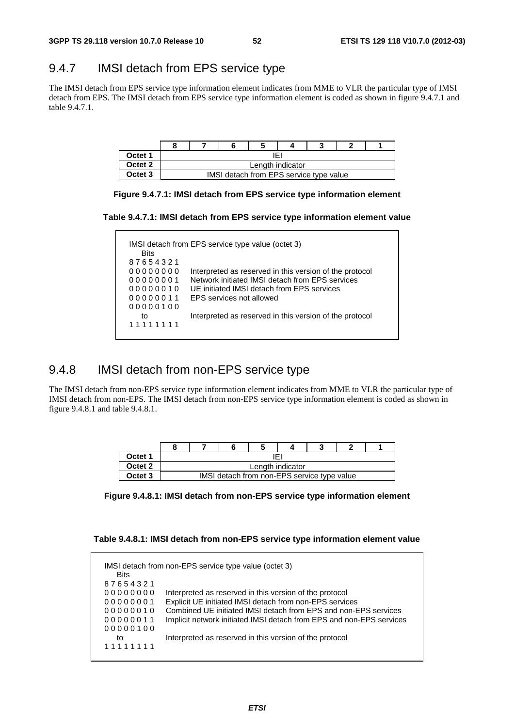### 9.4.7 IMSI detach from EPS service type

The IMSI detach from EPS service type information element indicates from MME to VLR the particular type of IMSI detach from EPS. The IMSI detach from EPS service type information element is coded as shown in figure 9.4.7.1 and table 9.4.7.1.

| | 8 | 7 | 6 | 5 | 4 | 3 | 2 | 1 |
|---|---|---|---|---|---|---|---|---|
| **Octet 1** | IEI | | | | | | | |
| **Octet 2** | Length indicator | | | | | | | |
| **Octet 3** | IMSI detach from EPS service type value | | | | | | | |

**Figure 9.4.7.1: IMSI detach from EPS service type information element**

**Table 9.4.7.1: IMSI detach from EPS service type information element value**

```
IMSI detach from EPS service type value (octet 3)
   Bits
8 7 6 5 4 3 2 1
0 0 0 0 0 0 0 0    Interpreted as reserved in this version of the protocol
0 0 0 0 0 0 0 1    Network initiated IMSI detach from EPS services
0 0 0 0 0 0 1 0    UE initiated IMSI detach from EPS services
0 0 0 0 0 0 1 1    EPS services not allowed
0 0 0 0 0 1 0 0
   to              Interpreted as reserved in this version of the protocol
1 1 1 1 1 1 1 1
```

### 9.4.8 IMSI detach from non-EPS service type

The IMSI detach from non-EPS service type information element indicates from MME to VLR the particular type of IMSI detach from non-EPS. The IMSI detach from non-EPS service type information element is coded as shown in figure 9.4.8.1 and table 9.4.8.1.

| | 8 | 7 | 6 | 5 | 4 | 3 | 2 | 1 |
|---|---|---|---|---|---|---|---|---|
| **Octet 1** | IEI | | | | | | | |
| **Octet 2** | Length indicator | | | | | | | |
| **Octet 3** | IMSI detach from non-EPS service type value | | | | | | | |

**Figure 9.4.8.1: IMSI detach from non-EPS service type information element**

**Table 9.4.8.1: IMSI detach from non-EPS service type information element value**

```
IMSI detach from non-EPS service type value (octet 3)
   Bits
8 7 6 5 4 3 2 1
0 0 0 0 0 0 0 0    Interpreted as reserved in this version of the protocol
0 0 0 0 0 0 0 1    Explicit UE initiated IMSI detach from non-EPS services
0 0 0 0 0 0 1 0    Combined UE initiated IMSI detach from EPS and non-EPS services
0 0 0 0 0 0 1 1    Implicit network initiated IMSI detach from EPS and non-EPS services
0 0 0 0 0 1 0 0
   to              Interpreted as reserved in this version of the protocol
1 1 1 1 1 1 1 1
```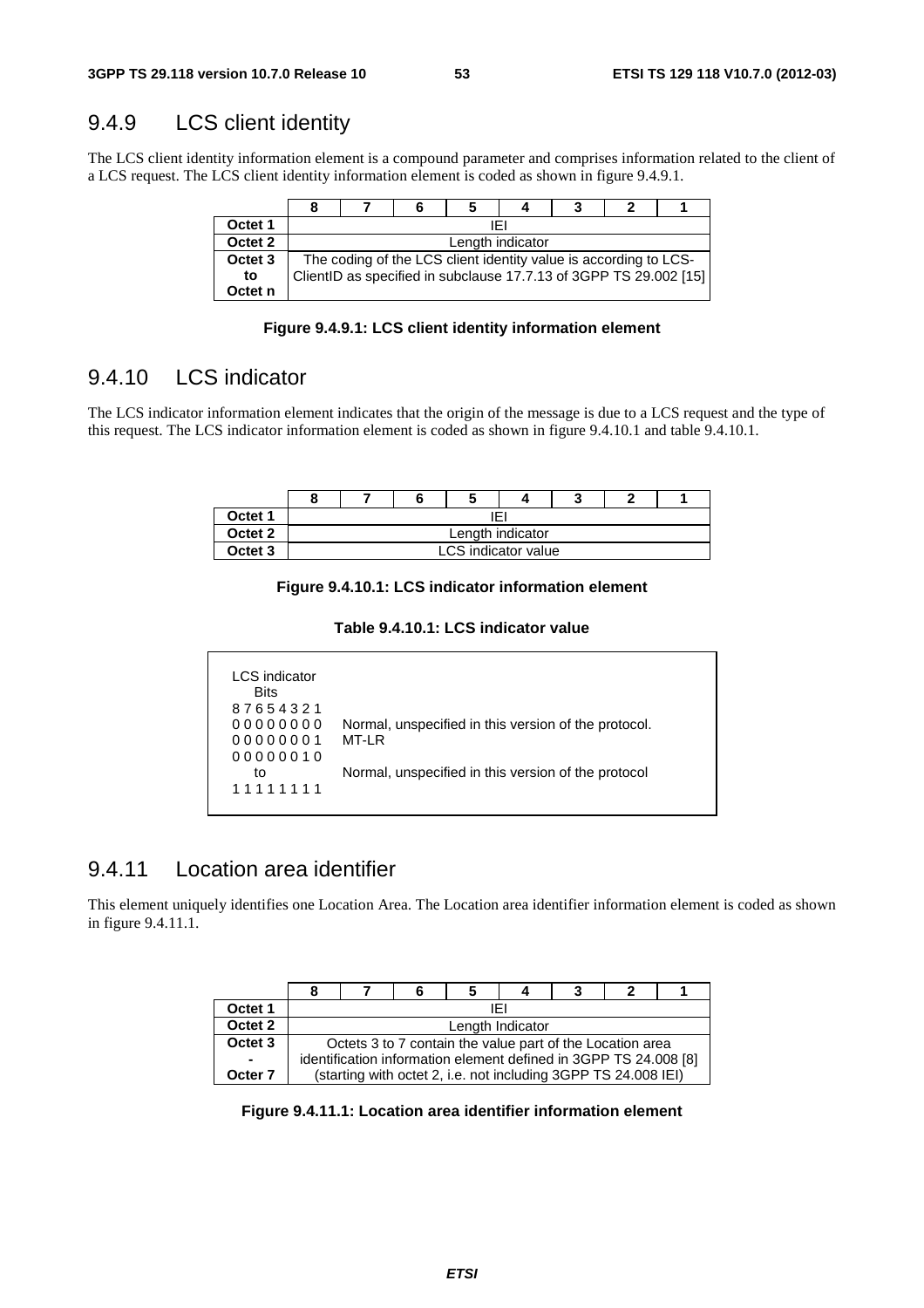## 9.4.9 LCS client identity

The LCS client identity information element is a compound parameter and comprises information related to the client of a LCS request. The LCS client identity information element is coded as shown in figure 9.4.9.1.

| | 8 | 7 | 6 | 5 | 4 | 3 | 2 | 1 |
|---|---|---|---|---|---|---|---|---|
| **Octet 1** | IEI | | | | | | | |
| **Octet 2** | Length indicator | | | | | | | |
| **Octet 3 to Octet n** | The coding of the LCS client identity value is according to LCS-ClientID as specified in subclause 17.7.13 of 3GPP TS 29.002 [15] | | | | | | | |

**Figure 9.4.9.1: LCS client identity information element**

## 9.4.10 LCS indicator

The LCS indicator information element indicates that the origin of the message is due to a LCS request and the type of this request. The LCS indicator information element is coded as shown in figure 9.4.10.1 and table 9.4.10.1.

| | 8 | 7 | 6 | 5 | 4 | 3 | 2 | 1 |
|---|---|---|---|---|---|---|---|---|
| **Octet 1** | IEI | | | | | | | |
| **Octet 2** | Length indicator | | | | | | | |
| **Octet 3** | LCS indicator value | | | | | | | |

**Figure 9.4.10.1: LCS indicator information element**

**Table 9.4.10.1: LCS indicator value**

| LCS indicator Bits 8 7 6 5 4 3 2 1 | |
|---|---|
| 0 0 0 0 0 0 0 0 | Normal, unspecified in this version of the protocol. |
| 0 0 0 0 0 0 0 1 | MT-LR |
| 0 0 0 0 0 0 1 0 to 1 1 1 1 1 1 1 1 | Normal, unspecified in this version of the protocol |

## 9.4.11 Location area identifier

This element uniquely identifies one Location Area. The Location area identifier information element is coded as shown in figure 9.4.11.1.

| | 8 | 7 | 6 | 5 | 4 | 3 | 2 | 1 |
|---|---|---|---|---|---|---|---|---|
| **Octet 1** | IEI | | | | | | | |
| **Octet 2** | Length Indicator | | | | | | | |
| **Octet 3 - Octer 7** | Octets 3 to 7 contain the value part of the Location area identification information element defined in 3GPP TS 24.008 [8] (starting with octet 2, i.e. not including 3GPP TS 24.008 IEI) | | | | | | | |

**Figure 9.4.11.1: Location area identifier information element**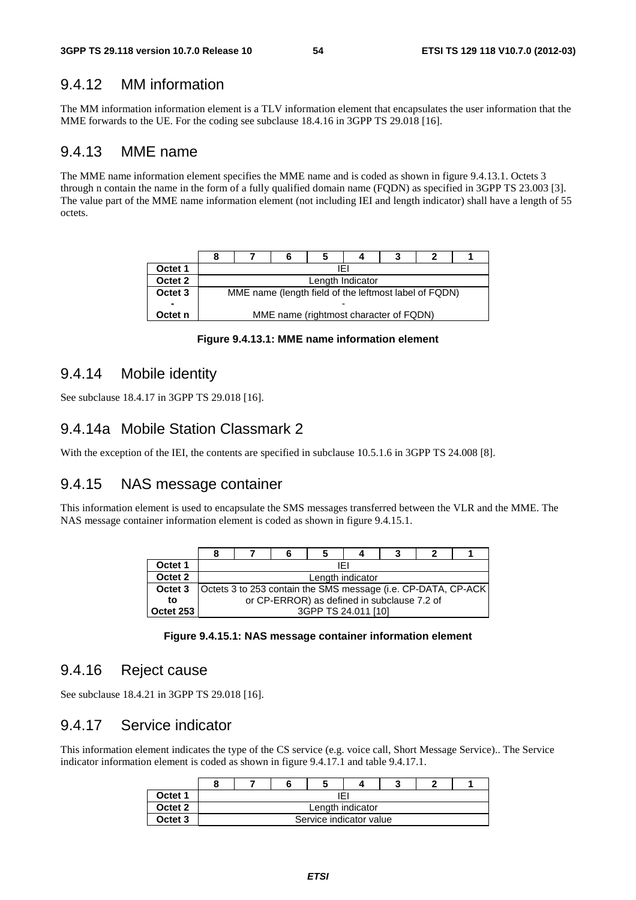## 9.4.12 MM information

The MM information information element is a TLV information element that encapsulates the user information that the MME forwards to the UE. For the coding see subclause 18.4.16 in 3GPP TS 29.018 [16].

## 9.4.13 MME name

The MME name information element specifies the MME name and is coded as shown in figure 9.4.13.1. Octets 3 through n contain the name in the form of a fully qualified domain name (FQDN) as specified in 3GPP TS 23.003 [3]. The value part of the MME name information element (not including IEI and length indicator) shall have a length of 55 octets.

| | 8 | 7 | 6 | 5 | 4 | 3 | 2 | 1 |
|---|---|---|---|---|---|---|---|---|
| **Octet 1** | IEI | | | | | | | |
| **Octet 2** | Length Indicator | | | | | | | |
| **Octet 3** | MME name (length field of the leftmost label of FQDN) | | | | | | | |
| **-** | - | | | | | | | |
| **Octet n** | MME name (rightmost character of FQDN) | | | | | | | |

**Figure 9.4.13.1: MME name information element**

## 9.4.14 Mobile identity

See subclause 18.4.17 in 3GPP TS 29.018 [16].

## 9.4.14a Mobile Station Classmark 2

With the exception of the IEI, the contents are specified in subclause 10.5.1.6 in 3GPP TS 24.008 [8].

## 9.4.15 NAS message container

This information element is used to encapsulate the SMS messages transferred between the VLR and the MME. The NAS message container information element is coded as shown in figure 9.4.15.1.

| | 8 | 7 | 6 | 5 | 4 | 3 | 2 | 1 |
|---|---|---|---|---|---|---|---|---|
| **Octet 1** | IEI | | | | | | | |
| **Octet 2** | Length indicator | | | | | | | |
| **Octet 3 to Octet 253** | Octets 3 to 253 contain the SMS message (i.e. CP-DATA, CP-ACK or CP-ERROR) as defined in subclause 7.2 of 3GPP TS 24.011 [10] | | | | | | | |

**Figure 9.4.15.1: NAS message container information element**

## 9.4.16 Reject cause

See subclause 18.4.21 in 3GPP TS 29.018 [16].

## 9.4.17 Service indicator

This information element indicates the type of the CS service (e.g. voice call, Short Message Service).. The Service indicator information element is coded as shown in figure 9.4.17.1 and table 9.4.17.1.

| | 8 | 7 | 6 | 5 | 4 | 3 | 2 | 1 |
|---|---|---|---|---|---|---|---|---|
| **Octet 1** | IEI | | | | | | | |
| **Octet 2** | Length indicator | | | | | | | |
| **Octet 3** | Service indicator value | | | | | | | |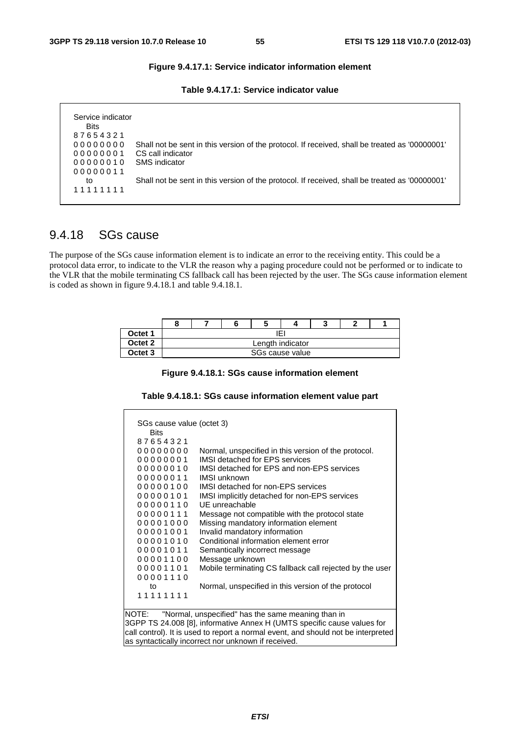**Figure 9.4.17.1: Service indicator information element**

**Table 9.4.17.1: Service indicator value**

| Service indicator Bits 8 7 6 5 4 3 2 1 | |
|---|---|
| 0 0 0 0 0 0 0 0 | Shall not be sent in this version of the protocol. If received, shall be treated as '00000001' |
| 0 0 0 0 0 0 0 1 | CS call indicator |
| 0 0 0 0 0 0 1 0 | SMS indicator |
| 0 0 0 0 0 0 1 1 to 1 1 1 1 1 1 1 1 | Shall not be sent in this version of the protocol. If received, shall be treated as '00000001' |

## 9.4.18 SGs cause

The purpose of the SGs cause information element is to indicate an error to the receiving entity. This could be a protocol data error, to indicate to the VLR the reason why a paging procedure could not be performed or to indicate to the VLR that the mobile terminating CS fallback call has been rejected by the user. The SGs cause information element is coded as shown in figure 9.4.18.1 and table 9.4.18.1.

| | 8 | 7 | 6 | 5 | 4 | 3 | 2 | 1 |
|---|---|---|---|---|---|---|---|---|
| Octet 1 | IEI | | | | | | | |
| Octet 2 | Length indicator | | | | | | | |
| Octet 3 | SGs cause value | | | | | | | |

**Figure 9.4.18.1: SGs cause information element**

**Table 9.4.18.1: SGs cause information element value part**

| SGs cause value (octet 3) Bits 8 7 6 5 4 3 2 1 | |
|---|---|
| 0 0 0 0 0 0 0 0 | Normal, unspecified in this version of the protocol. |
| 0 0 0 0 0 0 0 1 | IMSI detached for EPS services |
| 0 0 0 0 0 0 1 0 | IMSI detached for EPS and non-EPS services |
| 0 0 0 0 0 0 1 1 | IMSI unknown |
| 0 0 0 0 0 1 0 0 | IMSI detached for non-EPS services |
| 0 0 0 0 0 1 0 1 | IMSI implicitly detached for non-EPS services |
| 0 0 0 0 0 1 1 0 | UE unreachable |
| 0 0 0 0 0 1 1 1 | Message not compatible with the protocol state |
| 0 0 0 0 1 0 0 0 | Missing mandatory information element |
| 0 0 0 0 1 0 0 1 | Invalid mandatory information |
| 0 0 0 0 1 0 1 0 | Conditional information element error |
| 0 0 0 0 1 0 1 1 | Semantically incorrect message |
| 0 0 0 0 1 1 0 0 | Message unknown |
| 0 0 0 0 1 1 0 1 | Mobile terminating CS fallback call rejected by the user |
| 0 0 0 0 1 1 1 0 to 1 1 1 1 1 1 1 1 | Normal, unspecified in this version of the protocol |

NOTE: "Normal, unspecified" has the same meaning than in 3GPP TS 24.008 [8], informative Annex H (UMTS specific cause values for call control). It is used to report a normal event, and should not be interpreted as syntactically incorrect nor unknown if received.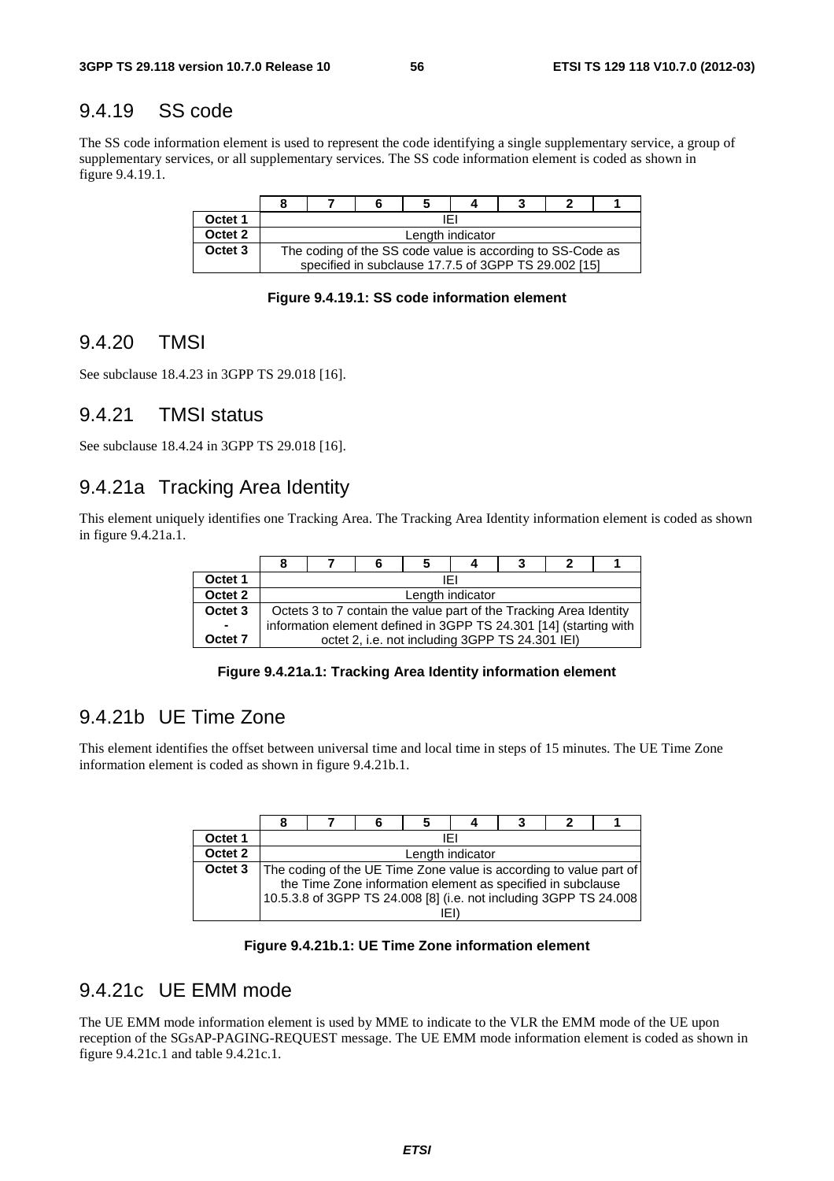## 9.4.19 SS code

The SS code information element is used to represent the code identifying a single supplementary service, a group of supplementary services, or all supplementary services. The SS code information element is coded as shown in figure 9.4.19.1.

| | 8 | 7 | 6 | 5 | 4 | 3 | 2 | 1 |
|---|---|---|---|---|---|---|---|---|
| **Octet 1** | IEI | | | | | | | |
| **Octet 2** | Length indicator | | | | | | | |
| **Octet 3** | The coding of the SS code value is according to SS-Code as specified in subclause 17.7.5 of 3GPP TS 29.002 [15] | | | | | | | |

**Figure 9.4.19.1: SS code information element**

## 9.4.20 TMSI

See subclause 18.4.23 in 3GPP TS 29.018 [16].

## 9.4.21 TMSI status

See subclause 18.4.24 in 3GPP TS 29.018 [16].

## 9.4.21a Tracking Area Identity

This element uniquely identifies one Tracking Area. The Tracking Area Identity information element is coded as shown in figure 9.4.21a.1.

| | 8 | 7 | 6 | 5 | 4 | 3 | 2 | 1 |
|---|---|---|---|---|---|---|---|---|
| **Octet 1** | IEI | | | | | | | |
| **Octet 2** | Length indicator | | | | | | | |
| **Octet 3 - Octet 7** | Octets 3 to 7 contain the value part of the Tracking Area Identity information element defined in 3GPP TS 24.301 [14] (starting with octet 2, i.e. not including 3GPP TS 24.301 IEI) | | | | | | | |

**Figure 9.4.21a.1: Tracking Area Identity information element**

## 9.4.21b UE Time Zone

This element identifies the offset between universal time and local time in steps of 15 minutes. The UE Time Zone information element is coded as shown in figure 9.4.21b.1.

| | 8 | 7 | 6 | 5 | 4 | 3 | 2 | 1 |
|---|---|---|---|---|---|---|---|---|
| **Octet 1** | IEI | | | | | | | |
| **Octet 2** | Length indicator | | | | | | | |
| **Octet 3** | The coding of the UE Time Zone value is according to value part of the Time Zone information element as specified in subclause 10.5.3.8 of 3GPP TS 24.008 [8] (i.e. not including 3GPP TS 24.008 IEI) | | | | | | | |

**Figure 9.4.21b.1: UE Time Zone information element**

## 9.4.21c UE EMM mode

The UE EMM mode information element is used by MME to indicate to the VLR the EMM mode of the UE upon reception of the SGsAP-PAGING-REQUEST message. The UE EMM mode information element is coded as shown in figure 9.4.21c.1 and table 9.4.21c.1.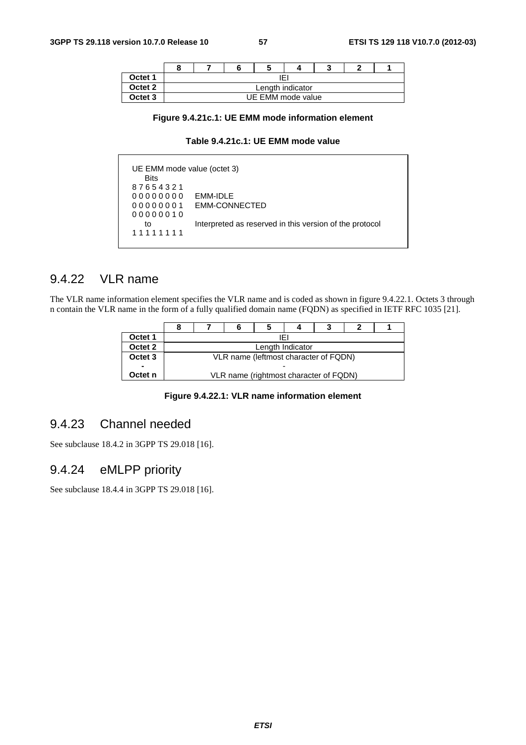|  | 8 | 7 | 6 | 5 | 4 | 3 | 2 | 1 |
|---|---|---|---|---|---|---|---|---|
| **Octet 1** | IEI | | | | | | | |
| **Octet 2** | Length indicator | | | | | | | |
| **Octet 3** | UE EMM mode value | | | | | | | |

**Figure 9.4.21c.1: UE EMM mode information element**

**Table 9.4.21c.1: UE EMM mode value**

```
UE EMM mode value (octet 3)
    Bits
8 7 6 5 4 3 2 1
0 0 0 0 0 0 0 0    EMM-IDLE
0 0 0 0 0 0 0 1    EMM-CONNECTED
0 0 0 0 0 0 1 0
    to             Interpreted as reserved in this version of the protocol
1 1 1 1 1 1 1 1
```

## 9.4.22 VLR name

The VLR name information element specifies the VLR name and is coded as shown in figure 9.4.22.1. Octets 3 through n contain the VLR name in the form of a fully qualified domain name (FQDN) as specified in IETF RFC 1035 [21].

|  | 8 | 7 | 6 | 5 | 4 | 3 | 2 | 1 |
|---|---|---|---|---|---|---|---|---|
| **Octet 1** | IEI | | | | | | | |
| **Octet 2** | Length Indicator | | | | | | | |
| **Octet 3** | VLR name (leftmost character of FQDN) | | | | | | | |
| **-** | - | | | | | | | |
| **Octet n** | VLR name (rightmost character of FQDN) | | | | | | | |

**Figure 9.4.22.1: VLR name information element**

## 9.4.23 Channel needed

See subclause 18.4.2 in 3GPP TS 29.018 [16].

## 9.4.24 eMLPP priority

See subclause 18.4.4 in 3GPP TS 29.018 [16].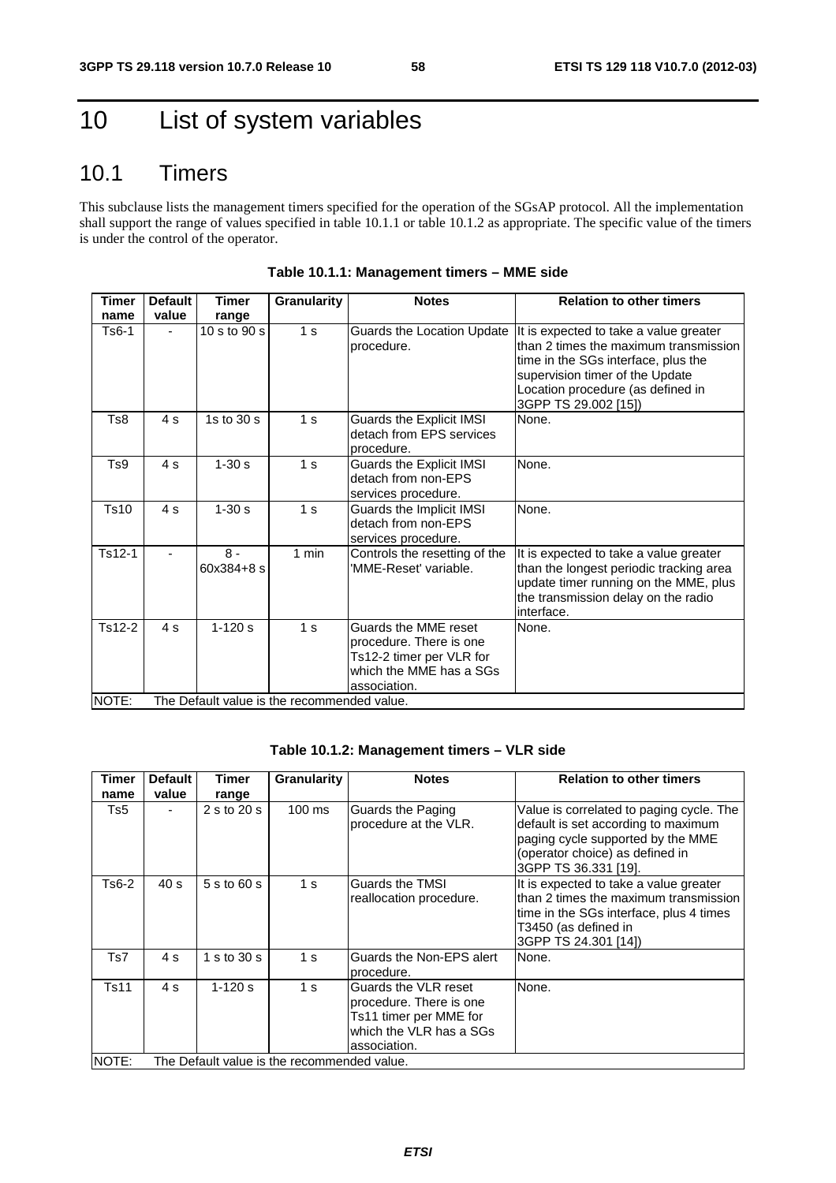# 10 List of system variables

## 10.1 Timers

This subclause lists the management timers specified for the operation of the SGsAP protocol. All the implementation shall support the range of values specified in table 10.1.1 or table 10.1.2 as appropriate. The specific value of the timers is under the control of the operator.

**Table 10.1.1: Management timers – MME side**

| Timer name | Default value | Timer range | Granularity | Notes | Relation to other timers |
|---|---|---|---|---|---|
| Ts6-1 | - | 10 s to 90 s | 1 s | Guards the Location Update procedure. | It is expected to take a value greater than 2 times the maximum transmission time in the SGs interface, plus the supervision timer of the Update Location procedure (as defined in 3GPP TS 29.002 [15]) |
| Ts8 | 4 s | 1s to 30 s | 1 s | Guards the Explicit IMSI detach from EPS services procedure. | None. |
| Ts9 | 4 s | 1-30 s | 1 s | Guards the Explicit IMSI detach from non-EPS services procedure. | None. |
| Ts10 | 4 s | 1-30 s | 1 s | Guards the Implicit IMSI detach from non-EPS services procedure. | None. |
| Ts12-1 | - | 8 - 60x384+8 s | 1 min | Controls the resetting of the 'MME-Reset' variable. | It is expected to take a value greater than the longest periodic tracking area update timer running on the MME, plus the transmission delay on the radio interface. |
| Ts12-2 | 4 s | 1-120 s | 1 s | Guards the MME reset procedure. There is one Ts12-2 timer per VLR for which the MME has a SGs association. | None. |
| NOTE: The Default value is the recommended value. | | | | | |

**Table 10.1.2: Management timers – VLR side**

| Timer name | Default value | Timer range | Granularity | Notes | Relation to other timers |
|---|---|---|---|---|---|
| Ts5 | - | 2 s to 20 s | 100 ms | Guards the Paging procedure at the VLR. | Value is correlated to paging cycle. The default is set according to maximum paging cycle supported by the MME (operator choice) as defined in 3GPP TS 36.331 [19]. |
| Ts6-2 | 40 s | 5 s to 60 s | 1 s | Guards the TMSI reallocation procedure. | It is expected to take a value greater than 2 times the maximum transmission time in the SGs interface, plus 4 times T3450 (as defined in 3GPP TS 24.301 [14]) |
| Ts7 | 4 s | 1 s to 30 s | 1 s | Guards the Non-EPS alert procedure. | None. |
| Ts11 | 4 s | 1-120 s | 1 s | Guards the VLR reset procedure. There is one Ts11 timer per MME for which the VLR has a SGs association. | None. |
| NOTE: The Default value is the recommended value. | | | | | |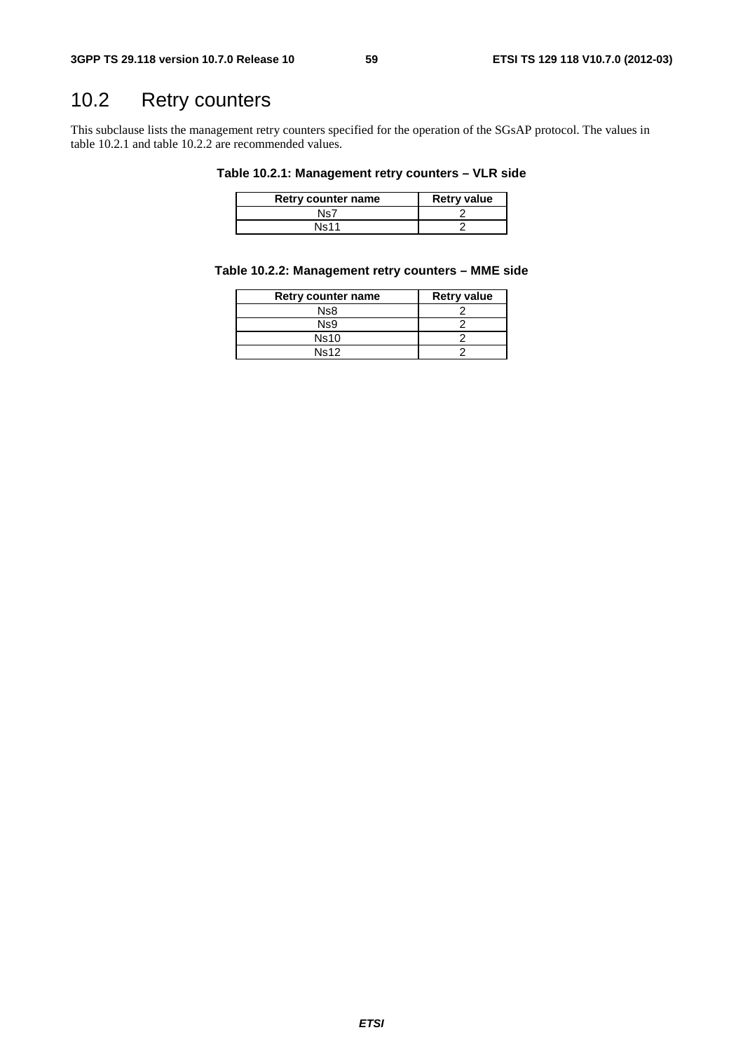## 10.2 Retry counters

This subclause lists the management retry counters specified for the operation of the SGsAP protocol. The values in table 10.2.1 and table 10.2.2 are recommended values.

**Table 10.2.1: Management retry counters – VLR side**

| Retry counter name | Retry value |
| --- | --- |
| Ns7 | 2 |
| Ns11 | 2 |

**Table 10.2.2: Management retry counters – MME side**

| Retry counter name | Retry value |
| --- | --- |
| Ns8 | 2 |
| Ns9 | 2 |
| Ns10 | 2 |
| Ns12 | 2 |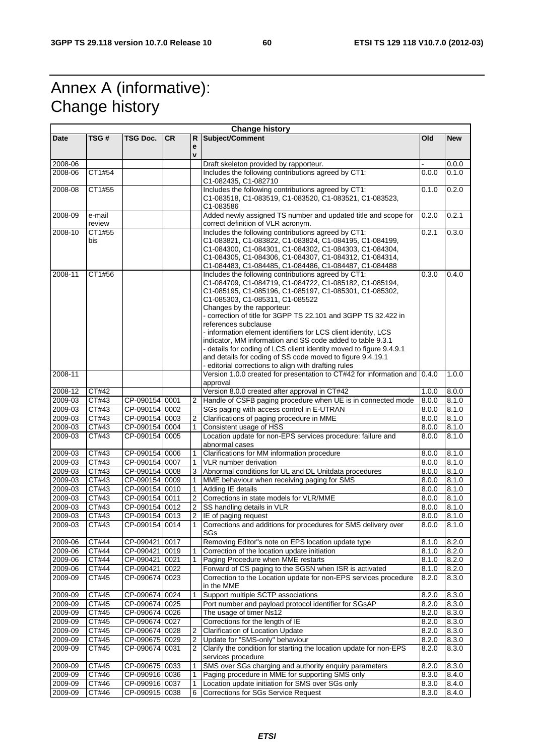# Annex A (informative): Change history

| Change history | | | | | | | |
|---|---|---|---|---|---|---|---|
| **Date** | **TSG #** | **TSG Doc.** | **CR** | **Rev** | **Subject/Comment** | **Old** | **New** |
| 2008-06 | | | | | Draft skeleton provided by rapporteur. | - | 0.0.0 |
| 2008-06 | CT1#54 | | | | Includes the following contributions agreed by CT1: C1-082435, C1-082710 | 0.0.0 | 0.1.0 |
| 2008-08 | CT1#55 | | | | Includes the following contributions agreed by CT1: C1-083518, C1-083519, C1-083520, C1-083521, C1-083523, C1-083586 | 0.1.0 | 0.2.0 |
| 2008-09 | e-mail review | | | | Added newly assigned TS number and updated title and scope for correct definition of VLR acronym. | 0.2.0 | 0.2.1 |
| 2008-10 | CT1#55 bis | | | | Includes the following contributions agreed by CT1: C1-083821, C1-083822, C1-083824, C1-084195, C1-084199, C1-084300, C1-084301, C1-084302, C1-084303, C1-084304, C1-084305, C1-084306, C1-084307, C1-084312, C1-084314, C1-084483, C1-084485, C1-084486, C1-084487, C1-084488 | 0.2.1 | 0.3.0 |
| 2008-11 | CT1#56 | | | | Includes the following contributions agreed by CT1: C1-084709, C1-084719, C1-084722, C1-085182, C1-085194, C1-085195, C1-085196, C1-085197, C1-085301, C1-085302, C1-085303, C1-085311, C1-085522<br>Changes by the rapporteur:<br>- correction of title for 3GPP TS 22.101 and 3GPP TS 32.422 in references subclause<br>- information element identifiers for LCS client identity, LCS indicator, MM information and SS code added to table 9.3.1<br>- details for coding of LCS client identity moved to figure 9.4.9.1 and details for coding of SS code moved to figure 9.4.19.1<br>- editorial corrections to align with drafting rules | 0.3.0 | 0.4.0 |
| 2008-11 | | | | | Version 1.0.0 created for presentation to CT#42 for information and approval | 0.4.0 | 1.0.0 |
| 2008-12 | CT#42 | | | | Version 8.0.0 created after approval in CT#42 | 1.0.0 | 8.0.0 |
| 2009-03 | CT#43 | CP-090154 | 0001 | 2 | Handle of CSFB paging procedure when UE is in connected mode | 8.0.0 | 8.1.0 |
| 2009-03 | CT#43 | CP-090154 | 0002 | | SGs paging with access control in E-UTRAN | 8.0.0 | 8.1.0 |
| 2009-03 | CT#43 | CP-090154 | 0003 | 2 | Clarifications of paging procedure in MME | 8.0.0 | 8.1.0 |
| 2009-03 | CT#43 | CP-090154 | 0004 | 1 | Consistent usage of HSS | 8.0.0 | 8.1.0 |
| 2009-03 | CT#43 | CP-090154 | 0005 | | Location update for non-EPS services procedure: failure and abnormal cases | 8.0.0 | 8.1.0 |
| 2009-03 | CT#43 | CP-090154 | 0006 | 1 | Clarifications for MM information procedure | 8.0.0 | 8.1.0 |
| 2009-03 | CT#43 | CP-090154 | 0007 | 1 | VLR number derivation | 8.0.0 | 8.1.0 |
| 2009-03 | CT#43 | CP-090154 | 0008 | 3 | Abnormal conditions for UL and DL Unitdata procedures | 8.0.0 | 8.1.0 |
| 2009-03 | CT#43 | CP-090154 | 0009 | 1 | MME behaviour when receiving paging for SMS | 8.0.0 | 8.1.0 |
| 2009-03 | CT#43 | CP-090154 | 0010 | 1 | Adding IE details | 8.0.0 | 8.1.0 |
| 2009-03 | CT#43 | CP-090154 | 0011 | 2 | Corrections in state models for VLR/MME | 8.0.0 | 8.1.0 |
| 2009-03 | CT#43 | CP-090154 | 0012 | 2 | SS handling details in VLR | 8.0.0 | 8.1.0 |
| 2009-03 | CT#43 | CP-090154 | 0013 | 2 | IE of paging request | 8.0.0 | 8.1.0 |
| 2009-03 | CT#43 | CP-090154 | 0014 | 1 | Corrections and additions for procedures for SMS delivery over SGs | 8.0.0 | 8.1.0 |
| 2009-06 | CT#44 | CP-090421 | 0017 | | Removing Editor"s note on EPS location update type | 8.1.0 | 8.2.0 |
| 2009-06 | CT#44 | CP-090421 | 0019 | 1 | Correction of the location update initiation | 8.1.0 | 8.2.0 |
| 2009-06 | CT#44 | CP-090421 | 0021 | 1 | Paging Procedure when MME restarts | 8.1.0 | 8.2.0 |
| 2009-06 | CT#44 | CP-090421 | 0022 | | Forward of CS paging to the SGSN when ISR is activated | 8.1.0 | 8.2.0 |
| 2009-09 | CT#45 | CP-090674 | 0023 | | Correction to the Location update for non-EPS services procedure in the MME | 8.2.0 | 8.3.0 |
| 2009-09 | CT#45 | CP-090674 | 0024 | 1 | Support multiple SCTP associations | 8.2.0 | 8.3.0 |
| 2009-09 | CT#45 | CP-090674 | 0025 | | Port number and payload protocol identifier for SGsAP | 8.2.0 | 8.3.0 |
| 2009-09 | CT#45 | CP-090674 | 0026 | | The usage of timer Ns12 | 8.2.0 | 8.3.0 |
| 2009-09 | CT#45 | CP-090674 | 0027 | | Corrections for the length of IE | 8.2.0 | 8.3.0 |
| 2009-09 | CT#45 | CP-090674 | 0028 | 2 | Clarification of Location Update | 8.2.0 | 8.3.0 |
| 2009-09 | CT#45 | CP-090675 | 0029 | 2 | Update for "SMS-only" behaviour | 8.2.0 | 8.3.0 |
| 2009-09 | CT#45 | CP-090674 | 0031 | 2 | Clarify the condition for starting the location update for non-EPS services procedure | 8.2.0 | 8.3.0 |
| 2009-09 | CT#45 | CP-090675 | 0033 | 1 | SMS over SGs charging and authority enquiry parameters | 8.2.0 | 8.3.0 |
| 2009-09 | CT#46 | CP-090916 | 0036 | 1 | Paging procedure in MME for supporting SMS only | 8.3.0 | 8.4.0 |
| 2009-09 | CT#46 | CP-090916 | 0037 | 1 | Location update initiation for SMS over SGs only | 8.3.0 | 8.4.0 |
| 2009-09 | CT#46 | CP-090915 | 0038 | 6 | Corrections for SGs Service Request | 8.3.0 | 8.4.0 |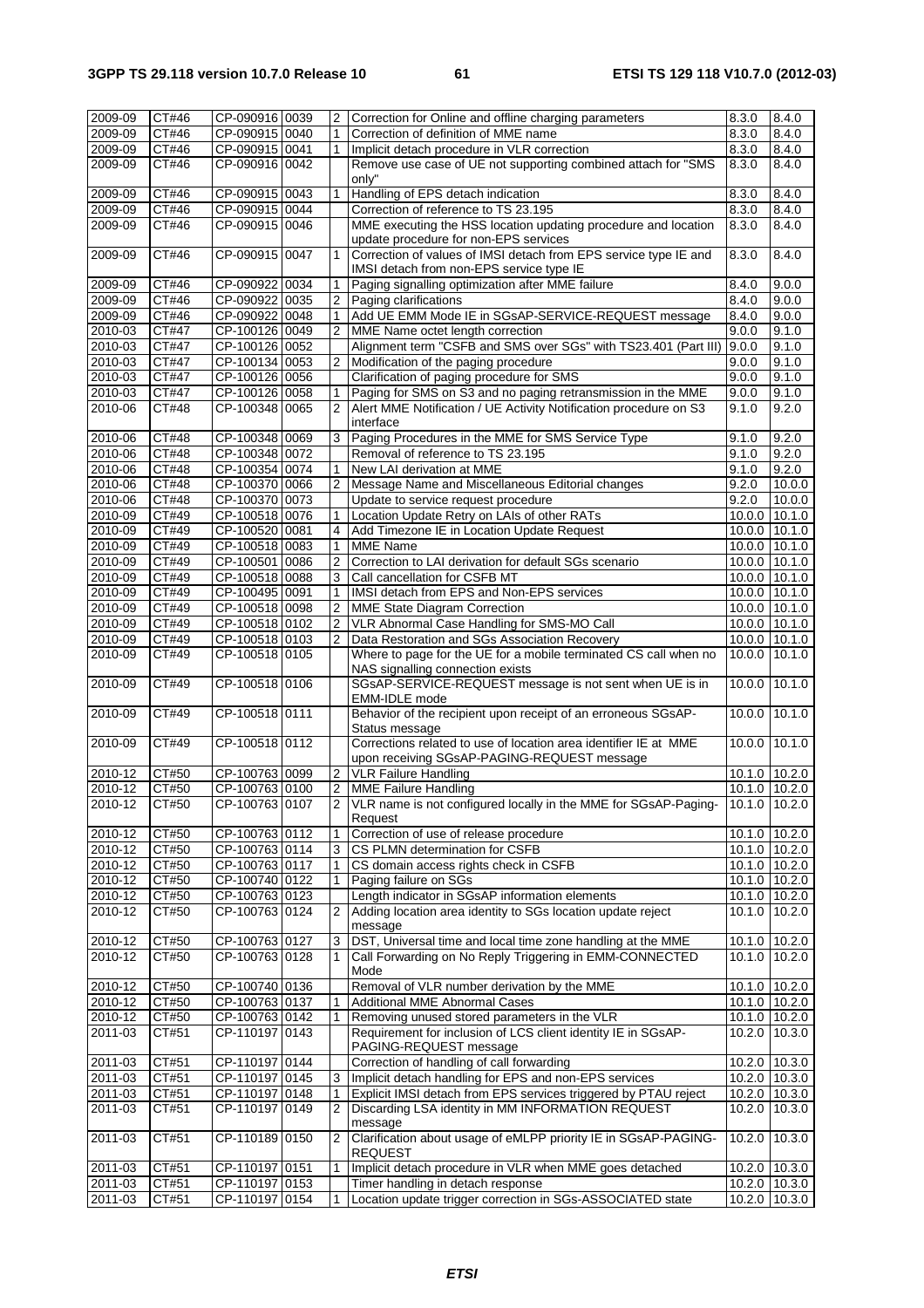| | | | | | | |
|---|---|---|---|---|---|---|
| 2009-09 | CT#46 | CP-090916 | 0039 | 2 | Correction for Online and offline charging parameters | 8.3.0 | 8.4.0 |
| 2009-09 | CT#46 | CP-090915 | 0040 | 1 | Correction of definition of MME name | 8.3.0 | 8.4.0 |
| 2009-09 | CT#46 | CP-090915 | 0041 | 1 | Implicit detach procedure in VLR correction | 8.3.0 | 8.4.0 |
| 2009-09 | CT#46 | CP-090916 | 0042 | | Remove use case of UE not supporting combined attach for "SMS only" | 8.3.0 | 8.4.0 |
| 2009-09 | CT#46 | CP-090915 | 0043 | 1 | Handling of EPS detach indication | 8.3.0 | 8.4.0 |
| 2009-09 | CT#46 | CP-090915 | 0044 | | Correction of reference to TS 23.195 | 8.3.0 | 8.4.0 |
| 2009-09 | CT#46 | CP-090915 | 0046 | | MME executing the HSS location updating procedure and location update procedure for non-EPS services | 8.3.0 | 8.4.0 |
| 2009-09 | CT#46 | CP-090915 | 0047 | 1 | Correction of values of IMSI detach from EPS service type IE and IMSI detach from non-EPS service type IE | 8.3.0 | 8.4.0 |
| 2009-09 | CT#46 | CP-090922 | 0034 | 1 | Paging signalling optimization after MME failure | 8.4.0 | 9.0.0 |
| 2009-09 | CT#46 | CP-090922 | 0035 | 2 | Paging clarifications | 8.4.0 | 9.0.0 |
| 2009-09 | CT#46 | CP-090922 | 0048 | 1 | Add UE EMM Mode IE in SGsAP-SERVICE-REQUEST message | 8.4.0 | 9.0.0 |
| 2010-03 | CT#47 | CP-100126 | 0049 | 2 | MME Name octet length correction | 9.0.0 | 9.1.0 |
| 2010-03 | CT#47 | CP-100126 | 0052 | | Alignment term "CSFB and SMS over SGs" with TS23.401 (Part III) | 9.0.0 | 9.1.0 |
| 2010-03 | CT#47 | CP-100134 | 0053 | 2 | Modification of the paging procedure | 9.0.0 | 9.1.0 |
| 2010-03 | CT#47 | CP-100126 | 0056 | | Clarification of paging procedure for SMS | 9.0.0 | 9.1.0 |
| 2010-03 | CT#47 | CP-100126 | 0058 | 1 | Paging for SMS on S3 and no paging retransmission in the MME | 9.0.0 | 9.1.0 |
| 2010-06 | CT#48 | CP-100348 | 0065 | 2 | Alert MME Notification / UE Activity Notification procedure on S3 interface | 9.1.0 | 9.2.0 |
| 2010-06 | CT#48 | CP-100348 | 0069 | 3 | Paging Procedures in the MME for SMS Service Type | 9.1.0 | 9.2.0 |
| 2010-06 | CT#48 | CP-100348 | 0072 | | Removal of reference to TS 23.195 | 9.1.0 | 9.2.0 |
| 2010-06 | CT#48 | CP-100354 | 0074 | 1 | New LAI derivation at MME | 9.1.0 | 9.2.0 |
| 2010-06 | CT#48 | CP-100370 | 0066 | 2 | Message Name and Miscellaneous Editorial changes | 9.2.0 | 10.0.0 |
| 2010-06 | CT#48 | CP-100370 | 0073 | | Update to service request procedure | 9.2.0 | 10.0.0 |
| 2010-09 | CT#49 | CP-100518 | 0076 | 1 | Location Update Retry on LAIs of other RATs | 10.0.0 | 10.1.0 |
| 2010-09 | CT#49 | CP-100520 | 0081 | 4 | Add Timezone IE in Location Update Request | 10.0.0 | 10.1.0 |
| 2010-09 | CT#49 | CP-100518 | 0083 | 1 | MME Name | 10.0.0 | 10.1.0 |
| 2010-09 | CT#49 | CP-100501 | 0086 | 2 | Correction to LAI derivation for default SGs scenario | 10.0.0 | 10.1.0 |
| 2010-09 | CT#49 | CP-100518 | 0088 | 3 | Call cancellation for CSFB MT | 10.0.0 | 10.1.0 |
| 2010-09 | CT#49 | CP-100495 | 0091 | 1 | IMSI detach from EPS and Non-EPS services | 10.0.0 | 10.1.0 |
| 2010-09 | CT#49 | CP-100518 | 0098 | 2 | MME State Diagram Correction | 10.0.0 | 10.1.0 |
| 2010-09 | CT#49 | CP-100518 | 0102 | 2 | VLR Abnormal Case Handling for SMS-MO Call | 10.0.0 | 10.1.0 |
| 2010-09 | CT#49 | CP-100518 | 0103 | 2 | Data Restoration and SGs Association Recovery | 10.0.0 | 10.1.0 |
| 2010-09 | CT#49 | CP-100518 | 0105 | | Where to page for the UE for a mobile terminated CS call when no NAS signalling connection exists | 10.0.0 | 10.1.0 |
| 2010-09 | CT#49 | CP-100518 | 0106 | | SGsAP-SERVICE-REQUEST message is not sent when UE is in EMM-IDLE mode | 10.0.0 | 10.1.0 |
| 2010-09 | CT#49 | CP-100518 | 0111 | | Behavior of the recipient upon receipt of an erroneous SGsAP-Status message | 10.0.0 | 10.1.0 |
| 2010-09 | CT#49 | CP-100518 | 0112 | | Corrections related to use of location area identifier IE at MME upon receiving SGsAP-PAGING-REQUEST message | 10.0.0 | 10.1.0 |
| 2010-12 | CT#50 | CP-100763 | 0099 | 2 | VLR Failure Handling | 10.1.0 | 10.2.0 |
| 2010-12 | CT#50 | CP-100763 | 0100 | 2 | MME Failure Handling | 10.1.0 | 10.2.0 |
| 2010-12 | CT#50 | CP-100763 | 0107 | 2 | VLR name is not configured locally in the MME for SGsAP-Paging-Request | 10.1.0 | 10.2.0 |
| 2010-12 | CT#50 | CP-100763 | 0112 | 1 | Correction of use of release procedure | 10.1.0 | 10.2.0 |
| 2010-12 | CT#50 | CP-100763 | 0114 | 3 | CS PLMN determination for CSFB | 10.1.0 | 10.2.0 |
| 2010-12 | CT#50 | CP-100763 | 0117 | 1 | CS domain access rights check in CSFB | 10.1.0 | 10.2.0 |
| 2010-12 | CT#50 | CP-100740 | 0122 | 1 | Paging failure on SGs | 10.1.0 | 10.2.0 |
| 2010-12 | CT#50 | CP-100763 | 0123 | | Length indicator in SGsAP information elements | 10.1.0 | 10.2.0 |
| 2010-12 | CT#50 | CP-100763 | 0124 | 2 | Adding location area identity to SGs location update reject message | 10.1.0 | 10.2.0 |
| 2010-12 | CT#50 | CP-100763 | 0127 | 3 | DST, Universal time and local time zone handling at the MME | 10.1.0 | 10.2.0 |
| 2010-12 | CT#50 | CP-100763 | 0128 | 1 | Call Forwarding on No Reply Triggering in EMM-CONNECTED Mode | 10.1.0 | 10.2.0 |
| 2010-12 | CT#50 | CP-100740 | 0136 | | Removal of VLR number derivation by the MME | 10.1.0 | 10.2.0 |
| 2010-12 | CT#50 | CP-100763 | 0137 | 1 | Additional MME Abnormal Cases | 10.1.0 | 10.2.0 |
| 2010-12 | CT#50 | CP-100763 | 0142 | 1 | Removing unused stored parameters in the VLR | 10.1.0 | 10.2.0 |
| 2011-03 | CT#51 | CP-110197 | 0143 | | Requirement for inclusion of LCS client identity IE in SGsAP-PAGING-REQUEST message | 10.2.0 | 10.3.0 |
| 2011-03 | CT#51 | CP-110197 | 0144 | | Correction of handling of call forwarding | 10.2.0 | 10.3.0 |
| 2011-03 | CT#51 | CP-110197 | 0145 | 3 | Implicit detach handling for EPS and non-EPS services | 10.2.0 | 10.3.0 |
| 2011-03 | CT#51 | CP-110197 | 0148 | 1 | Explicit IMSI detach from EPS services triggered by PTAU reject | 10.2.0 | 10.3.0 |
| 2011-03 | CT#51 | CP-110197 | 0149 | 2 | Discarding LSA identity in MM INFORMATION REQUEST message | 10.2.0 | 10.3.0 |
| 2011-03 | CT#51 | CP-110189 | 0150 | 2 | Clarification about usage of eMLPP priority IE in SGsAP-PAGING-REQUEST | 10.2.0 | 10.3.0 |
| 2011-03 | CT#51 | CP-110197 | 0151 | 1 | Implicit detach procedure in VLR when MME goes detached | 10.2.0 | 10.3.0 |
| 2011-03 | CT#51 | CP-110197 | 0153 | | Timer handling in detach response | 10.2.0 | 10.3.0 |
| 2011-03 | CT#51 | CP-110197 | 0154 | 1 | Location update trigger correction in SGs-ASSOCIATED state | 10.2.0 | 10.3.0 |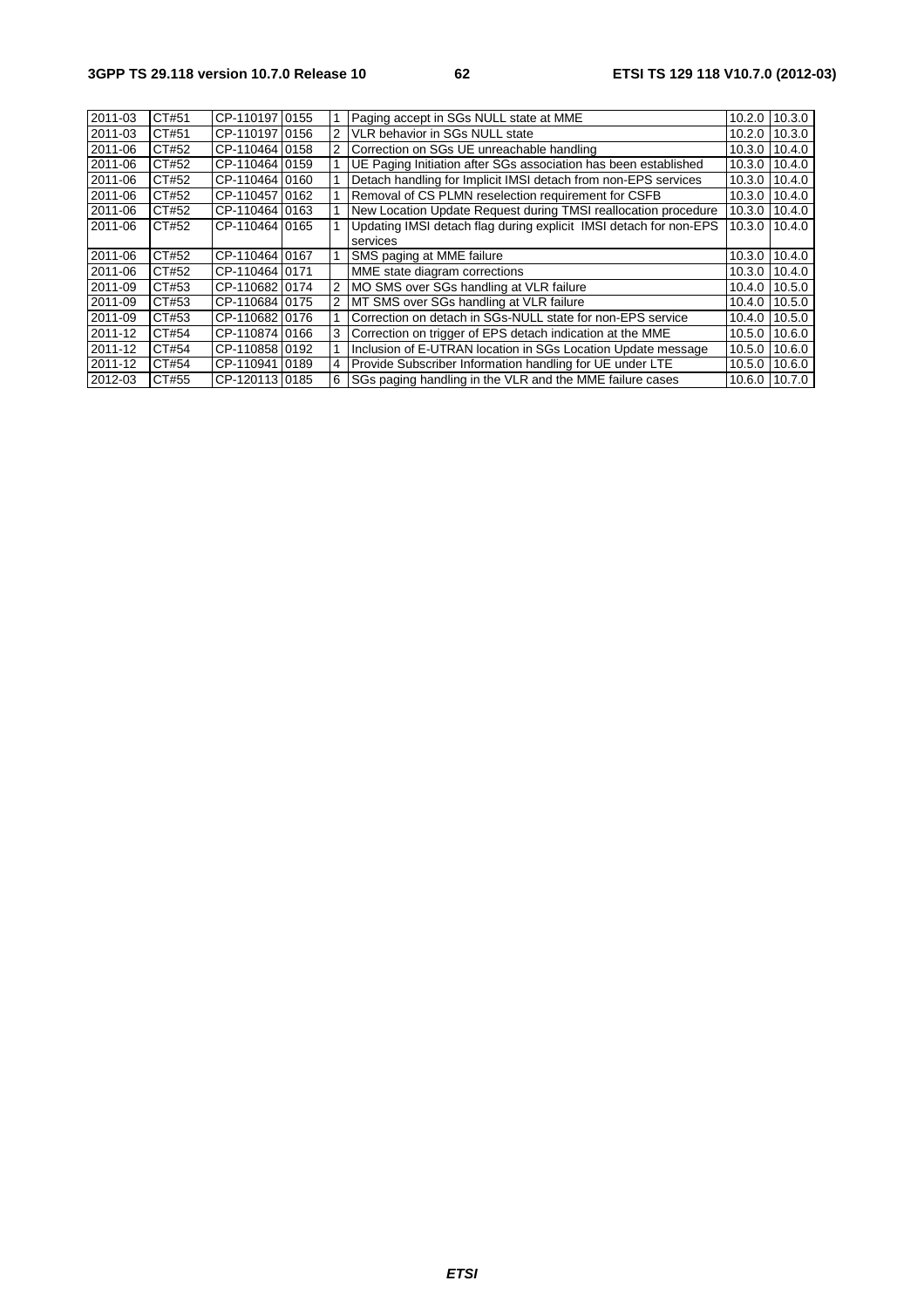| 2011-03 | CT#51 | CP-110197 | 0155 | 1 | Paging accept in SGs NULL state at MME | 10.2.0 | 10.3.0 |
|---|---|---|---|---|---|---|---|
| 2011-03 | CT#51 | CP-110197 | 0156 | 2 | VLR behavior in SGs NULL state | 10.2.0 | 10.3.0 |
| 2011-06 | CT#52 | CP-110464 | 0158 | 2 | Correction on SGs UE unreachable handling | 10.3.0 | 10.4.0 |
| 2011-06 | CT#52 | CP-110464 | 0159 | 1 | UE Paging Initiation after SGs association has been established | 10.3.0 | 10.4.0 |
| 2011-06 | CT#52 | CP-110464 | 0160 | 1 | Detach handling for Implicit IMSI detach from non-EPS services | 10.3.0 | 10.4.0 |
| 2011-06 | CT#52 | CP-110457 | 0162 | 1 | Removal of CS PLMN reselection requirement for CSFB | 10.3.0 | 10.4.0 |
| 2011-06 | CT#52 | CP-110464 | 0163 | 1 | New Location Update Request during TMSI reallocation procedure | 10.3.0 | 10.4.0 |
| 2011-06 | CT#52 | CP-110464 | 0165 | 1 | Updating IMSI detach flag during explicit IMSI detach for non-EPS services | 10.3.0 | 10.4.0 |
| 2011-06 | CT#52 | CP-110464 | 0167 | 1 | SMS paging at MME failure | 10.3.0 | 10.4.0 |
| 2011-06 | CT#52 | CP-110464 | 0171 | | MME state diagram corrections | 10.3.0 | 10.4.0 |
| 2011-09 | CT#53 | CP-110682 | 0174 | 2 | MO SMS over SGs handling at VLR failure | 10.4.0 | 10.5.0 |
| 2011-09 | CT#53 | CP-110684 | 0175 | 2 | MT SMS over SGs handling at VLR failure | 10.4.0 | 10.5.0 |
| 2011-09 | CT#53 | CP-110682 | 0176 | 1 | Correction on detach in SGs-NULL state for non-EPS service | 10.4.0 | 10.5.0 |
| 2011-12 | CT#54 | CP-110874 | 0166 | 3 | Correction on trigger of EPS detach indication at the MME | 10.5.0 | 10.6.0 |
| 2011-12 | CT#54 | CP-110858 | 0192 | 1 | Inclusion of E-UTRAN location in SGs Location Update message | 10.5.0 | 10.6.0 |
| 2011-12 | CT#54 | CP-110941 | 0189 | 4 | Provide Subscriber Information handling for UE under LTE | 10.5.0 | 10.6.0 |
| 2012-03 | CT#55 | CP-120113 | 0185 | 6 | SGs paging handling in the VLR and the MME failure cases | 10.6.0 | 10.7.0 |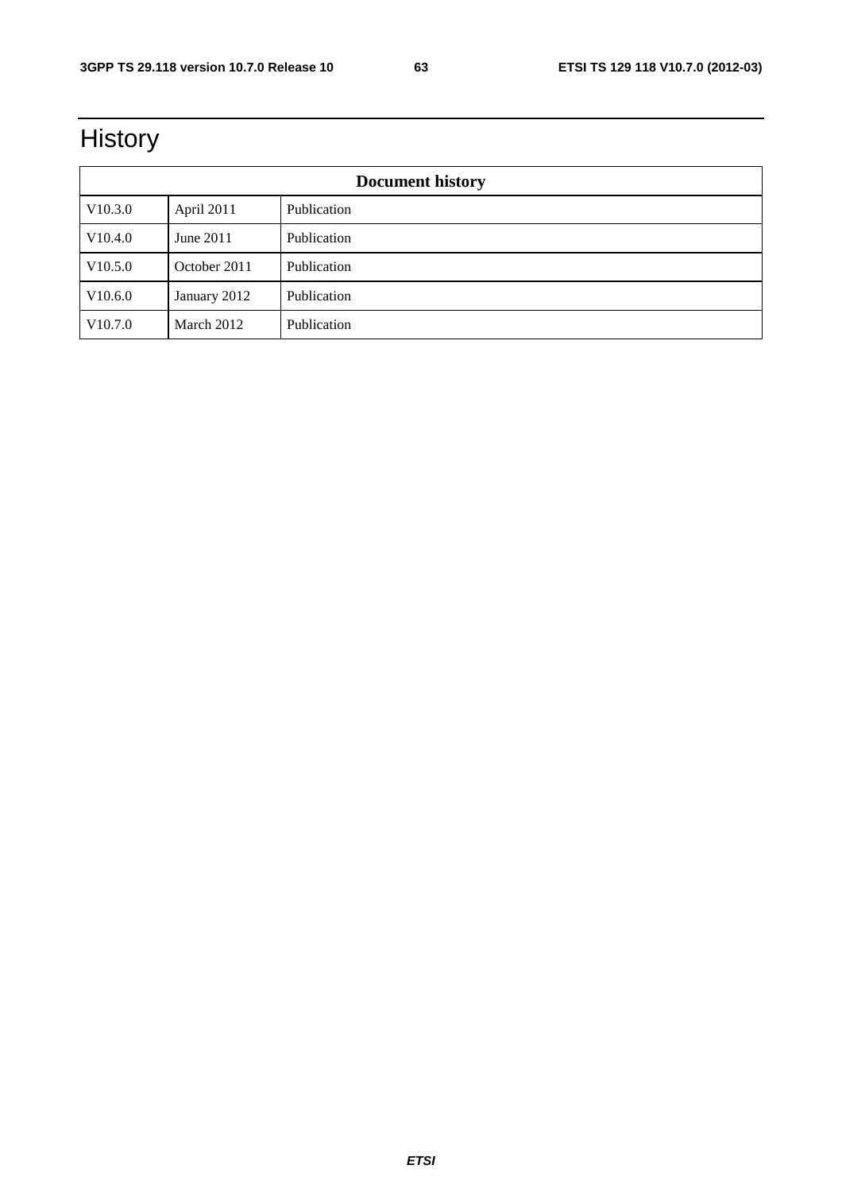# History

| Document history | | |
|---|---|---|
| V10.3.0 | April 2011 | Publication |
| V10.4.0 | June 2011 | Publication |
| V10.5.0 | October 2011 | Publication |
| V10.6.0 | January 2012 | Publication |
| V10.7.0 | March 2012 | Publication |